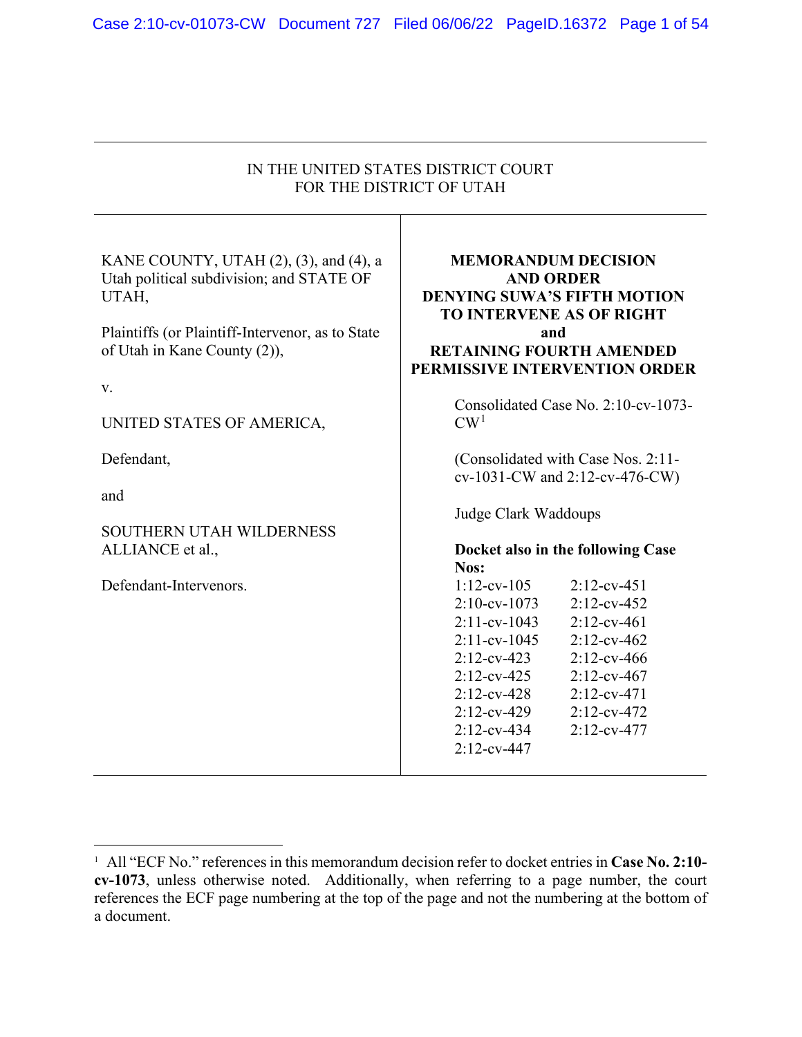IN THE UNITED STATES DISTRICT COURT
FOR THE DISTRICT OF UTAH

KANE COUNTY, UTAH (2), (3), and (4), a Utah political subdivision; and STATE OF UTAH,

Plaintiffs (or Plaintiff-Intervenor, as to State of Utah in Kane County (2)),

v.

UNITED STATES OF AMERICA,

Defendant,

and

SOUTHERN UTAH WILDERNESS ALLIANCE et al.,

Defendant-Intervenors.

**MEMORANDUM DECISION AND ORDER DENYING SUWA'S FIFTH MOTION TO INTERVENE AS OF RIGHT and RETAINING FOURTH AMENDED PERMISSIVE INTERVENTION ORDER**

Consolidated Case No. 2:10-cv-1073-CW[1]

(Consolidated with Case Nos. 2:11-cv-1031-CW and 2:12-cv-476-CW)

Judge Clark Waddoups

**Docket also in the following Case Nos:**

| | |
|---|---|
| 1:12-cv-105 | 2:12-cv-451 |
| 2:10-cv-1073 | 2:12-cv-452 |
| 2:11-cv-1043 | 2:12-cv-461 |
| 2:11-cv-1045 | 2:12-cv-462 |
| 2:12-cv-423 | 2:12-cv-466 |
| 2:12-cv-425 | 2:12-cv-467 |
| 2:12-cv-428 | 2:12-cv-471 |
| 2:12-cv-429 | 2:12-cv-472 |
| 2:12-cv-434 | 2:12-cv-477 |
| 2:12-cv-447 | |

[1] All "ECF No." references in this memorandum decision refer to docket entries in **Case No. 2:10-cv-1073**, unless otherwise noted. Additionally, when referring to a page number, the court references the ECF page numbering at the top of the page and not the numbering at the bottom of a document.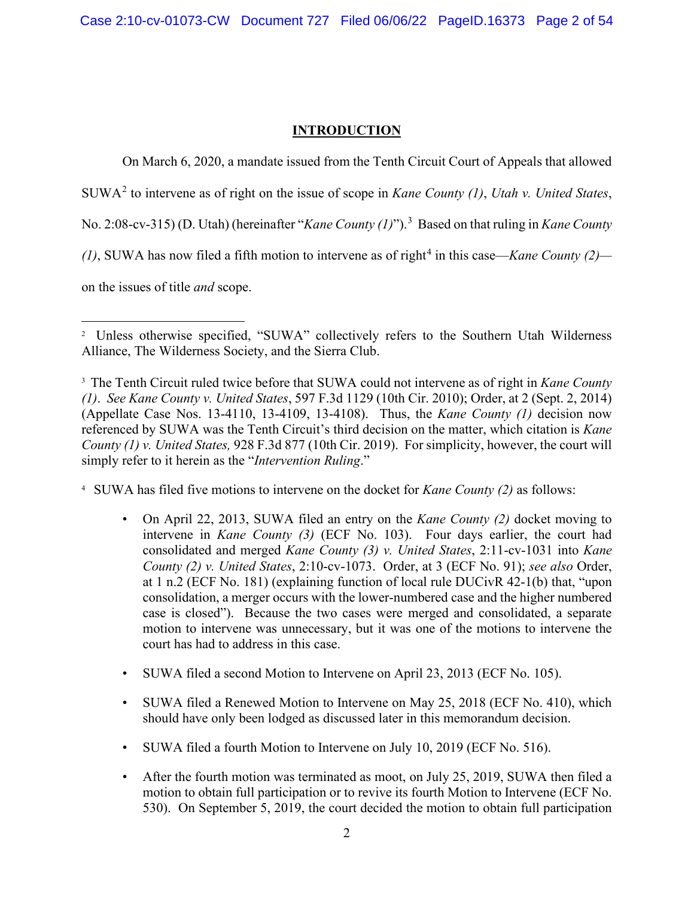## INTRODUCTION

On March 6, 2020, a mandate issued from the Tenth Circuit Court of Appeals that allowed SUWA[2] to intervene as of right on the issue of scope in *Kane County (1)*, *Utah v. United States*, No. 2:08-cv-315) (D. Utah) (hereinafter "*Kane County (1)*").[3] Based on that ruling in *Kane County (1)*, SUWA has now filed a fifth motion to intervene as of right[4] in this case—*Kane County (2)*—on the issues of title *and* scope.

---

[2] Unless otherwise specified, "SUWA" collectively refers to the Southern Utah Wilderness Alliance, The Wilderness Society, and the Sierra Club.

[3] The Tenth Circuit ruled twice before that SUWA could not intervene as of right in *Kane County (1)*. *See Kane County v. United States*, 597 F.3d 1129 (10th Cir. 2010); Order, at 2 (Sept. 2, 2014) (Appellate Case Nos. 13-4110, 13-4109, 13-4108). Thus, the *Kane County (1)* decision now referenced by SUWA was the Tenth Circuit's third decision on the matter, which citation is *Kane County (1) v. United States,* 928 F.3d 877 (10th Cir. 2019). For simplicity, however, the court will simply refer to it herein as the "*Intervention Ruling*."

[4] SUWA has filed five motions to intervene on the docket for *Kane County (2)* as follows:

- On April 22, 2013, SUWA filed an entry on the *Kane County (2)* docket moving to intervene in *Kane County (3)* (ECF No. 103). Four days earlier, the court had consolidated and merged *Kane County (3) v. United States*, 2:11-cv-1031 into *Kane County (2) v. United States*, 2:10-cv-1073. Order, at 3 (ECF No. 91); *see also* Order, at 1 n.2 (ECF No. 181) (explaining function of local rule DUCivR 42-1(b) that, "upon consolidation, a merger occurs with the lower-numbered case and the higher numbered case is closed"). Because the two cases were merged and consolidated, a separate motion to intervene was unnecessary, but it was one of the motions to intervene the court has had to address in this case.
- SUWA filed a second Motion to Intervene on April 23, 2013 (ECF No. 105).
- SUWA filed a Renewed Motion to Intervene on May 25, 2018 (ECF No. 410), which should have only been lodged as discussed later in this memorandum decision.
- SUWA filed a fourth Motion to Intervene on July 10, 2019 (ECF No. 516).
- After the fourth motion was terminated as moot, on July 25, 2019, SUWA then filed a motion to obtain full participation or to revive its fourth Motion to Intervene (ECF No. 530). On September 5, 2019, the court decided the motion to obtain full participation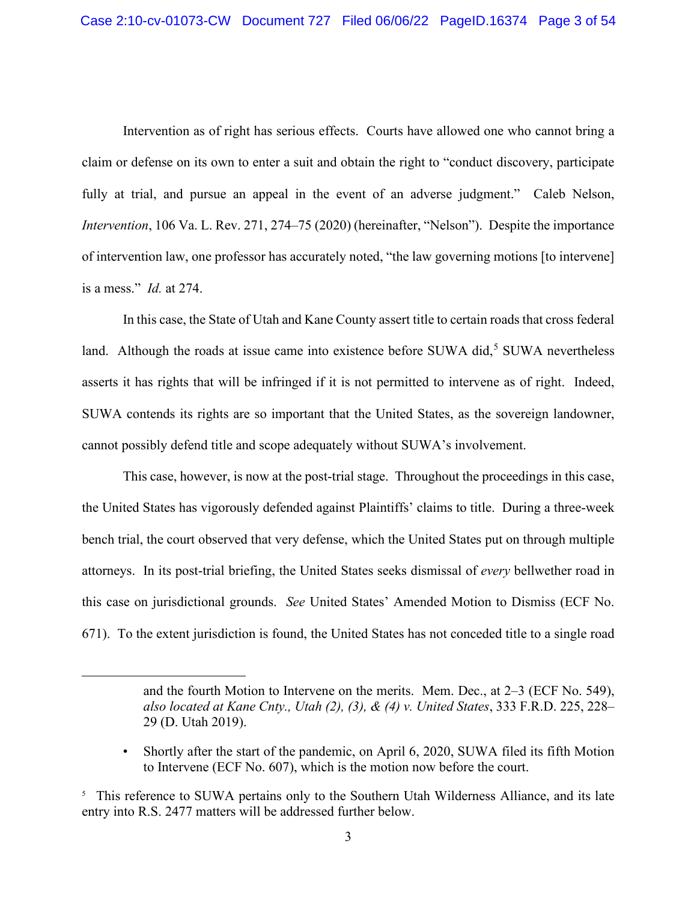Intervention as of right has serious effects. Courts have allowed one who cannot bring a claim or defense on its own to enter a suit and obtain the right to "conduct discovery, participate fully at trial, and pursue an appeal in the event of an adverse judgment." Caleb Nelson, *Intervention*, 106 Va. L. Rev. 271, 274–75 (2020) (hereinafter, "Nelson"). Despite the importance of intervention law, one professor has accurately noted, "the law governing motions [to intervene] is a mess." *Id.* at 274.

In this case, the State of Utah and Kane County assert title to certain roads that cross federal land. Although the roads at issue came into existence before SUWA did,[5] SUWA nevertheless asserts it has rights that will be infringed if it is not permitted to intervene as of right. Indeed, SUWA contends its rights are so important that the United States, as the sovereign landowner, cannot possibly defend title and scope adequately without SUWA's involvement.

This case, however, is now at the post-trial stage. Throughout the proceedings in this case, the United States has vigorously defended against Plaintiffs' claims to title. During a three-week bench trial, the court observed that very defense, which the United States put on through multiple attorneys. In its post-trial briefing, the United States seeks dismissal of *every* bellwether road in this case on jurisdictional grounds. *See* United States' Amended Motion to Dismiss (ECF No. 671). To the extent jurisdiction is found, the United States has not conceded title to a single road

---

and the fourth Motion to Intervene on the merits. Mem. Dec., at 2–3 (ECF No. 549), *also located at Kane Cnty., Utah (2), (3), & (4) v. United States*, 333 F.R.D. 225, 228–29 (D. Utah 2019).

- Shortly after the start of the pandemic, on April 6, 2020, SUWA filed its fifth Motion to Intervene (ECF No. 607), which is the motion now before the court.

[5] This reference to SUWA pertains only to the Southern Utah Wilderness Alliance, and its late entry into R.S. 2477 matters will be addressed further below.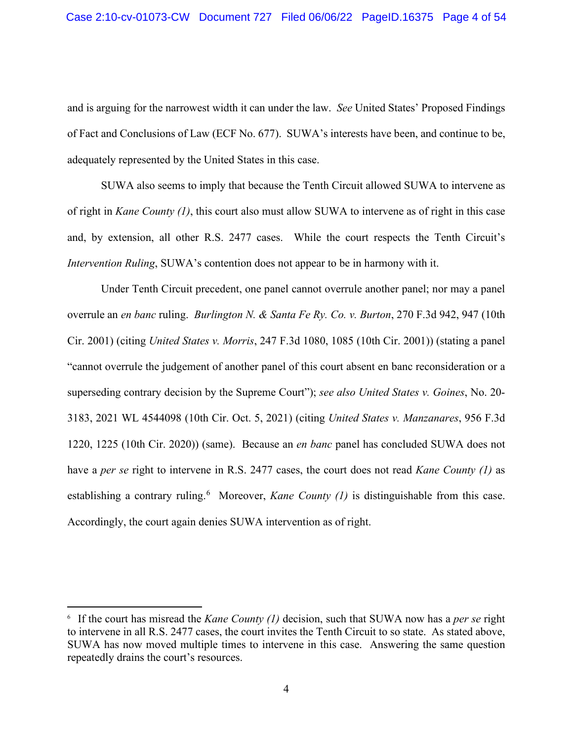and is arguing for the narrowest width it can under the law. *See* United States' Proposed Findings of Fact and Conclusions of Law (ECF No. 677). SUWA's interests have been, and continue to be, adequately represented by the United States in this case.

SUWA also seems to imply that because the Tenth Circuit allowed SUWA to intervene as of right in *Kane County (1)*, this court also must allow SUWA to intervene as of right in this case and, by extension, all other R.S. 2477 cases. While the court respects the Tenth Circuit's *Intervention Ruling*, SUWA's contention does not appear to be in harmony with it.

Under Tenth Circuit precedent, one panel cannot overrule another panel; nor may a panel overrule an *en banc* ruling. *Burlington N. & Santa Fe Ry. Co. v. Burton*, 270 F.3d 942, 947 (10th Cir. 2001) (citing *United States v. Morris*, 247 F.3d 1080, 1085 (10th Cir. 2001)) (stating a panel "cannot overrule the judgement of another panel of this court absent en banc reconsideration or a superseding contrary decision by the Supreme Court"); *see also United States v. Goines*, No. 20-3183, 2021 WL 4544098 (10th Cir. Oct. 5, 2021) (citing *United States v. Manzanares*, 956 F.3d 1220, 1225 (10th Cir. 2020)) (same). Because an *en banc* panel has concluded SUWA does not have a *per se* right to intervene in R.S. 2477 cases, the court does not read *Kane County (1)* as establishing a contrary ruling.[6] Moreover, *Kane County (1)* is distinguishable from this case. Accordingly, the court again denies SUWA intervention as of right.

---

[6] If the court has misread the *Kane County (1)* decision, such that SUWA now has a *per se* right to intervene in all R.S. 2477 cases, the court invites the Tenth Circuit to so state. As stated above, SUWA has now moved multiple times to intervene in this case. Answering the same question repeatedly drains the court's resources.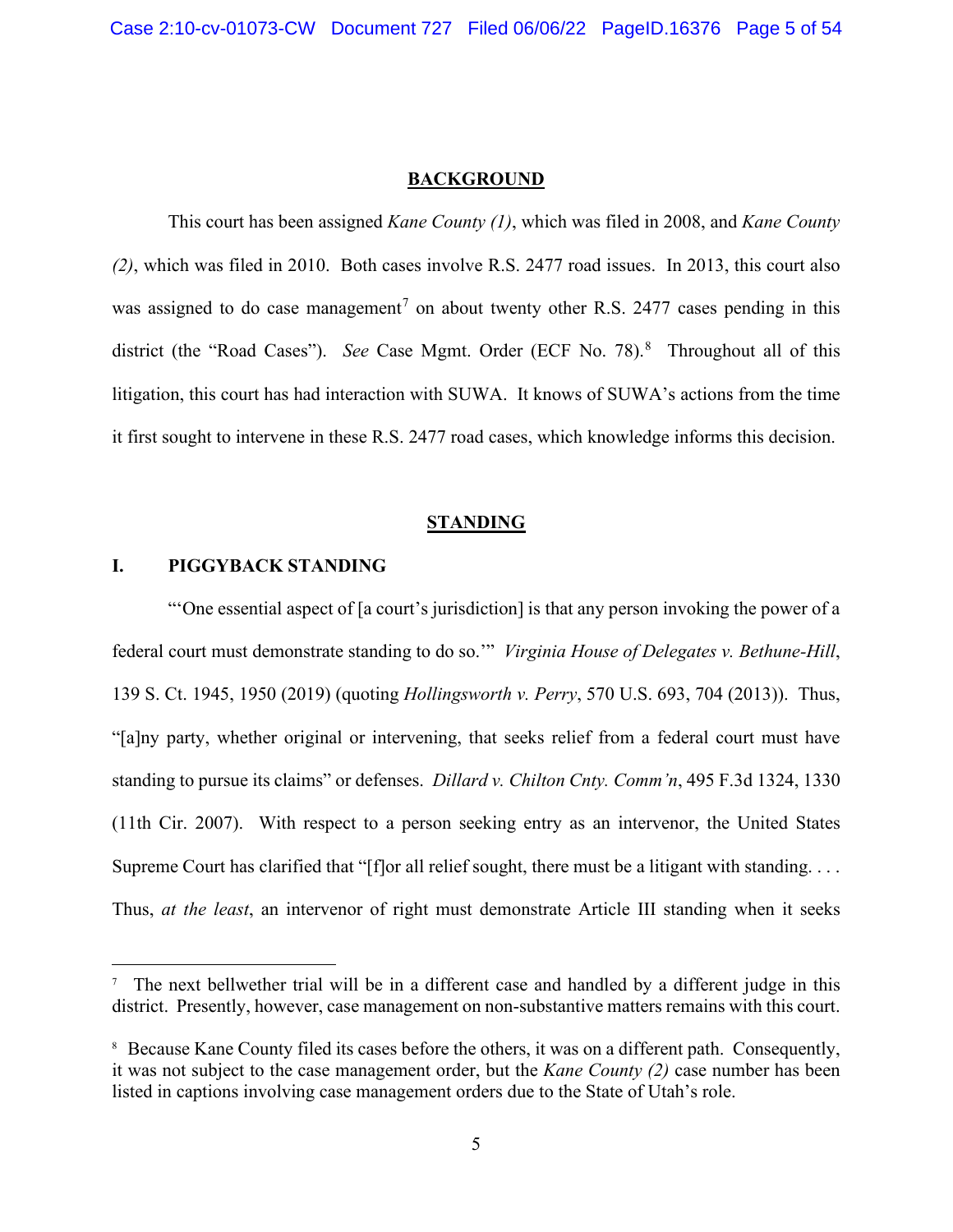## BACKGROUND

This court has been assigned *Kane County (1)*, which was filed in 2008, and *Kane County (2)*, which was filed in 2010. Both cases involve R.S. 2477 road issues. In 2013, this court also was assigned to do case management[7] on about twenty other R.S. 2477 cases pending in this district (the "Road Cases"). *See* Case Mgmt. Order (ECF No. 78).[8] Throughout all of this litigation, this court has had interaction with SUWA. It knows of SUWA's actions from the time it first sought to intervene in these R.S. 2477 road cases, which knowledge informs this decision.

## STANDING

### I. PIGGYBACK STANDING

"'One essential aspect of [a court's jurisdiction] is that any person invoking the power of a federal court must demonstrate standing to do so.'" *Virginia House of Delegates v. Bethune-Hill*, 139 S. Ct. 1945, 1950 (2019) (quoting *Hollingsworth v. Perry*, 570 U.S. 693, 704 (2013)). Thus, "[a]ny party, whether original or intervening, that seeks relief from a federal court must have standing to pursue its claims" or defenses. *Dillard v. Chilton Cnty. Comm'n*, 495 F.3d 1324, 1330 (11th Cir. 2007). With respect to a person seeking entry as an intervenor, the United States Supreme Court has clarified that "[f]or all relief sought, there must be a litigant with standing. . . . Thus, *at the least*, an intervenor of right must demonstrate Article III standing when it seeks

---

[7] The next bellwether trial will be in a different case and handled by a different judge in this district. Presently, however, case management on non-substantive matters remains with this court.

[8] Because Kane County filed its cases before the others, it was on a different path. Consequently, it was not subject to the case management order, but the *Kane County (2)* case number has been listed in captions involving case management orders due to the State of Utah's role.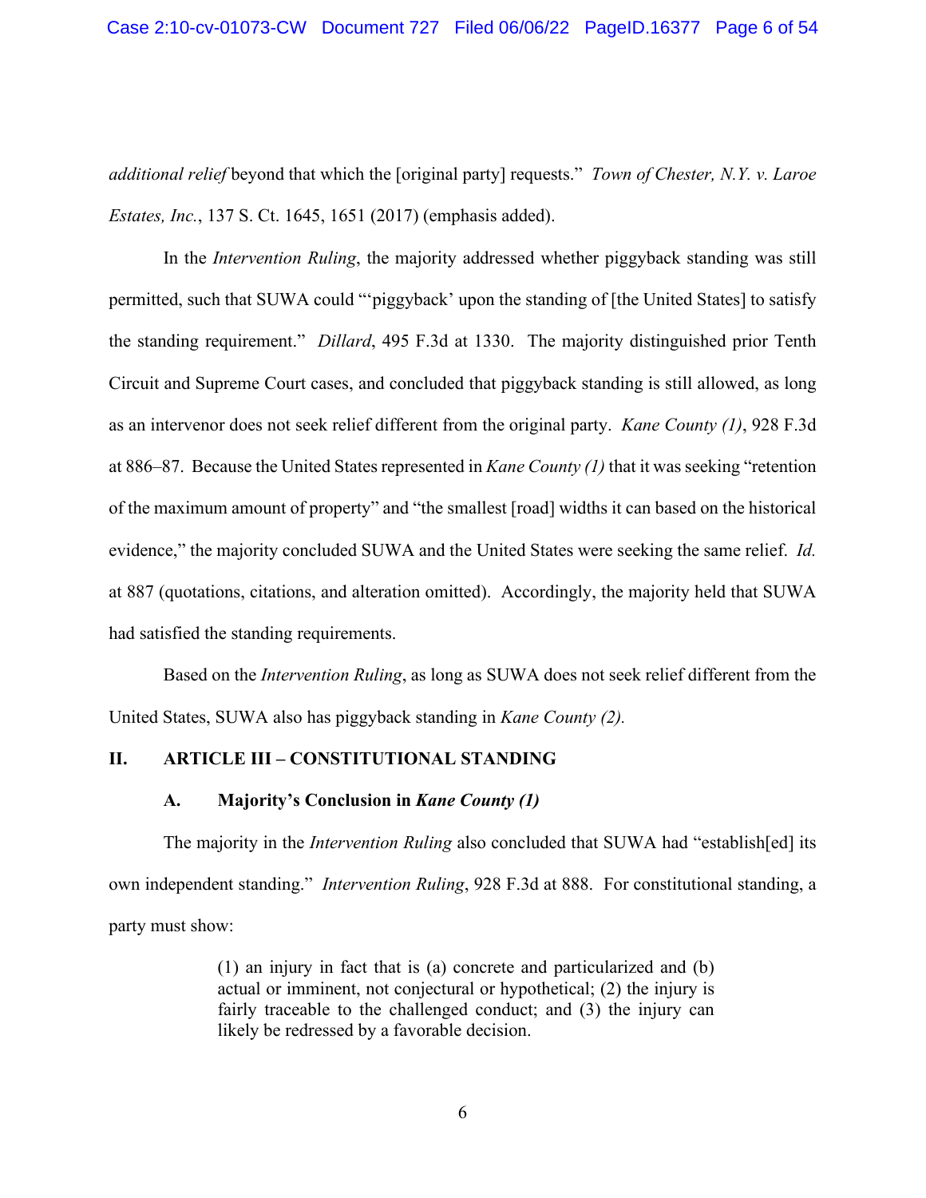*additional relief* beyond that which the [original party] requests." *Town of Chester, N.Y. v. Laroe Estates, Inc.*, 137 S. Ct. 1645, 1651 (2017) (emphasis added).

In the *Intervention Ruling*, the majority addressed whether piggyback standing was still permitted, such that SUWA could "'piggyback' upon the standing of [the United States] to satisfy the standing requirement." *Dillard*, 495 F.3d at 1330. The majority distinguished prior Tenth Circuit and Supreme Court cases, and concluded that piggyback standing is still allowed, as long as an intervenor does not seek relief different from the original party. *Kane County (1)*, 928 F.3d at 886–87. Because the United States represented in *Kane County (1)* that it was seeking "retention of the maximum amount of property" and "the smallest [road] widths it can based on the historical evidence," the majority concluded SUWA and the United States were seeking the same relief. *Id.* at 887 (quotations, citations, and alteration omitted). Accordingly, the majority held that SUWA had satisfied the standing requirements.

Based on the *Intervention Ruling*, as long as SUWA does not seek relief different from the United States, SUWA also has piggyback standing in *Kane County (2).*

## II. ARTICLE III – CONSTITUTIONAL STANDING

### A. Majority's Conclusion in *Kane County (1)*

The majority in the *Intervention Ruling* also concluded that SUWA had "establish[ed] its own independent standing." *Intervention Ruling*, 928 F.3d at 888. For constitutional standing, a party must show:

> (1) an injury in fact that is (a) concrete and particularized and (b) actual or imminent, not conjectural or hypothetical; (2) the injury is fairly traceable to the challenged conduct; and (3) the injury can likely be redressed by a favorable decision.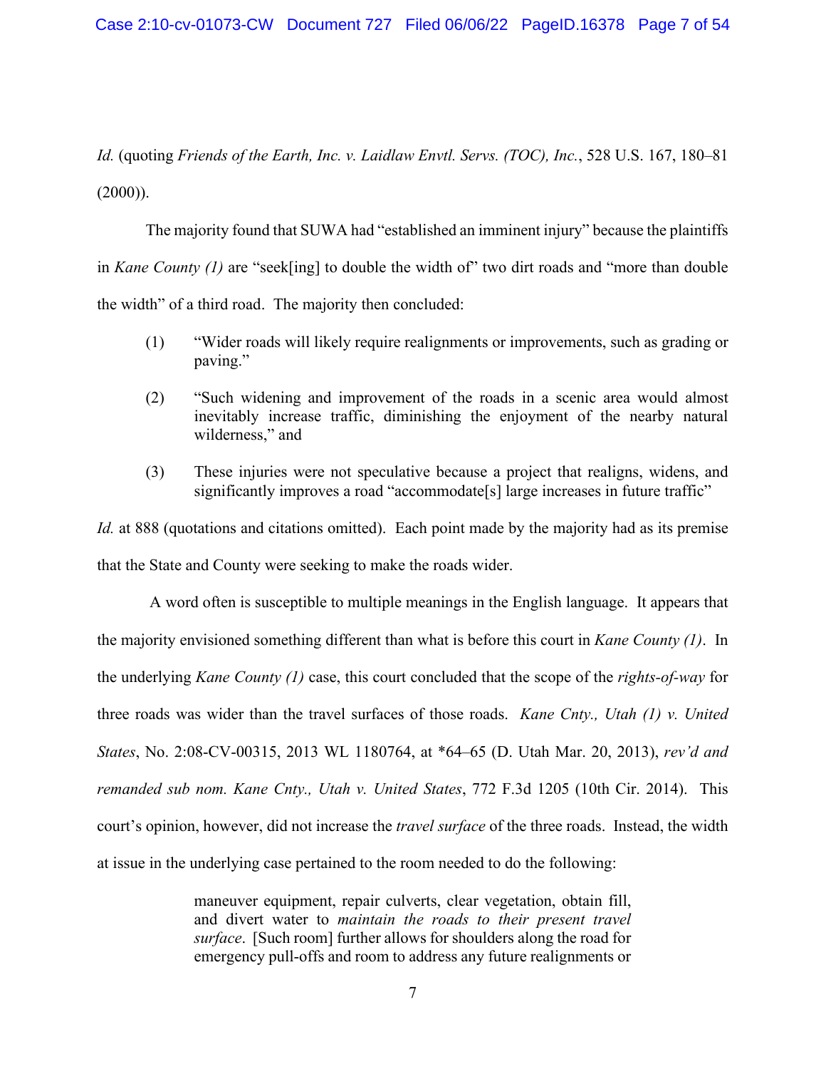*Id.* (quoting *Friends of the Earth, Inc. v. Laidlaw Envtl. Servs. (TOC), Inc.*, 528 U.S. 167, 180–81 (2000)).

The majority found that SUWA had "established an imminent injury" because the plaintiffs in *Kane County (1)* are "seek[ing] to double the width of" two dirt roads and "more than double the width" of a third road. The majority then concluded:

(1) "Wider roads will likely require realignments or improvements, such as grading or paving."

(2) "Such widening and improvement of the roads in a scenic area would almost inevitably increase traffic, diminishing the enjoyment of the nearby natural wilderness," and

(3) These injuries were not speculative because a project that realigns, widens, and significantly improves a road "accommodate[s] large increases in future traffic"

*Id.* at 888 (quotations and citations omitted). Each point made by the majority had as its premise that the State and County were seeking to make the roads wider.

A word often is susceptible to multiple meanings in the English language. It appears that the majority envisioned something different than what is before this court in *Kane County (1)*. In the underlying *Kane County (1)* case, this court concluded that the scope of the *rights-of-way* for three roads was wider than the travel surfaces of those roads. *Kane Cnty., Utah (1) v. United States*, No. 2:08-CV-00315, 2013 WL 1180764, at \*64–65 (D. Utah Mar. 20, 2013), *rev'd and remanded sub nom. Kane Cnty., Utah v. United States*, 772 F.3d 1205 (10th Cir. 2014). This court's opinion, however, did not increase the *travel surface* of the three roads. Instead, the width at issue in the underlying case pertained to the room needed to do the following:

> maneuver equipment, repair culverts, clear vegetation, obtain fill, and divert water to *maintain the roads to their present travel surface*. [Such room] further allows for shoulders along the road for emergency pull-offs and room to address any future realignments or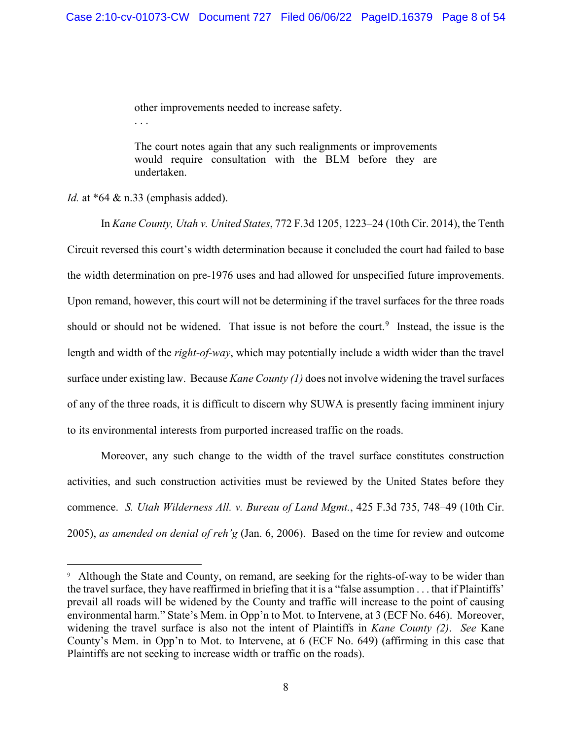> other improvements needed to increase safety.
>
> . . .
>
> The court notes again that any such realignments or improvements would require consultation with the BLM before they are undertaken.

*Id.* at *64 & n.33 (emphasis added).

In *Kane County, Utah v. United States*, 772 F.3d 1205, 1223–24 (10th Cir. 2014), the Tenth Circuit reversed this court's width determination because it concluded the court had failed to base the width determination on pre-1976 uses and had allowed for unspecified future improvements. Upon remand, however, this court will not be determining if the travel surfaces for the three roads should or should not be widened. That issue is not before the court.[9] Instead, the issue is the length and width of the *right-of-way*, which may potentially include a width wider than the travel surface under existing law. Because *Kane County (1)* does not involve widening the travel surfaces of any of the three roads, it is difficult to discern why SUWA is presently facing imminent injury to its environmental interests from purported increased traffic on the roads.

Moreover, any such change to the width of the travel surface constitutes construction activities, and such construction activities must be reviewed by the United States before they commence. *S. Utah Wilderness All. v. Bureau of Land Mgmt.*, 425 F.3d 735, 748–49 (10th Cir. 2005), *as amended on denial of reh'g* (Jan. 6, 2006). Based on the time for review and outcome

[9] Although the State and County, on remand, are seeking for the rights-of-way to be wider than the travel surface, they have reaffirmed in briefing that it is a "false assumption . . . that if Plaintiffs' prevail all roads will be widened by the County and traffic will increase to the point of causing environmental harm." State's Mem. in Opp'n to Mot. to Intervene, at 3 (ECF No. 646). Moreover, widening the travel surface is also not the intent of Plaintiffs in *Kane County (2)*. *See* Kane County's Mem. in Opp'n to Mot. to Intervene, at 6 (ECF No. 649) (affirming in this case that Plaintiffs are not seeking to increase width or traffic on the roads).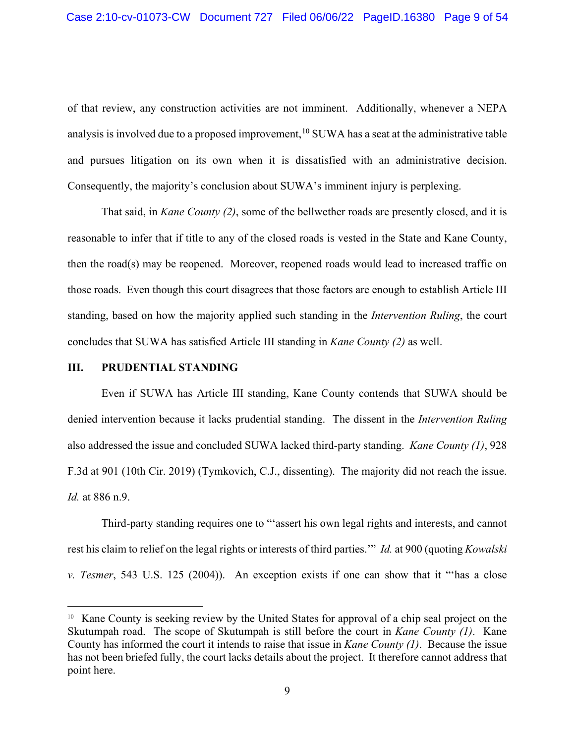of that review, any construction activities are not imminent. Additionally, whenever a NEPA analysis is involved due to a proposed improvement,[10] SUWA has a seat at the administrative table and pursues litigation on its own when it is dissatisfied with an administrative decision. Consequently, the majority's conclusion about SUWA's imminent injury is perplexing.

That said, in *Kane County (2)*, some of the bellwether roads are presently closed, and it is reasonable to infer that if title to any of the closed roads is vested in the State and Kane County, then the road(s) may be reopened. Moreover, reopened roads would lead to increased traffic on those roads. Even though this court disagrees that those factors are enough to establish Article III standing, based on how the majority applied such standing in the *Intervention Ruling*, the court concludes that SUWA has satisfied Article III standing in *Kane County (2)* as well.

## III. PRUDENTIAL STANDING

Even if SUWA has Article III standing, Kane County contends that SUWA should be denied intervention because it lacks prudential standing. The dissent in the *Intervention Ruling* also addressed the issue and concluded SUWA lacked third-party standing. *Kane County (1)*, 928 F.3d at 901 (10th Cir. 2019) (Tymkovich, C.J., dissenting). The majority did not reach the issue. *Id.* at 886 n.9.

Third-party standing requires one to "'assert his own legal rights and interests, and cannot rest his claim to relief on the legal rights or interests of third parties.'" *Id.* at 900 (quoting *Kowalski v. Tesmer*, 543 U.S. 125 (2004)). An exception exists if one can show that it "'has a close

---

[10] Kane County is seeking review by the United States for approval of a chip seal project on the Skutumpah road. The scope of Skutumpah is still before the court in *Kane County (1)*. Kane County has informed the court it intends to raise that issue in *Kane County (1)*. Because the issue has not been briefed fully, the court lacks details about the project. It therefore cannot address that point here.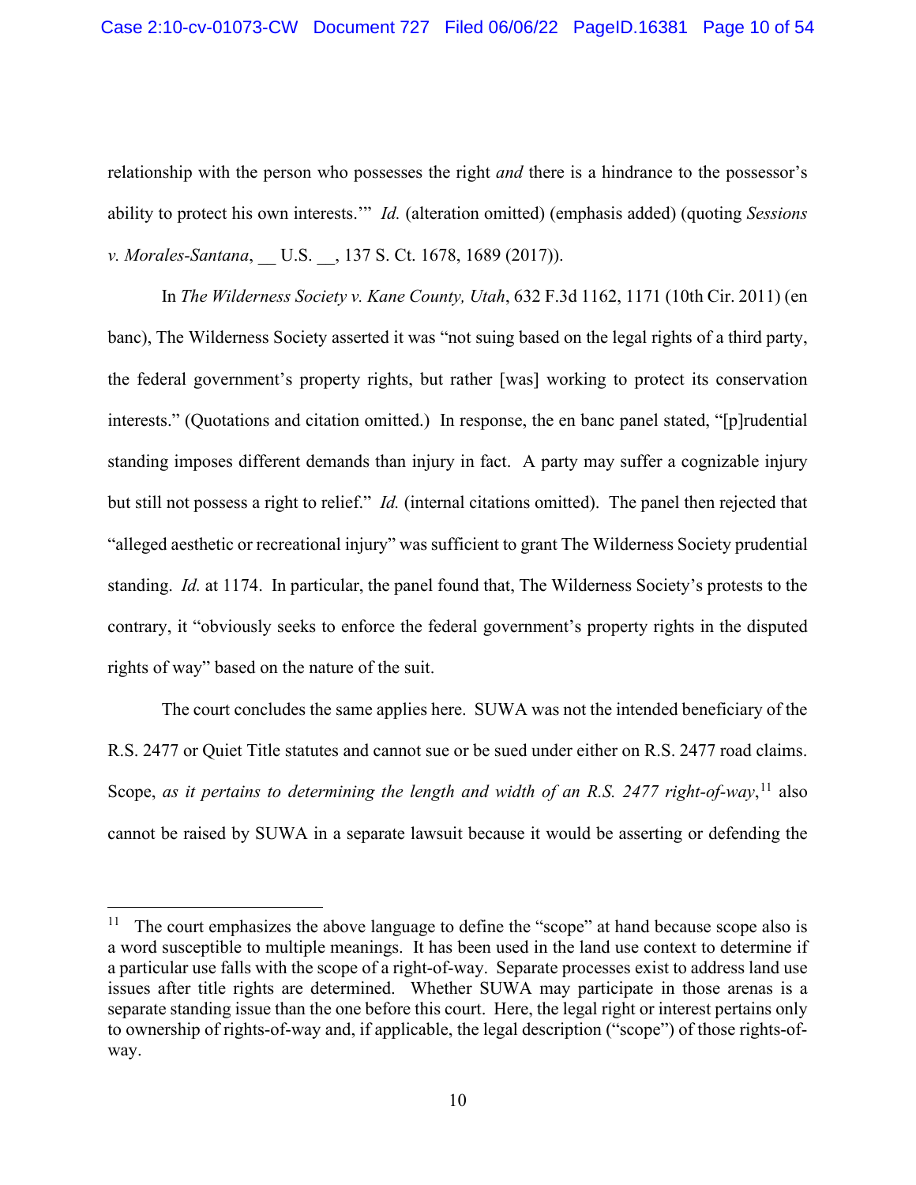relationship with the person who possesses the right *and* there is a hindrance to the possessor's ability to protect his own interests.'" *Id.* (alteration omitted) (emphasis added) (quoting *Sessions v. Morales-Santana*, __ U.S. __, 137 S. Ct. 1678, 1689 (2017)).

In *The Wilderness Society v. Kane County, Utah*, 632 F.3d 1162, 1171 (10th Cir. 2011) (en banc), The Wilderness Society asserted it was "not suing based on the legal rights of a third party, the federal government's property rights, but rather [was] working to protect its conservation interests." (Quotations and citation omitted.) In response, the en banc panel stated, "[p]rudential standing imposes different demands than injury in fact. A party may suffer a cognizable injury but still not possess a right to relief." *Id.* (internal citations omitted). The panel then rejected that "alleged aesthetic or recreational injury" was sufficient to grant The Wilderness Society prudential standing. *Id.* at 1174. In particular, the panel found that, The Wilderness Society's protests to the contrary, it "obviously seeks to enforce the federal government's property rights in the disputed rights of way" based on the nature of the suit.

The court concludes the same applies here. SUWA was not the intended beneficiary of the R.S. 2477 or Quiet Title statutes and cannot sue or be sued under either on R.S. 2477 road claims. Scope, *as it pertains to determining the length and width of an R.S. 2477 right-of-way*,[11] also cannot be raised by SUWA in a separate lawsuit because it would be asserting or defending the

---

[11] The court emphasizes the above language to define the "scope" at hand because scope also is a word susceptible to multiple meanings. It has been used in the land use context to determine if a particular use falls with the scope of a right-of-way. Separate processes exist to address land use issues after title rights are determined. Whether SUWA may participate in those arenas is a separate standing issue than the one before this court. Here, the legal right or interest pertains only to ownership of rights-of-way and, if applicable, the legal description ("scope") of those rights-of-way.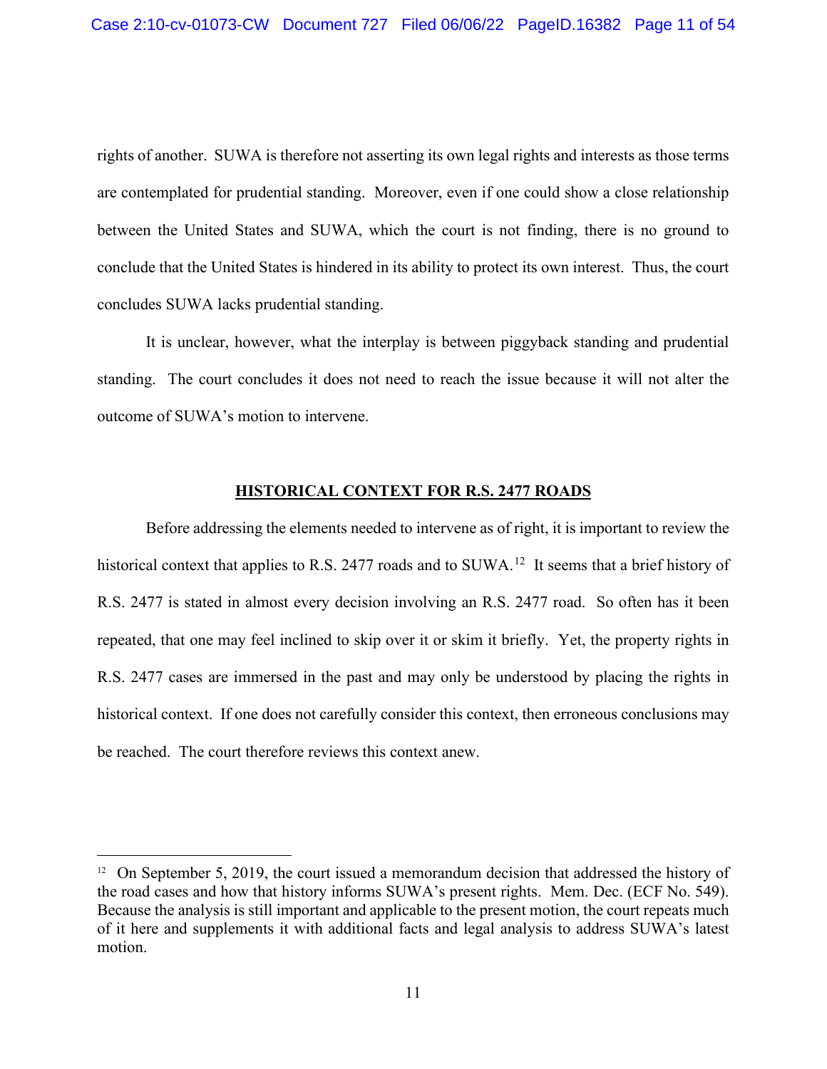rights of another. SUWA is therefore not asserting its own legal rights and interests as those terms are contemplated for prudential standing. Moreover, even if one could show a close relationship between the United States and SUWA, which the court is not finding, there is no ground to conclude that the United States is hindered in its ability to protect its own interest. Thus, the court concludes SUWA lacks prudential standing.

It is unclear, however, what the interplay is between piggyback standing and prudential standing. The court concludes it does not need to reach the issue because it will not alter the outcome of SUWA's motion to intervene.

## HISTORICAL CONTEXT FOR R.S. 2477 ROADS

Before addressing the elements needed to intervene as of right, it is important to review the historical context that applies to R.S. 2477 roads and to SUWA.[12] It seems that a brief history of R.S. 2477 is stated in almost every decision involving an R.S. 2477 road. So often has it been repeated, that one may feel inclined to skip over it or skim it briefly. Yet, the property rights in R.S. 2477 cases are immersed in the past and may only be understood by placing the rights in historical context. If one does not carefully consider this context, then erroneous conclusions may be reached. The court therefore reviews this context anew.

---

[12] On September 5, 2019, the court issued a memorandum decision that addressed the history of the road cases and how that history informs SUWA's present rights. Mem. Dec. (ECF No. 549). Because the analysis is still important and applicable to the present motion, the court repeats much of it here and supplements it with additional facts and legal analysis to address SUWA's latest motion.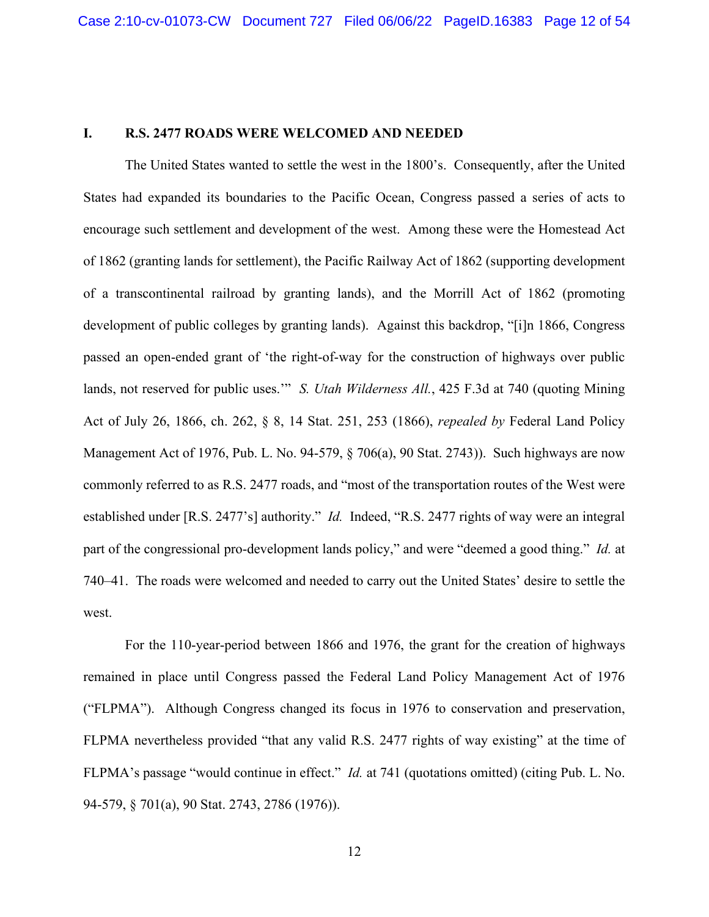## I. R.S. 2477 ROADS WERE WELCOMED AND NEEDED

The United States wanted to settle the west in the 1800's. Consequently, after the United States had expanded its boundaries to the Pacific Ocean, Congress passed a series of acts to encourage such settlement and development of the west. Among these were the Homestead Act of 1862 (granting lands for settlement), the Pacific Railway Act of 1862 (supporting development of a transcontinental railroad by granting lands), and the Morrill Act of 1862 (promoting development of public colleges by granting lands). Against this backdrop, "[i]n 1866, Congress passed an open-ended grant of 'the right-of-way for the construction of highways over public lands, not reserved for public uses.'" *S. Utah Wilderness All.*, 425 F.3d at 740 (quoting Mining Act of July 26, 1866, ch. 262, § 8, 14 Stat. 251, 253 (1866), *repealed by* Federal Land Policy Management Act of 1976, Pub. L. No. 94-579, § 706(a), 90 Stat. 2743)). Such highways are now commonly referred to as R.S. 2477 roads, and "most of the transportation routes of the West were established under [R.S. 2477's] authority." *Id.* Indeed, "R.S. 2477 rights of way were an integral part of the congressional pro-development lands policy," and were "deemed a good thing." *Id.* at 740–41. The roads were welcomed and needed to carry out the United States' desire to settle the west.

For the 110-year-period between 1866 and 1976, the grant for the creation of highways remained in place until Congress passed the Federal Land Policy Management Act of 1976 ("FLPMA"). Although Congress changed its focus in 1976 to conservation and preservation, FLPMA nevertheless provided "that any valid R.S. 2477 rights of way existing" at the time of FLPMA's passage "would continue in effect." *Id.* at 741 (quotations omitted) (citing Pub. L. No. 94-579, § 701(a), 90 Stat. 2743, 2786 (1976)).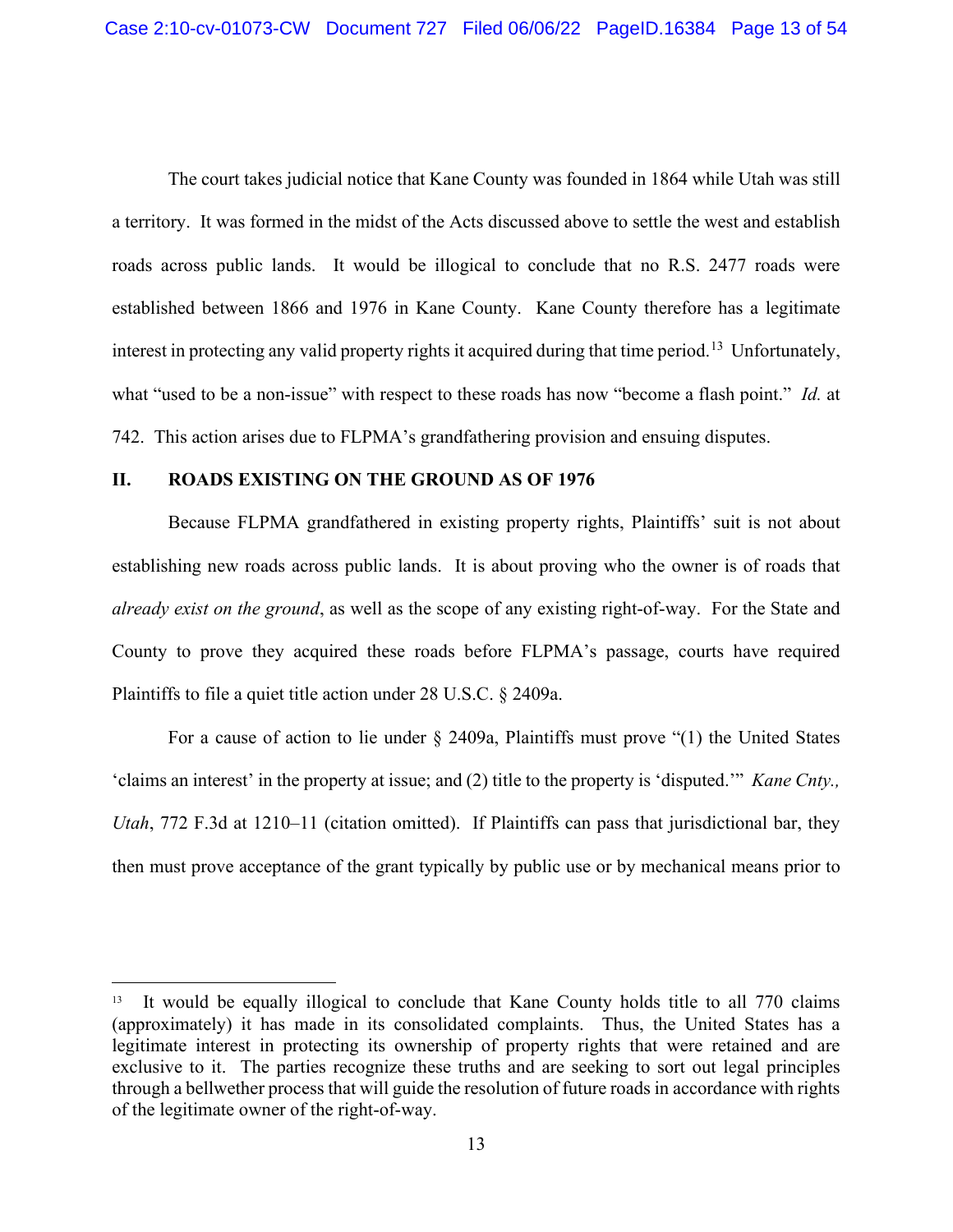The court takes judicial notice that Kane County was founded in 1864 while Utah was still a territory. It was formed in the midst of the Acts discussed above to settle the west and establish roads across public lands. It would be illogical to conclude that no R.S. 2477 roads were established between 1866 and 1976 in Kane County. Kane County therefore has a legitimate interest in protecting any valid property rights it acquired during that time period.[13] Unfortunately, what "used to be a non-issue" with respect to these roads has now "become a flash point." *Id.* at 742. This action arises due to FLPMA's grandfathering provision and ensuing disputes.

## II. ROADS EXISTING ON THE GROUND AS OF 1976

Because FLPMA grandfathered in existing property rights, Plaintiffs' suit is not about establishing new roads across public lands. It is about proving who the owner is of roads that *already exist on the ground*, as well as the scope of any existing right-of-way. For the State and County to prove they acquired these roads before FLPMA's passage, courts have required Plaintiffs to file a quiet title action under 28 U.S.C. § 2409a.

For a cause of action to lie under § 2409a, Plaintiffs must prove "(1) the United States 'claims an interest' in the property at issue; and (2) title to the property is 'disputed.'" *Kane Cnty., Utah*, 772 F.3d at 1210–11 (citation omitted). If Plaintiffs can pass that jurisdictional bar, they then must prove acceptance of the grant typically by public use or by mechanical means prior to

---

[13] It would be equally illogical to conclude that Kane County holds title to all 770 claims (approximately) it has made in its consolidated complaints. Thus, the United States has a legitimate interest in protecting its ownership of property rights that were retained and are exclusive to it. The parties recognize these truths and are seeking to sort out legal principles through a bellwether process that will guide the resolution of future roads in accordance with rights of the legitimate owner of the right-of-way.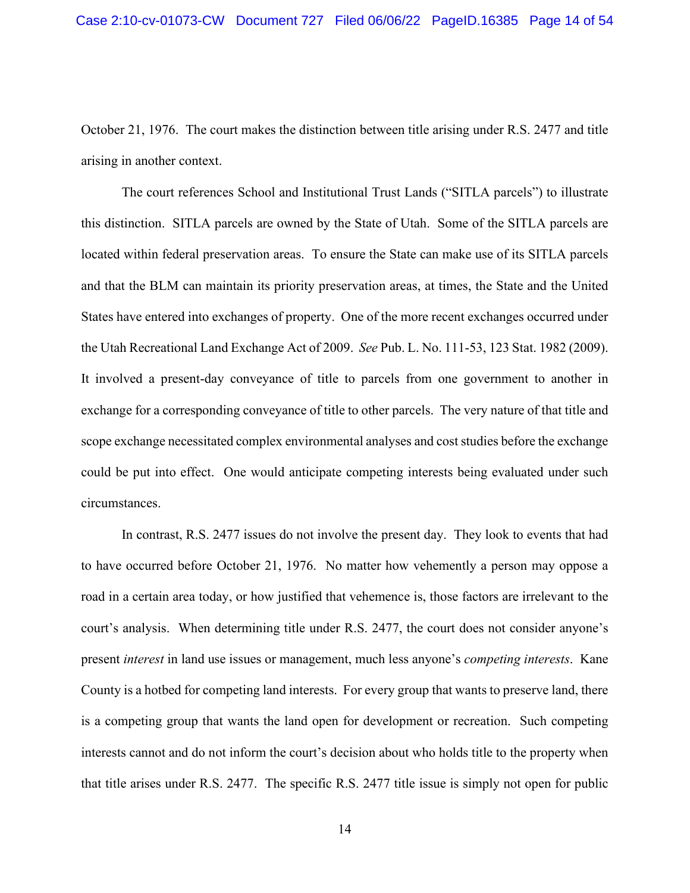October 21, 1976. The court makes the distinction between title arising under R.S. 2477 and title arising in another context.

The court references School and Institutional Trust Lands ("SITLA parcels") to illustrate this distinction. SITLA parcels are owned by the State of Utah. Some of the SITLA parcels are located within federal preservation areas. To ensure the State can make use of its SITLA parcels and that the BLM can maintain its priority preservation areas, at times, the State and the United States have entered into exchanges of property. One of the more recent exchanges occurred under the Utah Recreational Land Exchange Act of 2009. *See* Pub. L. No. 111-53, 123 Stat. 1982 (2009). It involved a present-day conveyance of title to parcels from one government to another in exchange for a corresponding conveyance of title to other parcels. The very nature of that title and scope exchange necessitated complex environmental analyses and cost studies before the exchange could be put into effect. One would anticipate competing interests being evaluated under such circumstances.

In contrast, R.S. 2477 issues do not involve the present day. They look to events that had to have occurred before October 21, 1976. No matter how vehemently a person may oppose a road in a certain area today, or how justified that vehemence is, those factors are irrelevant to the court's analysis. When determining title under R.S. 2477, the court does not consider anyone's present *interest* in land use issues or management, much less anyone's *competing interests*. Kane County is a hotbed for competing land interests. For every group that wants to preserve land, there is a competing group that wants the land open for development or recreation. Such competing interests cannot and do not inform the court's decision about who holds title to the property when that title arises under R.S. 2477. The specific R.S. 2477 title issue is simply not open for public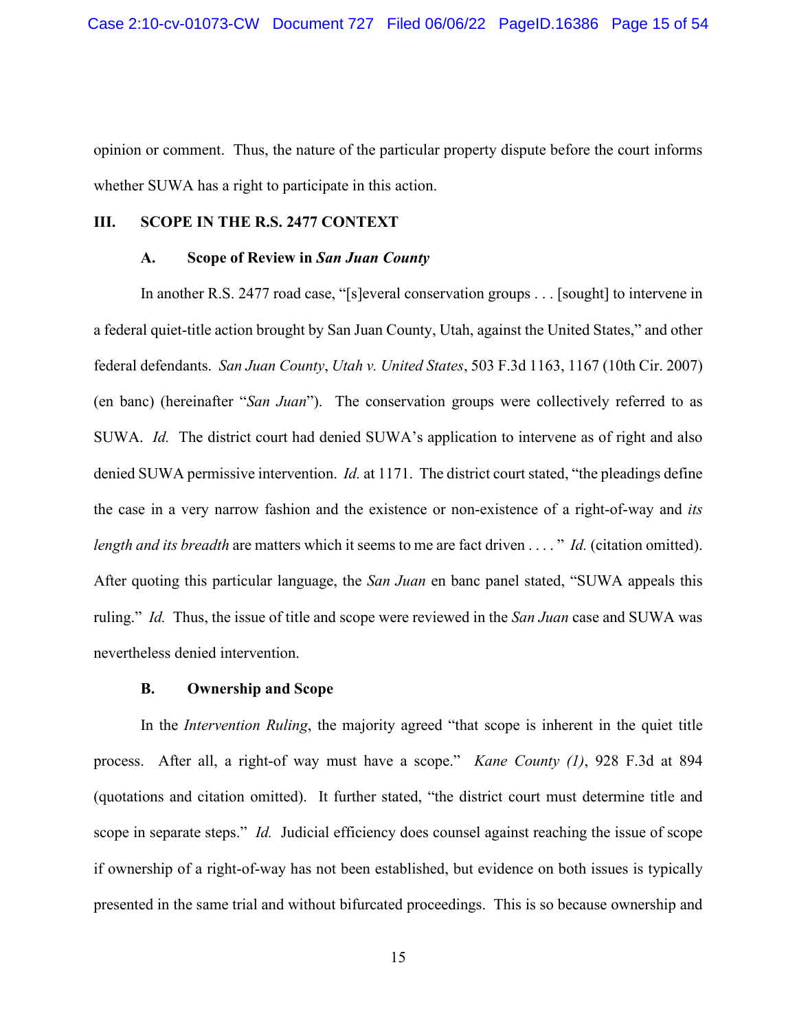opinion or comment. Thus, the nature of the particular property dispute before the court informs whether SUWA has a right to participate in this action.

## III. SCOPE IN THE R.S. 2477 CONTEXT

### A. Scope of Review in *San Juan County*

In another R.S. 2477 road case, "[s]everal conservation groups . . . [sought] to intervene in a federal quiet-title action brought by San Juan County, Utah, against the United States," and other federal defendants. *San Juan County*, *Utah v. United States*, 503 F.3d 1163, 1167 (10th Cir. 2007) (en banc) (hereinafter "*San Juan*"). The conservation groups were collectively referred to as SUWA. *Id.* The district court had denied SUWA's application to intervene as of right and also denied SUWA permissive intervention. *Id.* at 1171. The district court stated, "the pleadings define the case in a very narrow fashion and the existence or non-existence of a right-of-way and *its length and its breadth* are matters which it seems to me are fact driven . . . . " *Id.* (citation omitted). After quoting this particular language, the *San Juan* en banc panel stated, "SUWA appeals this ruling." *Id.* Thus, the issue of title and scope were reviewed in the *San Juan* case and SUWA was nevertheless denied intervention.

### B. Ownership and Scope

In the *Intervention Ruling*, the majority agreed "that scope is inherent in the quiet title process. After all, a right-of way must have a scope." *Kane County (1)*, 928 F.3d at 894 (quotations and citation omitted). It further stated, "the district court must determine title and scope in separate steps." *Id.* Judicial efficiency does counsel against reaching the issue of scope if ownership of a right-of-way has not been established, but evidence on both issues is typically presented in the same trial and without bifurcated proceedings. This is so because ownership and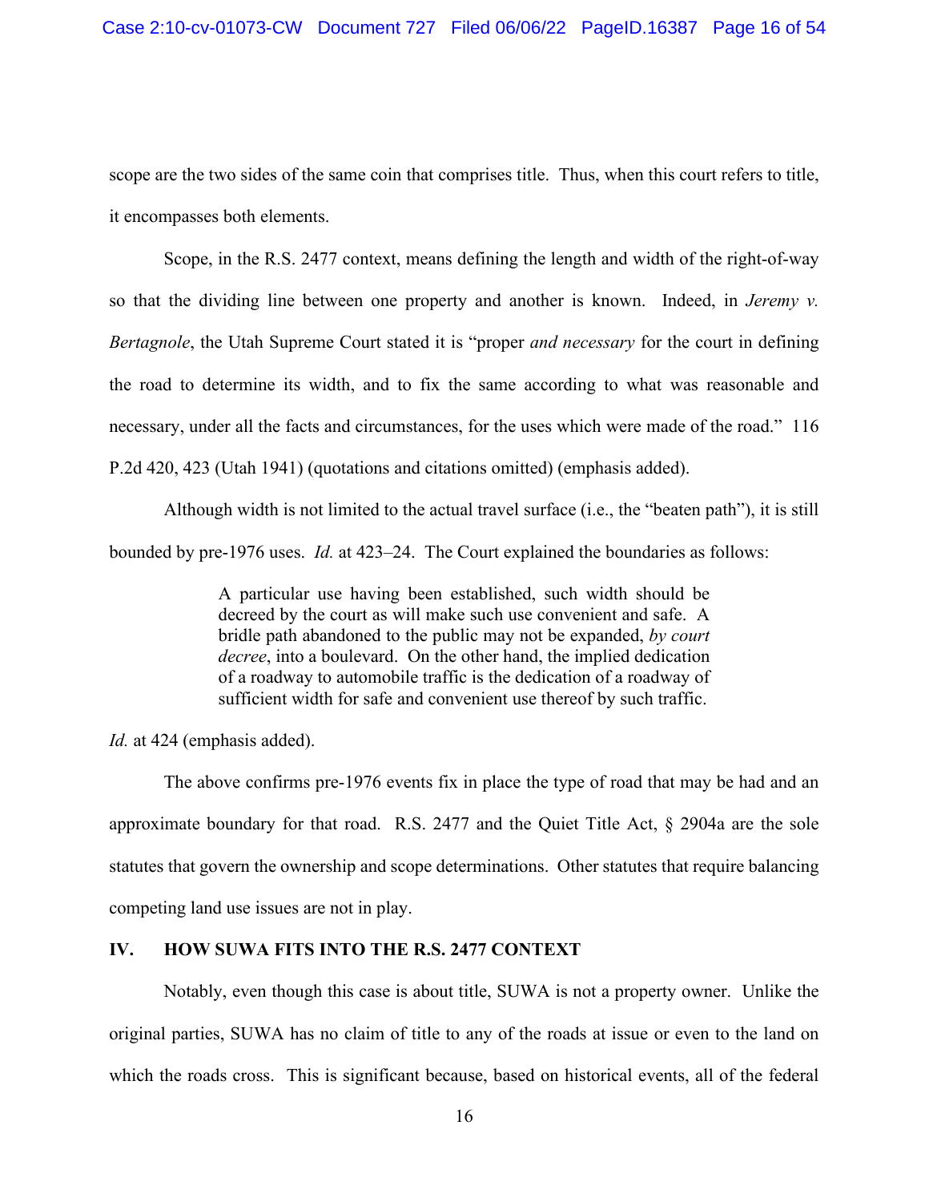scope are the two sides of the same coin that comprises title. Thus, when this court refers to title, it encompasses both elements.

Scope, in the R.S. 2477 context, means defining the length and width of the right-of-way so that the dividing line between one property and another is known. Indeed, in *Jeremy v. Bertagnole*, the Utah Supreme Court stated it is "proper *and necessary* for the court in defining the road to determine its width, and to fix the same according to what was reasonable and necessary, under all the facts and circumstances, for the uses which were made of the road." 116 P.2d 420, 423 (Utah 1941) (quotations and citations omitted) (emphasis added).

Although width is not limited to the actual travel surface (i.e., the "beaten path"), it is still bounded by pre-1976 uses. *Id.* at 423–24. The Court explained the boundaries as follows:

> A particular use having been established, such width should be decreed by the court as will make such use convenient and safe. A bridle path abandoned to the public may not be expanded, *by court decree*, into a boulevard. On the other hand, the implied dedication of a roadway to automobile traffic is the dedication of a roadway of sufficient width for safe and convenient use thereof by such traffic.

*Id.* at 424 (emphasis added).

The above confirms pre-1976 events fix in place the type of road that may be had and an approximate boundary for that road. R.S. 2477 and the Quiet Title Act, § 2904a are the sole statutes that govern the ownership and scope determinations. Other statutes that require balancing competing land use issues are not in play.

## IV. HOW SUWA FITS INTO THE R.S. 2477 CONTEXT

Notably, even though this case is about title, SUWA is not a property owner. Unlike the original parties, SUWA has no claim of title to any of the roads at issue or even to the land on which the roads cross. This is significant because, based on historical events, all of the federal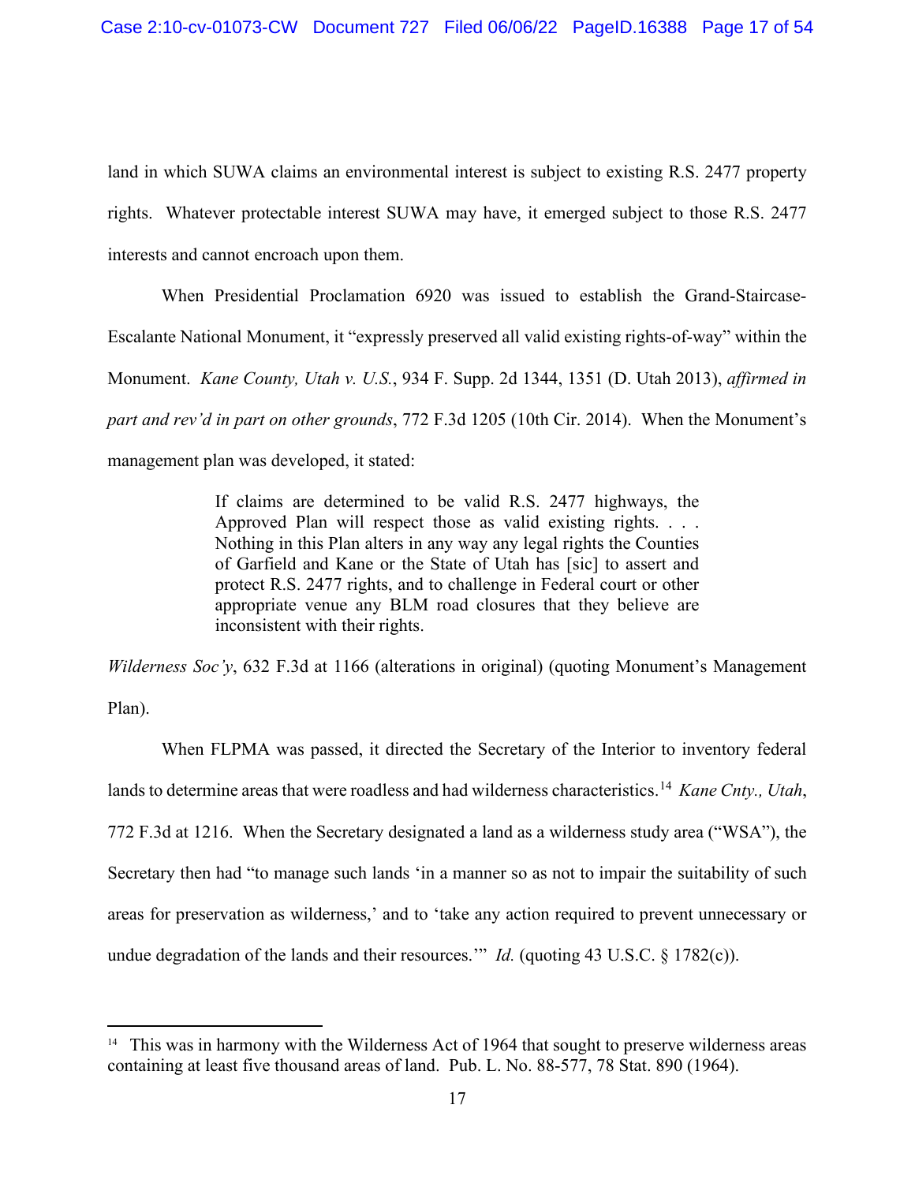land in which SUWA claims an environmental interest is subject to existing R.S. 2477 property rights. Whatever protectable interest SUWA may have, it emerged subject to those R.S. 2477 interests and cannot encroach upon them.

When Presidential Proclamation 6920 was issued to establish the Grand-Staircase-Escalante National Monument, it "expressly preserved all valid existing rights-of-way" within the Monument. *Kane County, Utah v. U.S.*, 934 F. Supp. 2d 1344, 1351 (D. Utah 2013), *affirmed in part and rev'd in part on other grounds*, 772 F.3d 1205 (10th Cir. 2014). When the Monument's management plan was developed, it stated:

> If claims are determined to be valid R.S. 2477 highways, the Approved Plan will respect those as valid existing rights. . . . Nothing in this Plan alters in any way any legal rights the Counties of Garfield and Kane or the State of Utah has [sic] to assert and protect R.S. 2477 rights, and to challenge in Federal court or other appropriate venue any BLM road closures that they believe are inconsistent with their rights.

*Wilderness Soc'y*, 632 F.3d at 1166 (alterations in original) (quoting Monument's Management Plan).

When FLPMA was passed, it directed the Secretary of the Interior to inventory federal lands to determine areas that were roadless and had wilderness characteristics.[14] *Kane Cnty., Utah*, 772 F.3d at 1216. When the Secretary designated a land as a wilderness study area ("WSA"), the Secretary then had "to manage such lands 'in a manner so as not to impair the suitability of such areas for preservation as wilderness,' and to 'take any action required to prevent unnecessary or undue degradation of the lands and their resources.'" *Id.* (quoting 43 U.S.C. § 1782(c)).

---

[14] This was in harmony with the Wilderness Act of 1964 that sought to preserve wilderness areas containing at least five thousand areas of land. Pub. L. No. 88-577, 78 Stat. 890 (1964).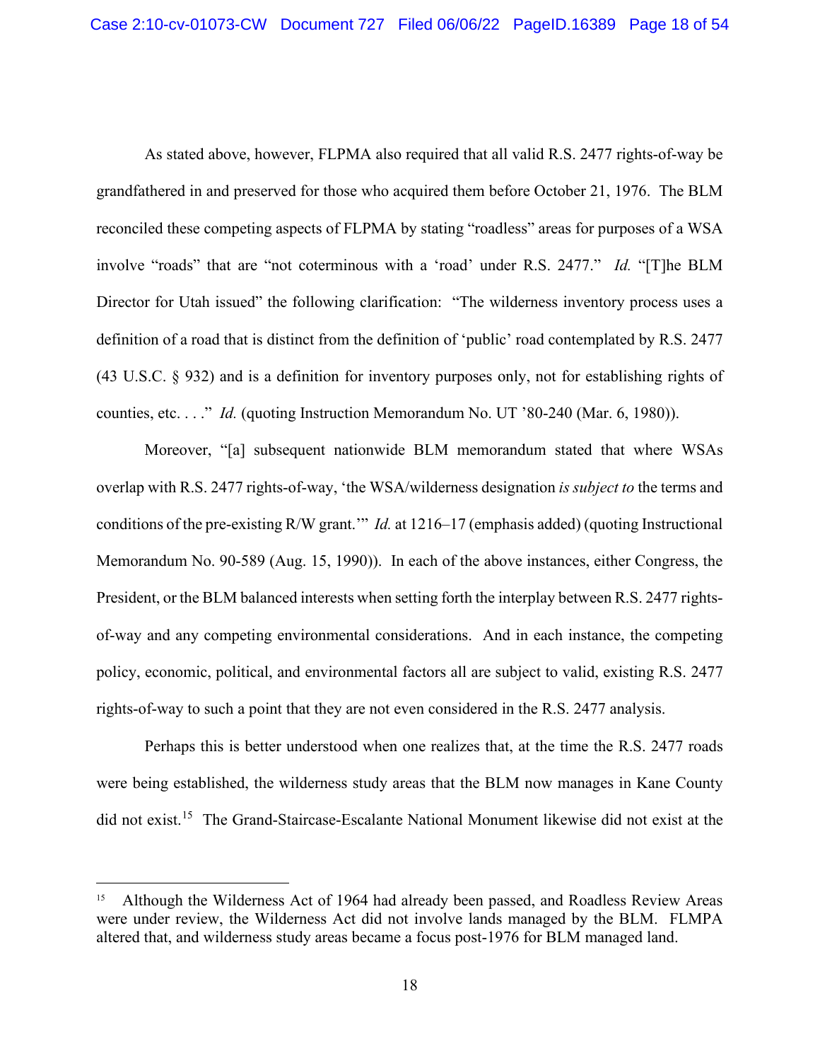As stated above, however, FLPMA also required that all valid R.S. 2477 rights-of-way be grandfathered in and preserved for those who acquired them before October 21, 1976. The BLM reconciled these competing aspects of FLPMA by stating "roadless" areas for purposes of a WSA involve "roads" that are "not coterminous with a 'road' under R.S. 2477." *Id.* "[T]he BLM Director for Utah issued" the following clarification: "The wilderness inventory process uses a definition of a road that is distinct from the definition of 'public' road contemplated by R.S. 2477 (43 U.S.C. § 932) and is a definition for inventory purposes only, not for establishing rights of counties, etc. . . ." *Id.* (quoting Instruction Memorandum No. UT '80-240 (Mar. 6, 1980)).

Moreover, "[a] subsequent nationwide BLM memorandum stated that where WSAs overlap with R.S. 2477 rights-of-way, 'the WSA/wilderness designation *is subject to* the terms and conditions of the pre-existing R/W grant.'" *Id.* at 1216–17 (emphasis added) (quoting Instructional Memorandum No. 90-589 (Aug. 15, 1990)). In each of the above instances, either Congress, the President, or the BLM balanced interests when setting forth the interplay between R.S. 2477 rights-of-way and any competing environmental considerations. And in each instance, the competing policy, economic, political, and environmental factors all are subject to valid, existing R.S. 2477 rights-of-way to such a point that they are not even considered in the R.S. 2477 analysis.

Perhaps this is better understood when one realizes that, at the time the R.S. 2477 roads were being established, the wilderness study areas that the BLM now manages in Kane County did not exist.[15] The Grand-Staircase-Escalante National Monument likewise did not exist at the

---

[15] Although the Wilderness Act of 1964 had already been passed, and Roadless Review Areas were under review, the Wilderness Act did not involve lands managed by the BLM. FLMPA altered that, and wilderness study areas became a focus post-1976 for BLM managed land.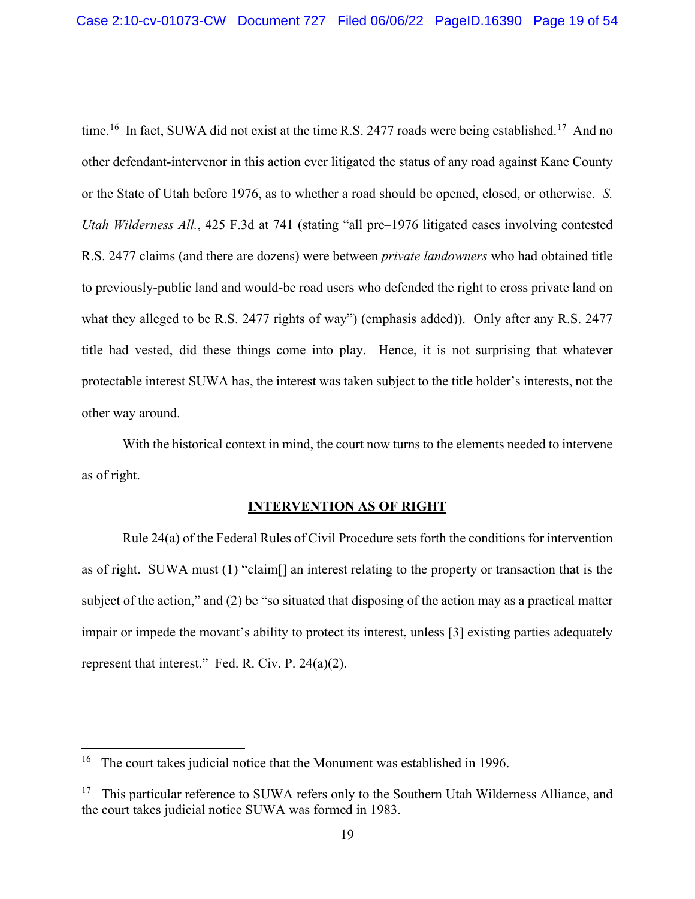time.[16] In fact, SUWA did not exist at the time R.S. 2477 roads were being established.[17] And no other defendant-intervenor in this action ever litigated the status of any road against Kane County or the State of Utah before 1976, as to whether a road should be opened, closed, or otherwise. *S. Utah Wilderness All.*, 425 F.3d at 741 (stating "all pre–1976 litigated cases involving contested R.S. 2477 claims (and there are dozens) were between *private landowners* who had obtained title to previously-public land and would-be road users who defended the right to cross private land on what they alleged to be R.S. 2477 rights of way") (emphasis added)). Only after any R.S. 2477 title had vested, did these things come into play. Hence, it is not surprising that whatever protectable interest SUWA has, the interest was taken subject to the title holder's interests, not the other way around.

With the historical context in mind, the court now turns to the elements needed to intervene as of right.

## INTERVENTION AS OF RIGHT

Rule 24(a) of the Federal Rules of Civil Procedure sets forth the conditions for intervention as of right. SUWA must (1) "claim[] an interest relating to the property or transaction that is the subject of the action," and (2) be "so situated that disposing of the action may as a practical matter impair or impede the movant's ability to protect its interest, unless [3] existing parties adequately represent that interest." Fed. R. Civ. P. 24(a)(2).

---

[16] The court takes judicial notice that the Monument was established in 1996.

[17] This particular reference to SUWA refers only to the Southern Utah Wilderness Alliance, and the court takes judicial notice SUWA was formed in 1983.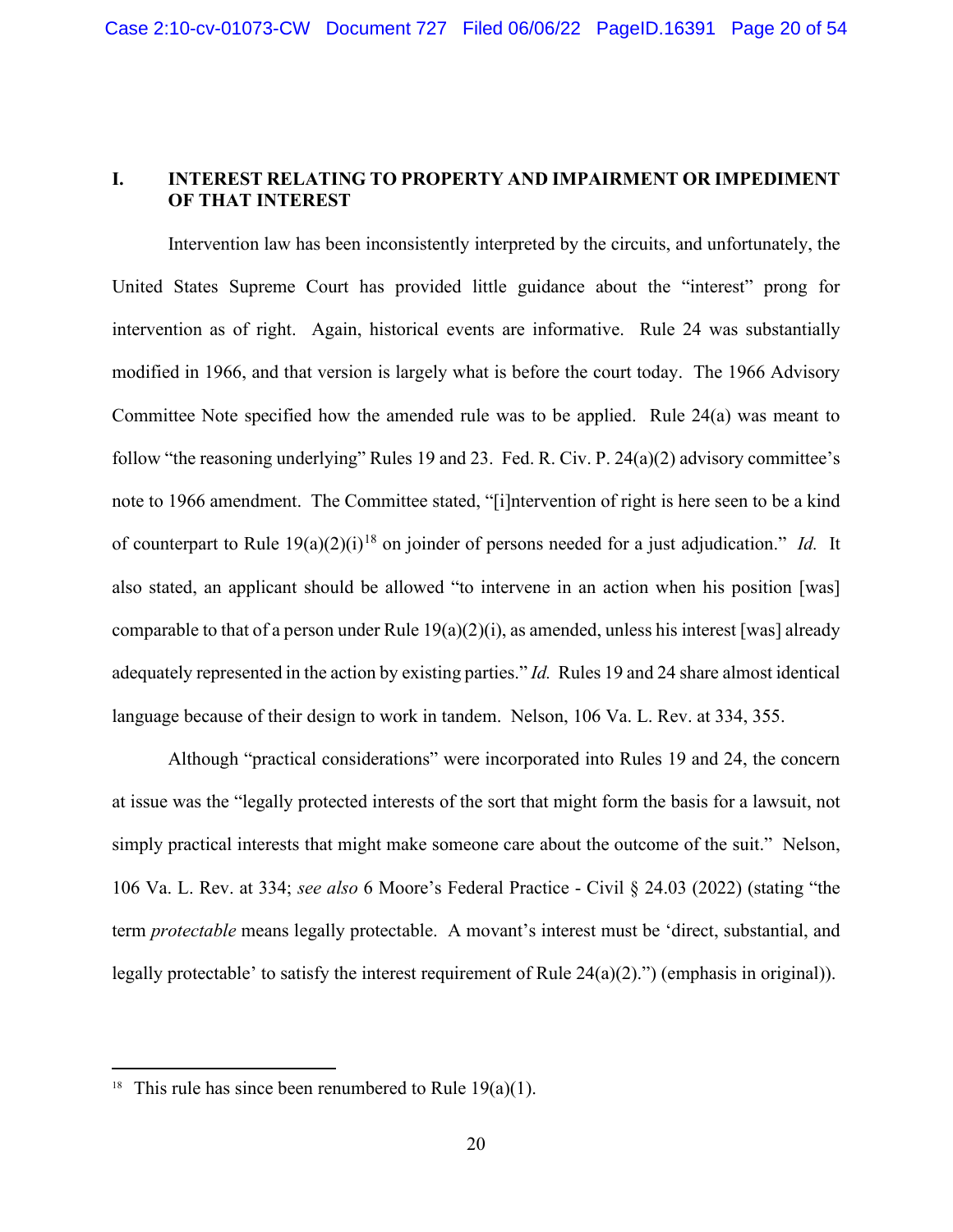## I. INTEREST RELATING TO PROPERTY AND IMPAIRMENT OR IMPEDIMENT OF THAT INTEREST

Intervention law has been inconsistently interpreted by the circuits, and unfortunately, the United States Supreme Court has provided little guidance about the "interest" prong for intervention as of right. Again, historical events are informative. Rule 24 was substantially modified in 1966, and that version is largely what is before the court today. The 1966 Advisory Committee Note specified how the amended rule was to be applied. Rule 24(a) was meant to follow "the reasoning underlying" Rules 19 and 23. Fed. R. Civ. P. 24(a)(2) advisory committee's note to 1966 amendment. The Committee stated, "[i]ntervention of right is here seen to be a kind of counterpart to Rule 19(a)(2)(i)[18] on joinder of persons needed for a just adjudication." *Id.* It also stated, an applicant should be allowed "to intervene in an action when his position [was] comparable to that of a person under Rule 19(a)(2)(i), as amended, unless his interest [was] already adequately represented in the action by existing parties." *Id.* Rules 19 and 24 share almost identical language because of their design to work in tandem. Nelson, 106 Va. L. Rev. at 334, 355.

Although "practical considerations" were incorporated into Rules 19 and 24, the concern at issue was the "legally protected interests of the sort that might form the basis for a lawsuit, not simply practical interests that might make someone care about the outcome of the suit." Nelson, 106 Va. L. Rev. at 334; *see also* 6 Moore's Federal Practice - Civil § 24.03 (2022) (stating "the term *protectable* means legally protectable. A movant's interest must be 'direct, substantial, and legally protectable' to satisfy the interest requirement of Rule 24(a)(2).") (emphasis in original)).

---

[18] This rule has since been renumbered to Rule 19(a)(1).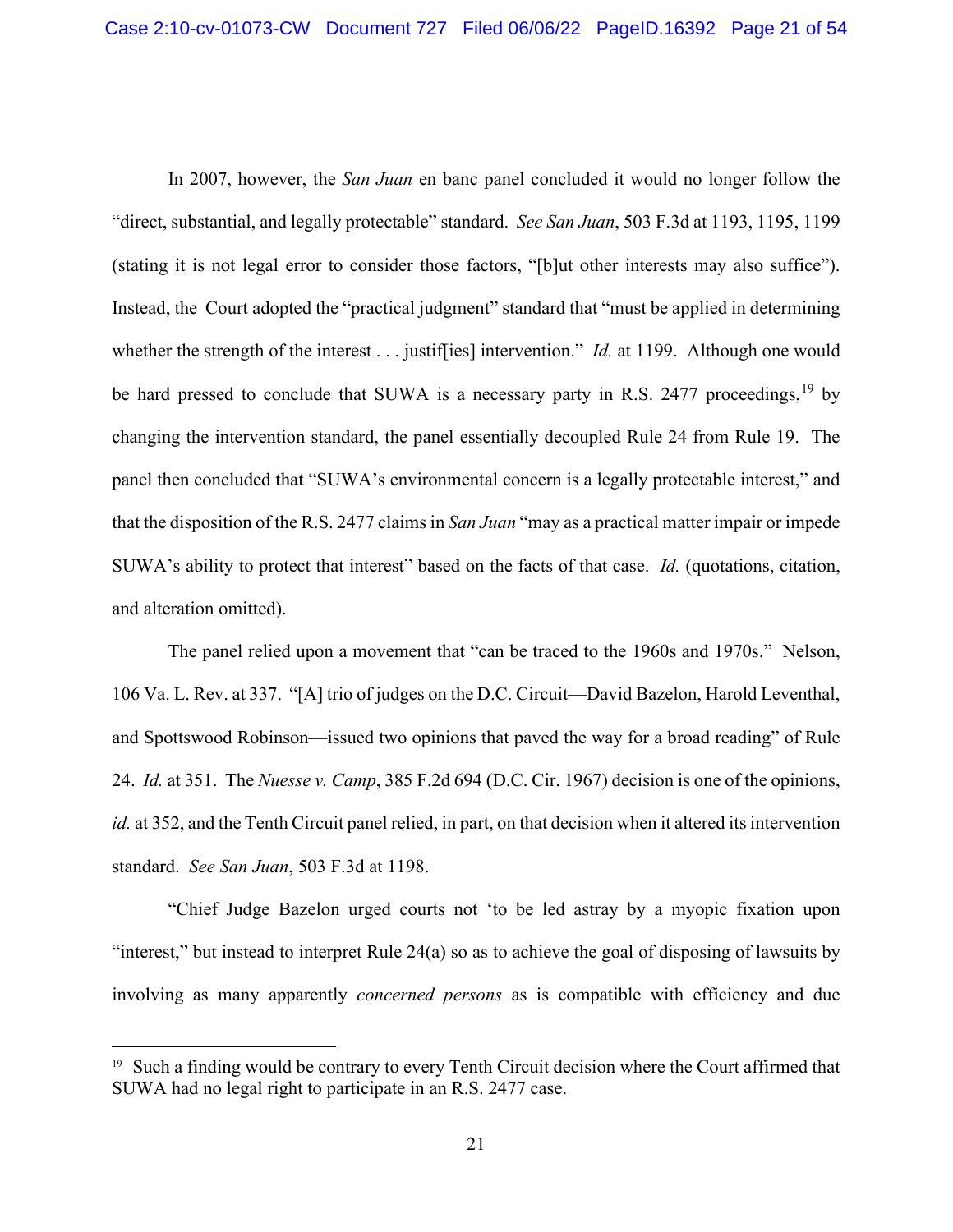In 2007, however, the *San Juan* en banc panel concluded it would no longer follow the "direct, substantial, and legally protectable" standard. *See San Juan*, 503 F.3d at 1193, 1195, 1199 (stating it is not legal error to consider those factors, "[b]ut other interests may also suffice"). Instead, the Court adopted the "practical judgment" standard that "must be applied in determining whether the strength of the interest . . . justif[ies] intervention." *Id.* at 1199. Although one would be hard pressed to conclude that SUWA is a necessary party in R.S. 2477 proceedings,[19] by changing the intervention standard, the panel essentially decoupled Rule 24 from Rule 19. The panel then concluded that "SUWA's environmental concern is a legally protectable interest," and that the disposition of the R.S. 2477 claims in *San Juan* "may as a practical matter impair or impede SUWA's ability to protect that interest" based on the facts of that case. *Id.* (quotations, citation, and alteration omitted).

The panel relied upon a movement that "can be traced to the 1960s and 1970s." Nelson, 106 Va. L. Rev. at 337. "[A] trio of judges on the D.C. Circuit—David Bazelon, Harold Leventhal, and Spottswood Robinson—issued two opinions that paved the way for a broad reading" of Rule 24. *Id.* at 351. The *Nuesse v. Camp*, 385 F.2d 694 (D.C. Cir. 1967) decision is one of the opinions, *id.* at 352, and the Tenth Circuit panel relied, in part, on that decision when it altered its intervention standard. *See San Juan*, 503 F.3d at 1198.

"Chief Judge Bazelon urged courts not 'to be led astray by a myopic fixation upon "interest," but instead to interpret Rule 24(a) so as to achieve the goal of disposing of lawsuits by involving as many apparently *concerned persons* as is compatible with efficiency and due

---

[19] Such a finding would be contrary to every Tenth Circuit decision where the Court affirmed that SUWA had no legal right to participate in an R.S. 2477 case.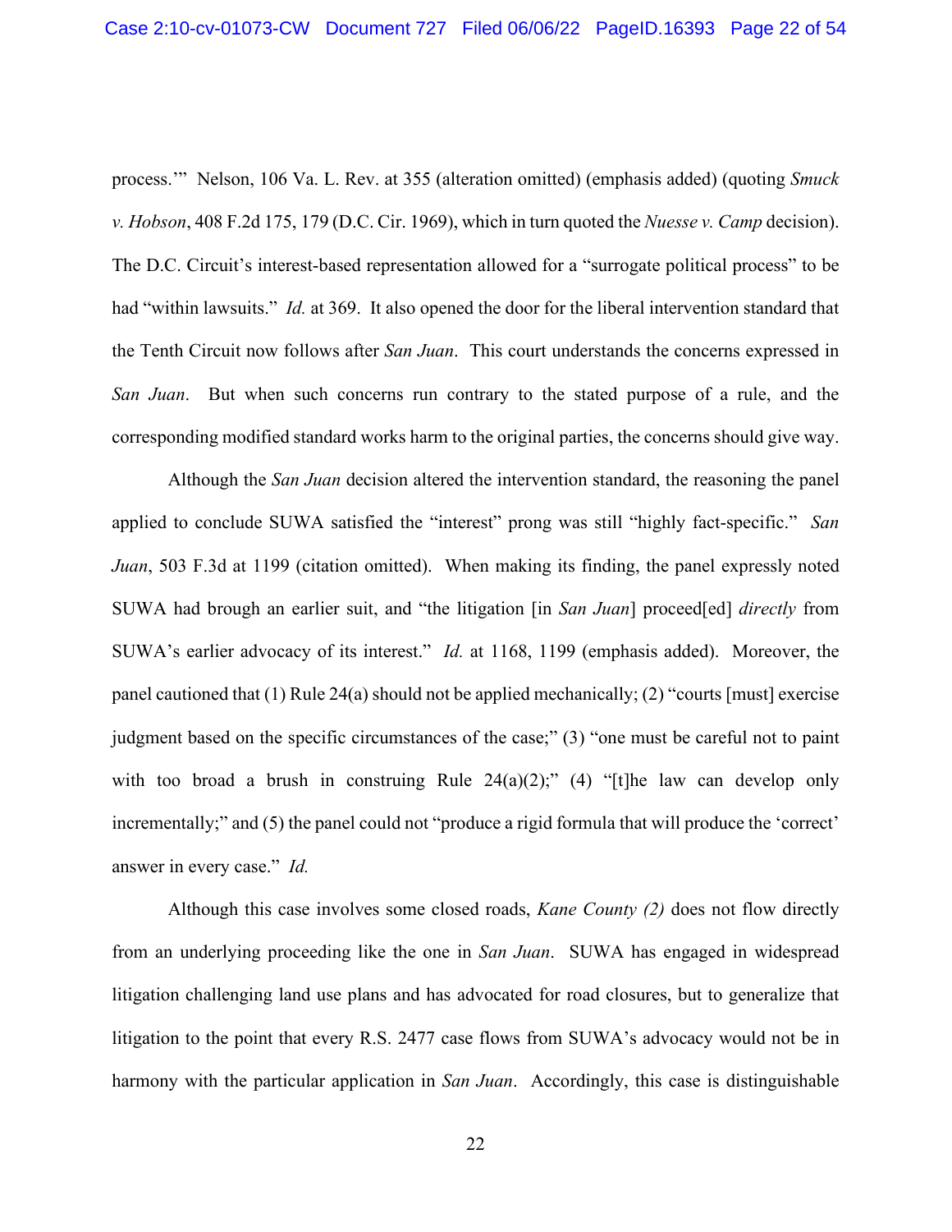process.'" Nelson, 106 Va. L. Rev. at 355 (alteration omitted) (emphasis added) (quoting *Smuck v. Hobson*, 408 F.2d 175, 179 (D.C. Cir. 1969), which in turn quoted the *Nuesse v. Camp* decision). The D.C. Circuit's interest-based representation allowed for a "surrogate political process" to be had "within lawsuits." *Id.* at 369. It also opened the door for the liberal intervention standard that the Tenth Circuit now follows after *San Juan*. This court understands the concerns expressed in *San Juan*. But when such concerns run contrary to the stated purpose of a rule, and the corresponding modified standard works harm to the original parties, the concerns should give way.

Although the *San Juan* decision altered the intervention standard, the reasoning the panel applied to conclude SUWA satisfied the "interest" prong was still "highly fact-specific." *San Juan*, 503 F.3d at 1199 (citation omitted). When making its finding, the panel expressly noted SUWA had brough an earlier suit, and "the litigation [in *San Juan*] proceed[ed] *directly* from SUWA's earlier advocacy of its interest." *Id.* at 1168, 1199 (emphasis added). Moreover, the panel cautioned that (1) Rule 24(a) should not be applied mechanically; (2) "courts [must] exercise judgment based on the specific circumstances of the case;" (3) "one must be careful not to paint with too broad a brush in construing Rule 24(a)(2);" (4) "[t]he law can develop only incrementally;" and (5) the panel could not "produce a rigid formula that will produce the 'correct' answer in every case." *Id.*

Although this case involves some closed roads, *Kane County (2)* does not flow directly from an underlying proceeding like the one in *San Juan*. SUWA has engaged in widespread litigation challenging land use plans and has advocated for road closures, but to generalize that litigation to the point that every R.S. 2477 case flows from SUWA's advocacy would not be in harmony with the particular application in *San Juan*. Accordingly, this case is distinguishable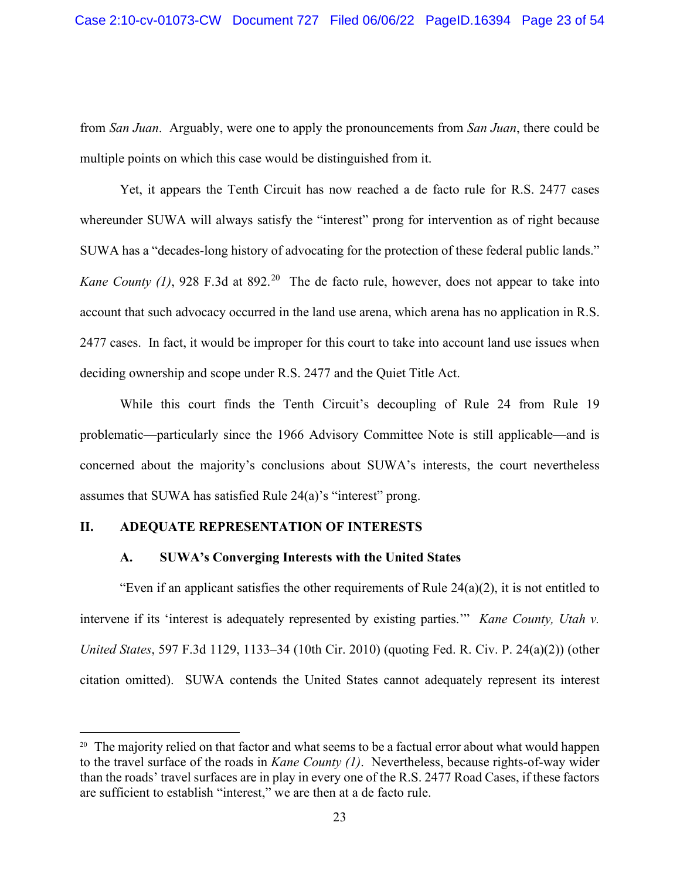from *San Juan*. Arguably, were one to apply the pronouncements from *San Juan*, there could be multiple points on which this case would be distinguished from it.

Yet, it appears the Tenth Circuit has now reached a de facto rule for R.S. 2477 cases whereunder SUWA will always satisfy the "interest" prong for intervention as of right because SUWA has a "decades-long history of advocating for the protection of these federal public lands." *Kane County (1)*, 928 F.3d at 892.[20] The de facto rule, however, does not appear to take into account that such advocacy occurred in the land use arena, which arena has no application in R.S. 2477 cases. In fact, it would be improper for this court to take into account land use issues when deciding ownership and scope under R.S. 2477 and the Quiet Title Act.

While this court finds the Tenth Circuit's decoupling of Rule 24 from Rule 19 problematic—particularly since the 1966 Advisory Committee Note is still applicable—and is concerned about the majority's conclusions about SUWA's interests, the court nevertheless assumes that SUWA has satisfied Rule 24(a)'s "interest" prong.

## II. ADEQUATE REPRESENTATION OF INTERESTS

### A. SUWA's Converging Interests with the United States

"Even if an applicant satisfies the other requirements of Rule 24(a)(2), it is not entitled to intervene if its 'interest is adequately represented by existing parties.'" *Kane County, Utah v. United States*, 597 F.3d 1129, 1133–34 (10th Cir. 2010) (quoting Fed. R. Civ. P. 24(a)(2)) (other citation omitted). SUWA contends the United States cannot adequately represent its interest

---

[20] The majority relied on that factor and what seems to be a factual error about what would happen to the travel surface of the roads in *Kane County (1)*. Nevertheless, because rights-of-way wider than the roads' travel surfaces are in play in every one of the R.S. 2477 Road Cases, if these factors are sufficient to establish "interest," we are then at a de facto rule.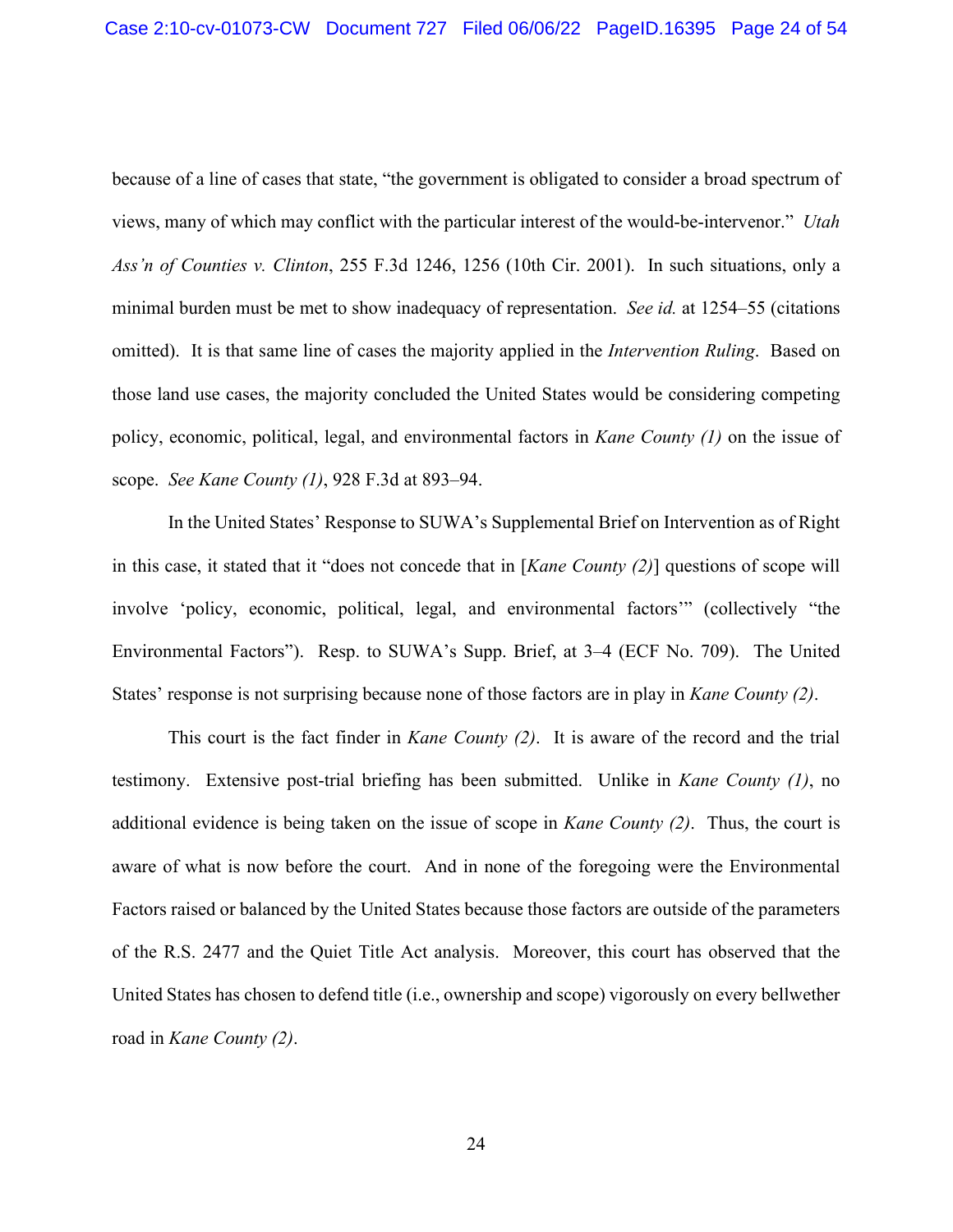because of a line of cases that state, "the government is obligated to consider a broad spectrum of views, many of which may conflict with the particular interest of the would-be-intervenor." *Utah Ass'n of Counties v. Clinton*, 255 F.3d 1246, 1256 (10th Cir. 2001). In such situations, only a minimal burden must be met to show inadequacy of representation. *See id.* at 1254–55 (citations omitted). It is that same line of cases the majority applied in the *Intervention Ruling*. Based on those land use cases, the majority concluded the United States would be considering competing policy, economic, political, legal, and environmental factors in *Kane County (1)* on the issue of scope. *See Kane County (1)*, 928 F.3d at 893–94.

In the United States' Response to SUWA's Supplemental Brief on Intervention as of Right in this case, it stated that it "does not concede that in [*Kane County (2)*] questions of scope will involve 'policy, economic, political, legal, and environmental factors'" (collectively "the Environmental Factors"). Resp. to SUWA's Supp. Brief, at 3–4 (ECF No. 709). The United States' response is not surprising because none of those factors are in play in *Kane County (2)*.

This court is the fact finder in *Kane County (2)*. It is aware of the record and the trial testimony. Extensive post-trial briefing has been submitted. Unlike in *Kane County (1)*, no additional evidence is being taken on the issue of scope in *Kane County (2)*. Thus, the court is aware of what is now before the court. And in none of the foregoing were the Environmental Factors raised or balanced by the United States because those factors are outside of the parameters of the R.S. 2477 and the Quiet Title Act analysis. Moreover, this court has observed that the United States has chosen to defend title (i.e., ownership and scope) vigorously on every bellwether road in *Kane County (2)*.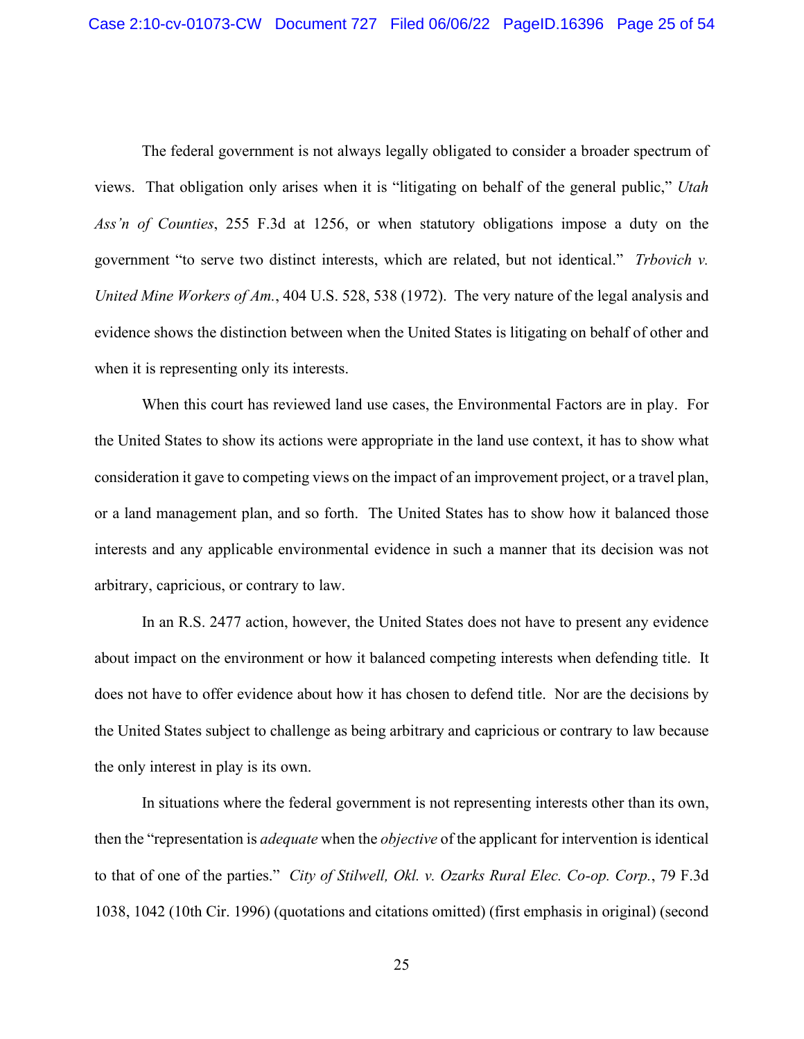The federal government is not always legally obligated to consider a broader spectrum of views. That obligation only arises when it is "litigating on behalf of the general public," *Utah Ass'n of Counties*, 255 F.3d at 1256, or when statutory obligations impose a duty on the government "to serve two distinct interests, which are related, but not identical." *Trbovich v. United Mine Workers of Am.*, 404 U.S. 528, 538 (1972). The very nature of the legal analysis and evidence shows the distinction between when the United States is litigating on behalf of other and when it is representing only its interests.

When this court has reviewed land use cases, the Environmental Factors are in play. For the United States to show its actions were appropriate in the land use context, it has to show what consideration it gave to competing views on the impact of an improvement project, or a travel plan, or a land management plan, and so forth. The United States has to show how it balanced those interests and any applicable environmental evidence in such a manner that its decision was not arbitrary, capricious, or contrary to law.

In an R.S. 2477 action, however, the United States does not have to present any evidence about impact on the environment or how it balanced competing interests when defending title. It does not have to offer evidence about how it has chosen to defend title. Nor are the decisions by the United States subject to challenge as being arbitrary and capricious or contrary to law because the only interest in play is its own.

In situations where the federal government is not representing interests other than its own, then the "representation is *adequate* when the *objective* of the applicant for intervention is identical to that of one of the parties." *City of Stilwell, Okl. v. Ozarks Rural Elec. Co-op. Corp.*, 79 F.3d 1038, 1042 (10th Cir. 1996) (quotations and citations omitted) (first emphasis in original) (second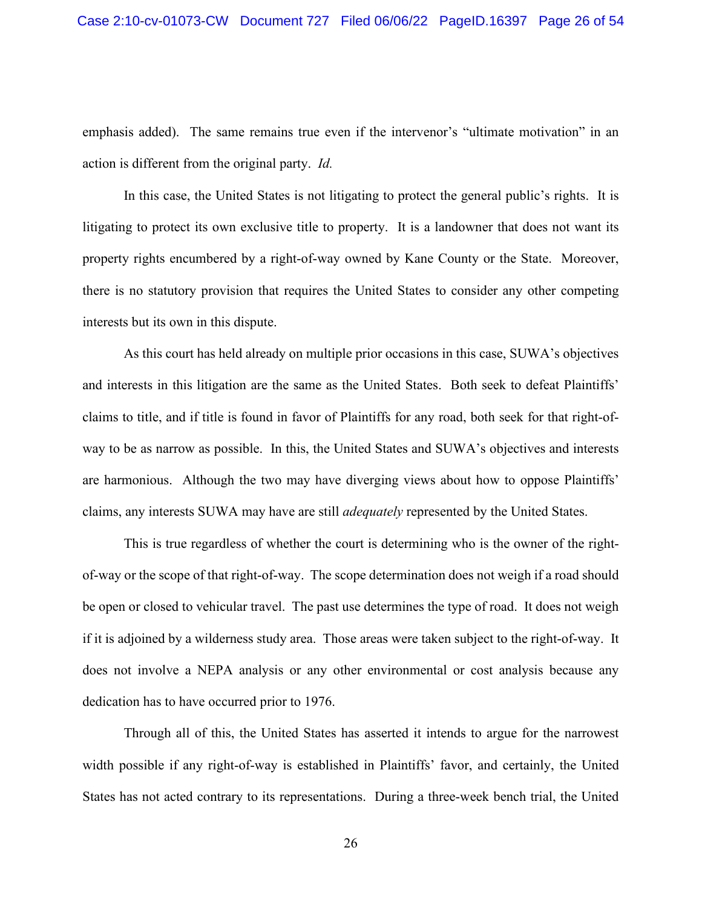emphasis added). The same remains true even if the intervenor's "ultimate motivation" in an action is different from the original party. *Id.*

In this case, the United States is not litigating to protect the general public's rights. It is litigating to protect its own exclusive title to property. It is a landowner that does not want its property rights encumbered by a right-of-way owned by Kane County or the State. Moreover, there is no statutory provision that requires the United States to consider any other competing interests but its own in this dispute.

As this court has held already on multiple prior occasions in this case, SUWA's objectives and interests in this litigation are the same as the United States. Both seek to defeat Plaintiffs' claims to title, and if title is found in favor of Plaintiffs for any road, both seek for that right-of-way to be as narrow as possible. In this, the United States and SUWA's objectives and interests are harmonious. Although the two may have diverging views about how to oppose Plaintiffs' claims, any interests SUWA may have are still *adequately* represented by the United States.

This is true regardless of whether the court is determining who is the owner of the right-of-way or the scope of that right-of-way. The scope determination does not weigh if a road should be open or closed to vehicular travel. The past use determines the type of road. It does not weigh if it is adjoined by a wilderness study area. Those areas were taken subject to the right-of-way. It does not involve a NEPA analysis or any other environmental or cost analysis because any dedication has to have occurred prior to 1976.

Through all of this, the United States has asserted it intends to argue for the narrowest width possible if any right-of-way is established in Plaintiffs' favor, and certainly, the United States has not acted contrary to its representations. During a three-week bench trial, the United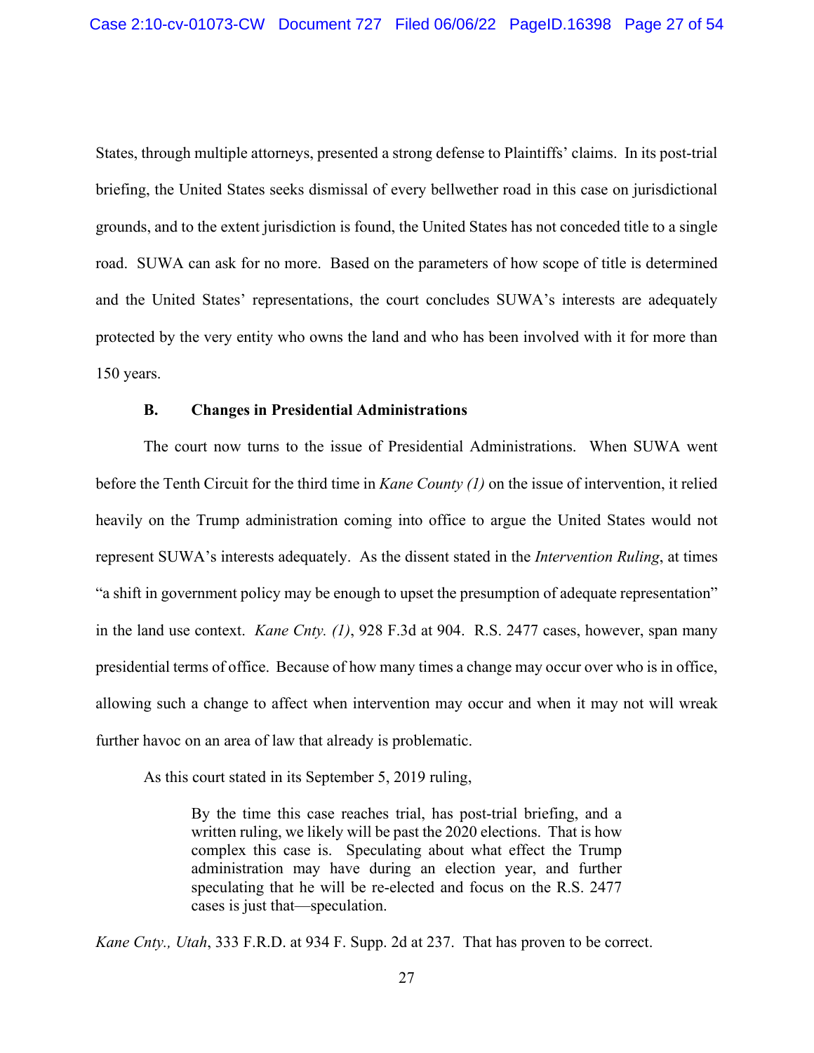States, through multiple attorneys, presented a strong defense to Plaintiffs' claims. In its post-trial briefing, the United States seeks dismissal of every bellwether road in this case on jurisdictional grounds, and to the extent jurisdiction is found, the United States has not conceded title to a single road. SUWA can ask for no more. Based on the parameters of how scope of title is determined and the United States' representations, the court concludes SUWA's interests are adequately protected by the very entity who owns the land and who has been involved with it for more than 150 years.

### B. Changes in Presidential Administrations

The court now turns to the issue of Presidential Administrations. When SUWA went before the Tenth Circuit for the third time in *Kane County (1)* on the issue of intervention, it relied heavily on the Trump administration coming into office to argue the United States would not represent SUWA's interests adequately. As the dissent stated in the *Intervention Ruling*, at times "a shift in government policy may be enough to upset the presumption of adequate representation" in the land use context. *Kane Cnty. (1)*, 928 F.3d at 904. R.S. 2477 cases, however, span many presidential terms of office. Because of how many times a change may occur over who is in office, allowing such a change to affect when intervention may occur and when it may not will wreak further havoc on an area of law that already is problematic.

As this court stated in its September 5, 2019 ruling,

> By the time this case reaches trial, has post-trial briefing, and a written ruling, we likely will be past the 2020 elections. That is how complex this case is. Speculating about what effect the Trump administration may have during an election year, and further speculating that he will be re-elected and focus on the R.S. 2477 cases is just that—speculation.

*Kane Cnty., Utah*, 333 F.R.D. at 934 F. Supp. 2d at 237. That has proven to be correct.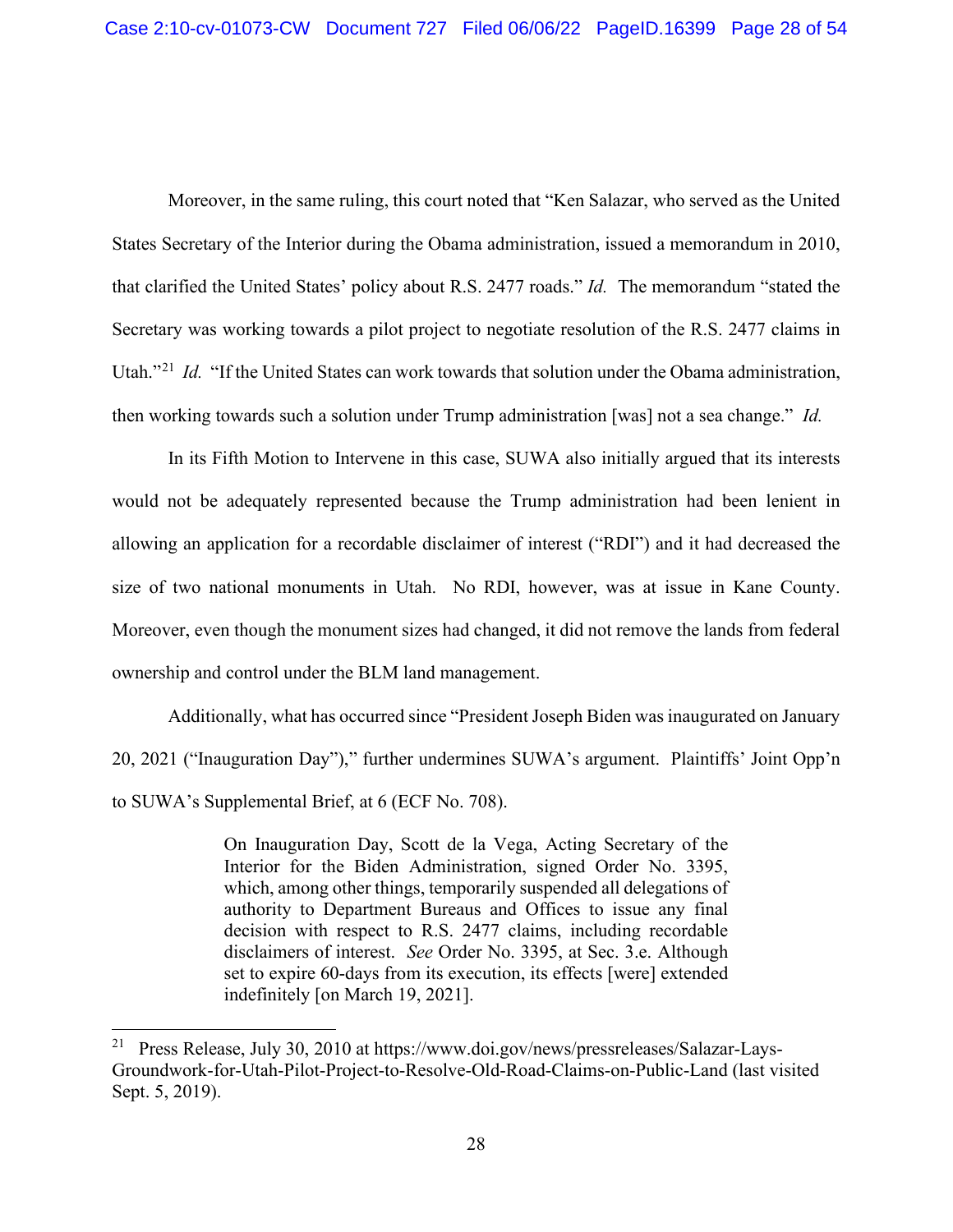Moreover, in the same ruling, this court noted that "Ken Salazar, who served as the United States Secretary of the Interior during the Obama administration, issued a memorandum in 2010, that clarified the United States' policy about R.S. 2477 roads." *Id.* The memorandum "stated the Secretary was working towards a pilot project to negotiate resolution of the R.S. 2477 claims in Utah."[21] *Id.* "If the United States can work towards that solution under the Obama administration, then working towards such a solution under Trump administration [was] not a sea change." *Id.*

In its Fifth Motion to Intervene in this case, SUWA also initially argued that its interests would not be adequately represented because the Trump administration had been lenient in allowing an application for a recordable disclaimer of interest ("RDI") and it had decreased the size of two national monuments in Utah. No RDI, however, was at issue in Kane County. Moreover, even though the monument sizes had changed, it did not remove the lands from federal ownership and control under the BLM land management.

Additionally, what has occurred since "President Joseph Biden was inaugurated on January 20, 2021 ("Inauguration Day")," further undermines SUWA's argument. Plaintiffs' Joint Opp'n to SUWA's Supplemental Brief, at 6 (ECF No. 708).

> On Inauguration Day, Scott de la Vega, Acting Secretary of the Interior for the Biden Administration, signed Order No. 3395, which, among other things, temporarily suspended all delegations of authority to Department Bureaus and Offices to issue any final decision with respect to R.S. 2477 claims, including recordable disclaimers of interest. *See* Order No. 3395, at Sec. 3.e. Although set to expire 60-days from its execution, its effects [were] extended indefinitely [on March 19, 2021].

---

[21] Press Release, July 30, 2010 at https://www.doi.gov/news/pressreleases/Salazar-Lays-Groundwork-for-Utah-Pilot-Project-to-Resolve-Old-Road-Claims-on-Public-Land (last visited Sept. 5, 2019).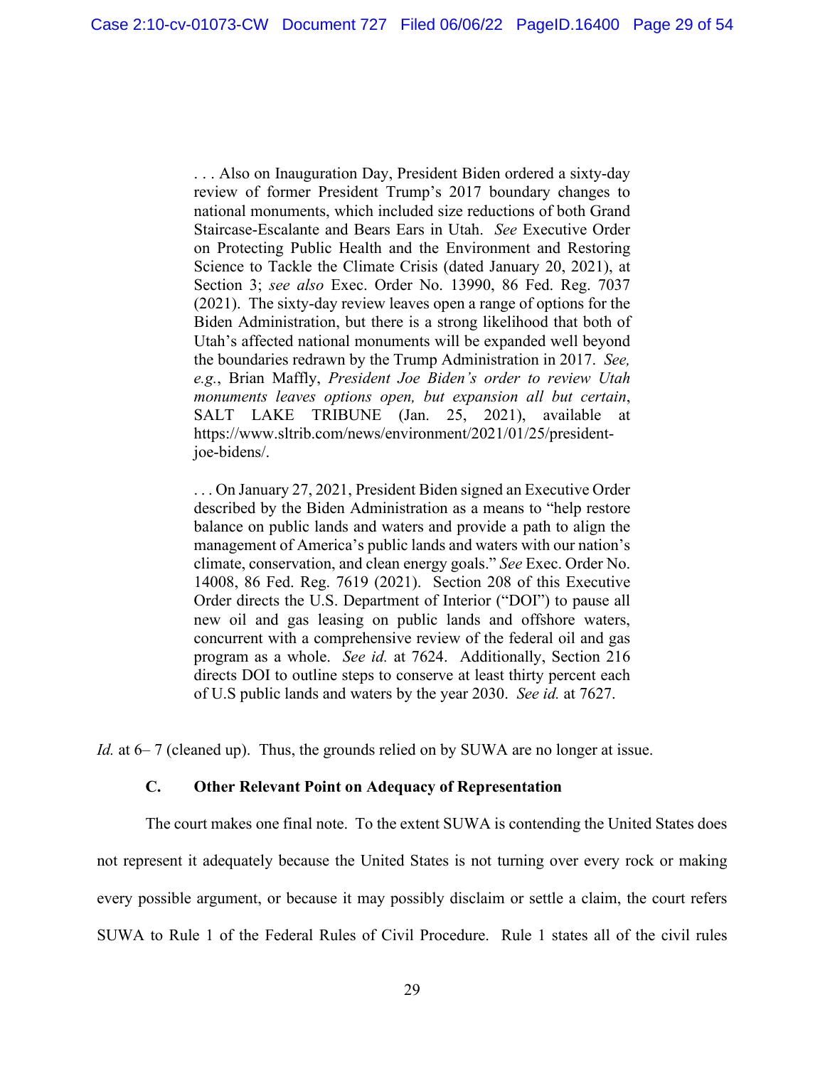> . . . Also on Inauguration Day, President Biden ordered a sixty-day review of former President Trump's 2017 boundary changes to national monuments, which included size reductions of both Grand Staircase-Escalante and Bears Ears in Utah. *See* Executive Order on Protecting Public Health and the Environment and Restoring Science to Tackle the Climate Crisis (dated January 20, 2021), at Section 3; *see also* Exec. Order No. 13990, 86 Fed. Reg. 7037 (2021). The sixty-day review leaves open a range of options for the Biden Administration, but there is a strong likelihood that both of Utah's affected national monuments will be expanded well beyond the boundaries redrawn by the Trump Administration in 2017. *See, e.g.*, Brian Maffly, *President Joe Biden's order to review Utah monuments leaves options open, but expansion all but certain*, SALT LAKE TRIBUNE (Jan. 25, 2021), available at https://www.sltrib.com/news/environment/2021/01/25/president-joe-bidens/.
>
> . . . On January 27, 2021, President Biden signed an Executive Order described by the Biden Administration as a means to "help restore balance on public lands and waters and provide a path to align the management of America's public lands and waters with our nation's climate, conservation, and clean energy goals." *See* Exec. Order No. 14008, 86 Fed. Reg. 7619 (2021). Section 208 of this Executive Order directs the U.S. Department of Interior ("DOI") to pause all new oil and gas leasing on public lands and offshore waters, concurrent with a comprehensive review of the federal oil and gas program as a whole. *See id.* at 7624. Additionally, Section 216 directs DOI to outline steps to conserve at least thirty percent each of U.S public lands and waters by the year 2030. *See id.* at 7627.

*Id.* at 6– 7 (cleaned up). Thus, the grounds relied on by SUWA are no longer at issue.

### C. Other Relevant Point on Adequacy of Representation

The court makes one final note. To the extent SUWA is contending the United States does not represent it adequately because the United States is not turning over every rock or making every possible argument, or because it may possibly disclaim or settle a claim, the court refers SUWA to Rule 1 of the Federal Rules of Civil Procedure. Rule 1 states all of the civil rules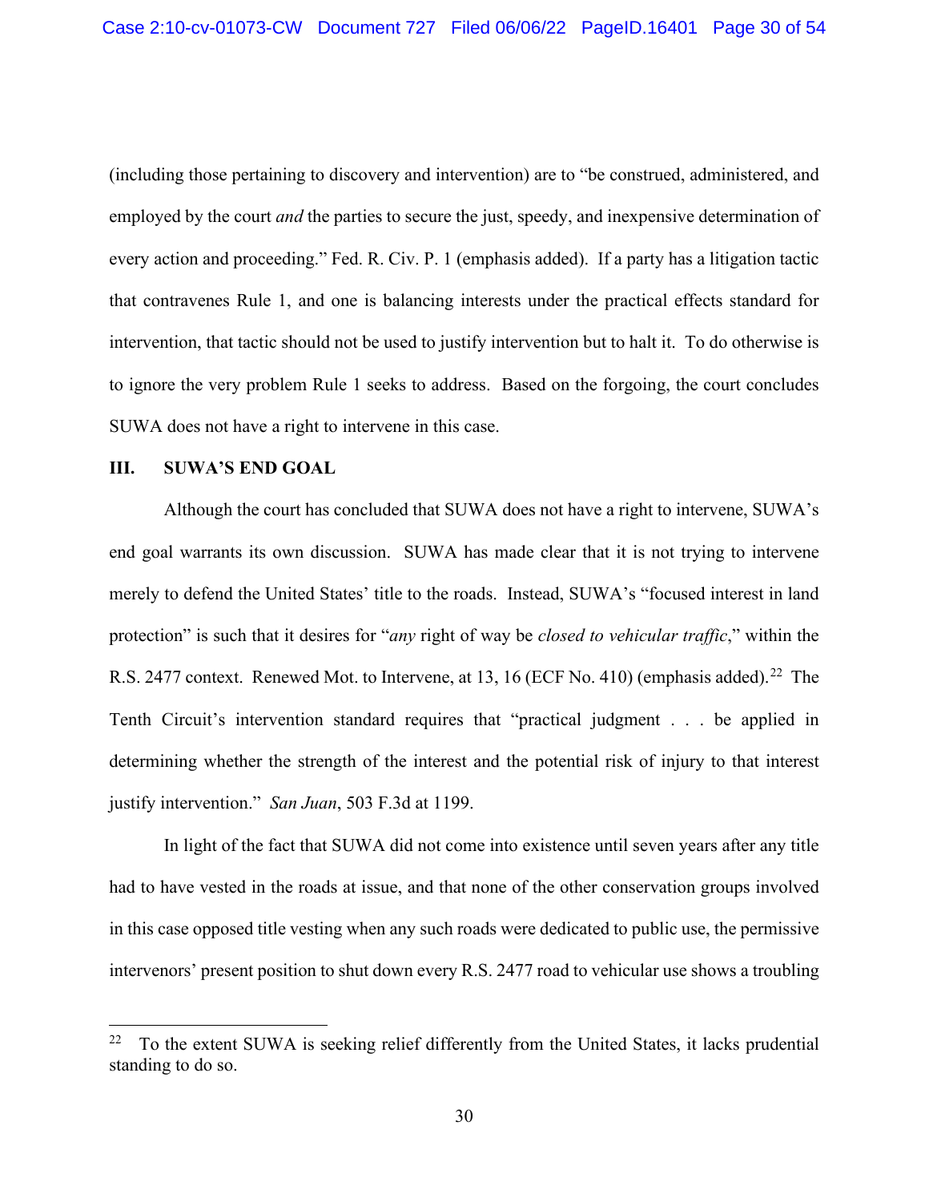(including those pertaining to discovery and intervention) are to "be construed, administered, and employed by the court *and* the parties to secure the just, speedy, and inexpensive determination of every action and proceeding." Fed. R. Civ. P. 1 (emphasis added). If a party has a litigation tactic that contravenes Rule 1, and one is balancing interests under the practical effects standard for intervention, that tactic should not be used to justify intervention but to halt it. To do otherwise is to ignore the very problem Rule 1 seeks to address. Based on the forgoing, the court concludes SUWA does not have a right to intervene in this case.

## III. SUWA'S END GOAL

Although the court has concluded that SUWA does not have a right to intervene, SUWA's end goal warrants its own discussion. SUWA has made clear that it is not trying to intervene merely to defend the United States' title to the roads. Instead, SUWA's "focused interest in land protection" is such that it desires for "*any* right of way be *closed to vehicular traffic*," within the R.S. 2477 context. Renewed Mot. to Intervene, at 13, 16 (ECF No. 410) (emphasis added).[22] The Tenth Circuit's intervention standard requires that "practical judgment . . . be applied in determining whether the strength of the interest and the potential risk of injury to that interest justify intervention." *San Juan*, 503 F.3d at 1199.

In light of the fact that SUWA did not come into existence until seven years after any title had to have vested in the roads at issue, and that none of the other conservation groups involved in this case opposed title vesting when any such roads were dedicated to public use, the permissive intervenors' present position to shut down every R.S. 2477 road to vehicular use shows a troubling

[22] To the extent SUWA is seeking relief differently from the United States, it lacks prudential standing to do so.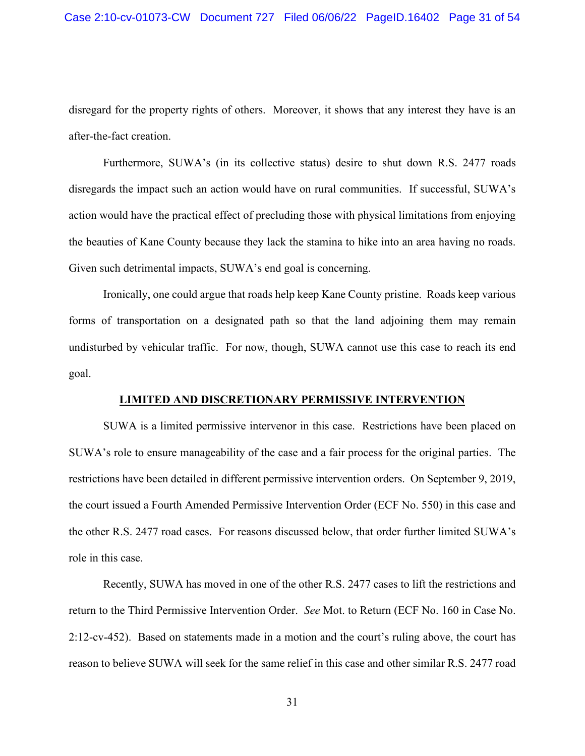disregard for the property rights of others. Moreover, it shows that any interest they have is an after-the-fact creation.

Furthermore, SUWA's (in its collective status) desire to shut down R.S. 2477 roads disregards the impact such an action would have on rural communities. If successful, SUWA's action would have the practical effect of precluding those with physical limitations from enjoying the beauties of Kane County because they lack the stamina to hike into an area having no roads. Given such detrimental impacts, SUWA's end goal is concerning.

Ironically, one could argue that roads help keep Kane County pristine. Roads keep various forms of transportation on a designated path so that the land adjoining them may remain undisturbed by vehicular traffic. For now, though, SUWA cannot use this case to reach its end goal.

## LIMITED AND DISCRETIONARY PERMISSIVE INTERVENTION

SUWA is a limited permissive intervenor in this case. Restrictions have been placed on SUWA's role to ensure manageability of the case and a fair process for the original parties. The restrictions have been detailed in different permissive intervention orders. On September 9, 2019, the court issued a Fourth Amended Permissive Intervention Order (ECF No. 550) in this case and the other R.S. 2477 road cases. For reasons discussed below, that order further limited SUWA's role in this case.

Recently, SUWA has moved in one of the other R.S. 2477 cases to lift the restrictions and return to the Third Permissive Intervention Order. *See* Mot. to Return (ECF No. 160 in Case No. 2:12-cv-452). Based on statements made in a motion and the court's ruling above, the court has reason to believe SUWA will seek for the same relief in this case and other similar R.S. 2477 road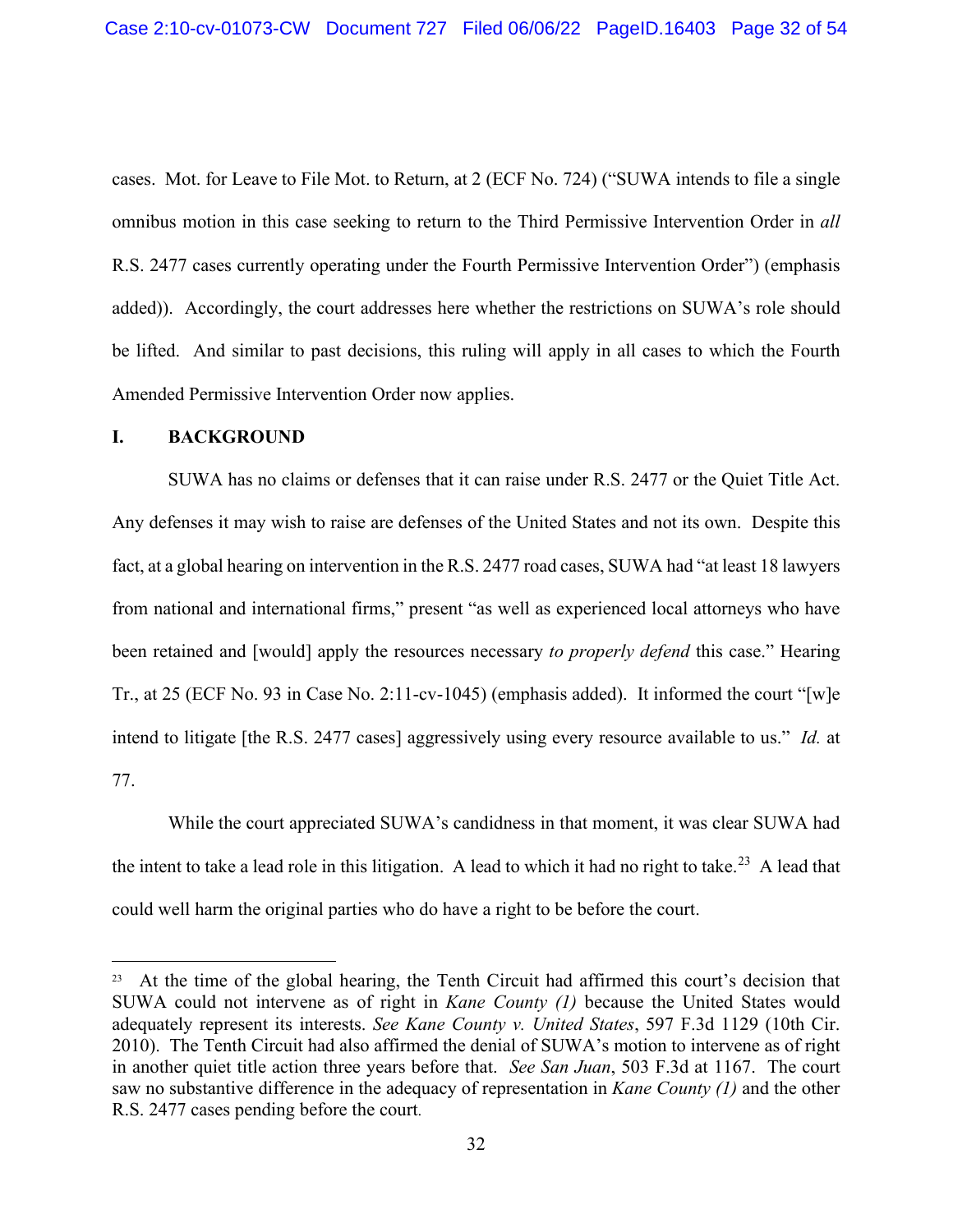cases. Mot. for Leave to File Mot. to Return, at 2 (ECF No. 724) ("SUWA intends to file a single omnibus motion in this case seeking to return to the Third Permissive Intervention Order in *all* R.S. 2477 cases currently operating under the Fourth Permissive Intervention Order") (emphasis added)). Accordingly, the court addresses here whether the restrictions on SUWA's role should be lifted. And similar to past decisions, this ruling will apply in all cases to which the Fourth Amended Permissive Intervention Order now applies.

## I. BACKGROUND

SUWA has no claims or defenses that it can raise under R.S. 2477 or the Quiet Title Act. Any defenses it may wish to raise are defenses of the United States and not its own. Despite this fact, at a global hearing on intervention in the R.S. 2477 road cases, SUWA had "at least 18 lawyers from national and international firms," present "as well as experienced local attorneys who have been retained and [would] apply the resources necessary *to properly defend* this case." Hearing Tr., at 25 (ECF No. 93 in Case No. 2:11-cv-1045) (emphasis added). It informed the court "[w]e intend to litigate [the R.S. 2477 cases] aggressively using every resource available to us." *Id.* at 77.

While the court appreciated SUWA's candidness in that moment, it was clear SUWA had the intent to take a lead role in this litigation. A lead to which it had no right to take.[23] A lead that could well harm the original parties who do have a right to be before the court.

---

[23] At the time of the global hearing, the Tenth Circuit had affirmed this court's decision that SUWA could not intervene as of right in *Kane County (1)* because the United States would adequately represent its interests. *See Kane County v. United States*, 597 F.3d 1129 (10th Cir. 2010). The Tenth Circuit had also affirmed the denial of SUWA's motion to intervene as of right in another quiet title action three years before that. *See San Juan*, 503 F.3d at 1167. The court saw no substantive difference in the adequacy of representation in *Kane County (1)* and the other R.S. 2477 cases pending before the court.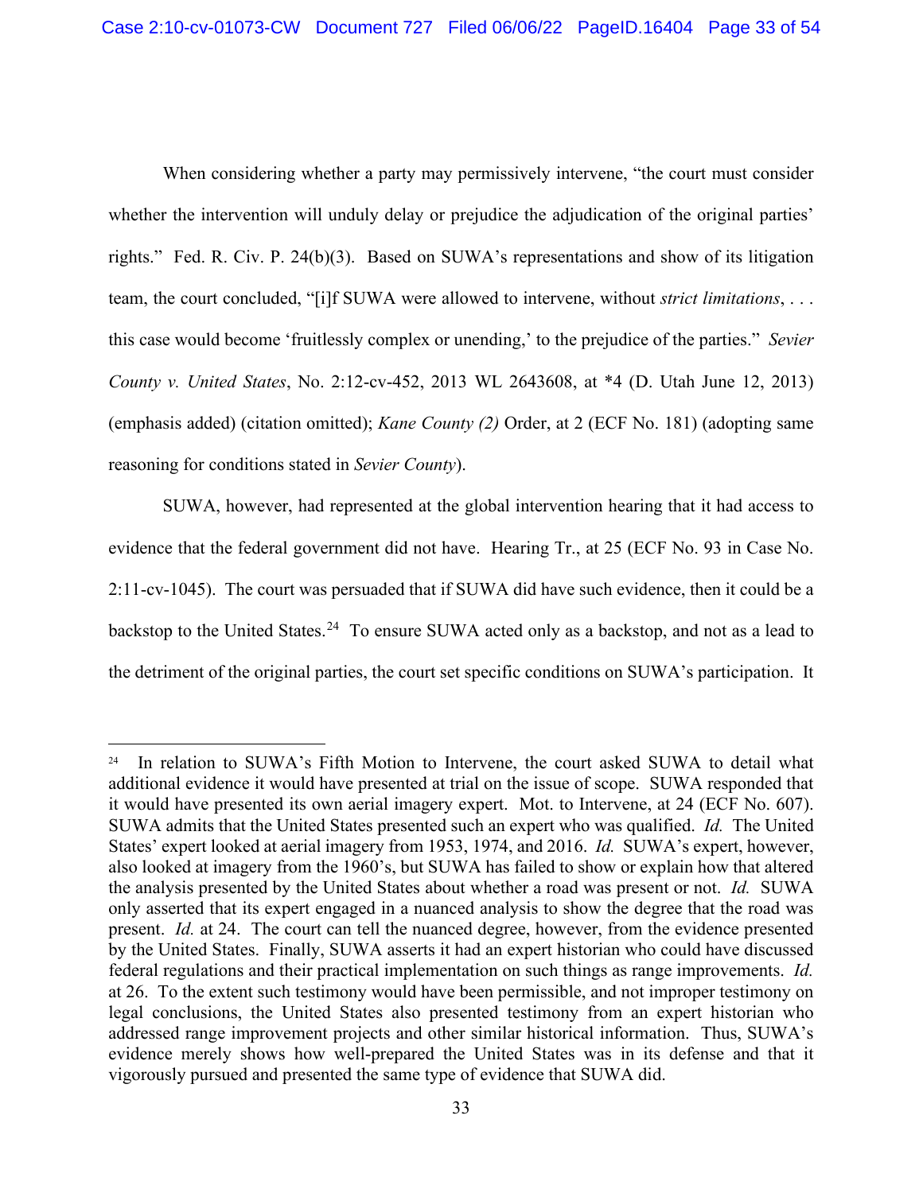When considering whether a party may permissively intervene, "the court must consider whether the intervention will unduly delay or prejudice the adjudication of the original parties' rights." Fed. R. Civ. P. 24(b)(3). Based on SUWA's representations and show of its litigation team, the court concluded, "[i]f SUWA were allowed to intervene, without *strict limitations*, . . . this case would become 'fruitlessly complex or unending,' to the prejudice of the parties." *Sevier County v. United States*, No. 2:12-cv-452, 2013 WL 2643608, at *4 (D. Utah June 12, 2013) (emphasis added) (citation omitted); *Kane County (2)* Order, at 2 (ECF No. 181) (adopting same reasoning for conditions stated in *Sevier County*).

SUWA, however, had represented at the global intervention hearing that it had access to evidence that the federal government did not have. Hearing Tr., at 25 (ECF No. 93 in Case No. 2:11-cv-1045). The court was persuaded that if SUWA did have such evidence, then it could be a backstop to the United States.[24] To ensure SUWA acted only as a backstop, and not as a lead to the detriment of the original parties, the court set specific conditions on SUWA's participation. It

---

[24] In relation to SUWA's Fifth Motion to Intervene, the court asked SUWA to detail what additional evidence it would have presented at trial on the issue of scope. SUWA responded that it would have presented its own aerial imagery expert. Mot. to Intervene, at 24 (ECF No. 607). SUWA admits that the United States presented such an expert who was qualified. *Id.* The United States' expert looked at aerial imagery from 1953, 1974, and 2016. *Id.* SUWA's expert, however, also looked at imagery from the 1960's, but SUWA has failed to show or explain how that altered the analysis presented by the United States about whether a road was present or not. *Id.* SUWA only asserted that its expert engaged in a nuanced analysis to show the degree that the road was present. *Id.* at 24. The court can tell the nuanced degree, however, from the evidence presented by the United States. Finally, SUWA asserts it had an expert historian who could have discussed federal regulations and their practical implementation on such things as range improvements. *Id.* at 26. To the extent such testimony would have been permissible, and not improper testimony on legal conclusions, the United States also presented testimony from an expert historian who addressed range improvement projects and other similar historical information. Thus, SUWA's evidence merely shows how well-prepared the United States was in its defense and that it vigorously pursued and presented the same type of evidence that SUWA did.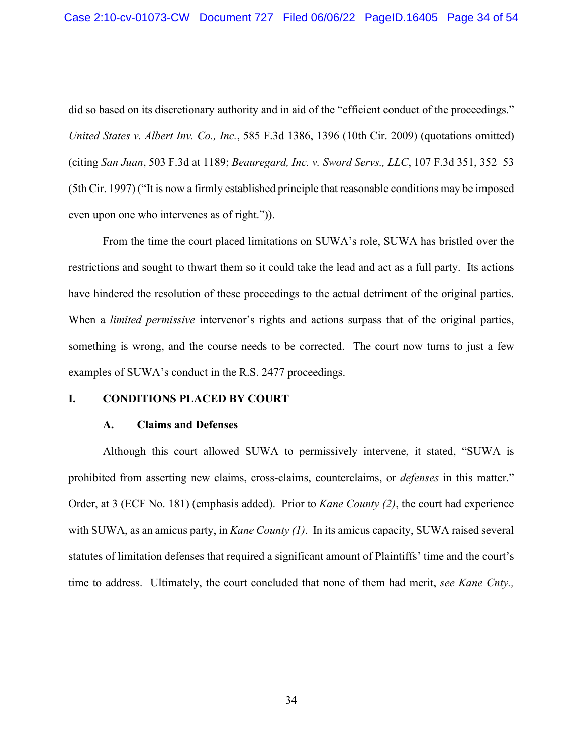did so based on its discretionary authority and in aid of the "efficient conduct of the proceedings." *United States v. Albert Inv. Co., Inc.*, 585 F.3d 1386, 1396 (10th Cir. 2009) (quotations omitted) (citing *San Juan*, 503 F.3d at 1189; *Beauregard, Inc. v. Sword Servs., LLC*, 107 F.3d 351, 352–53 (5th Cir. 1997) ("It is now a firmly established principle that reasonable conditions may be imposed even upon one who intervenes as of right.")).

From the time the court placed limitations on SUWA's role, SUWA has bristled over the restrictions and sought to thwart them so it could take the lead and act as a full party. Its actions have hindered the resolution of these proceedings to the actual detriment of the original parties. When a *limited permissive* intervenor's rights and actions surpass that of the original parties, something is wrong, and the course needs to be corrected. The court now turns to just a few examples of SUWA's conduct in the R.S. 2477 proceedings.

## I. CONDITIONS PLACED BY COURT

### A. Claims and Defenses

Although this court allowed SUWA to permissively intervene, it stated, "SUWA is prohibited from asserting new claims, cross-claims, counterclaims, or *defenses* in this matter." Order, at 3 (ECF No. 181) (emphasis added). Prior to *Kane County (2)*, the court had experience with SUWA, as an amicus party, in *Kane County (1)*. In its amicus capacity, SUWA raised several statutes of limitation defenses that required a significant amount of Plaintiffs' time and the court's time to address. Ultimately, the court concluded that none of them had merit, *see Kane Cnty.,*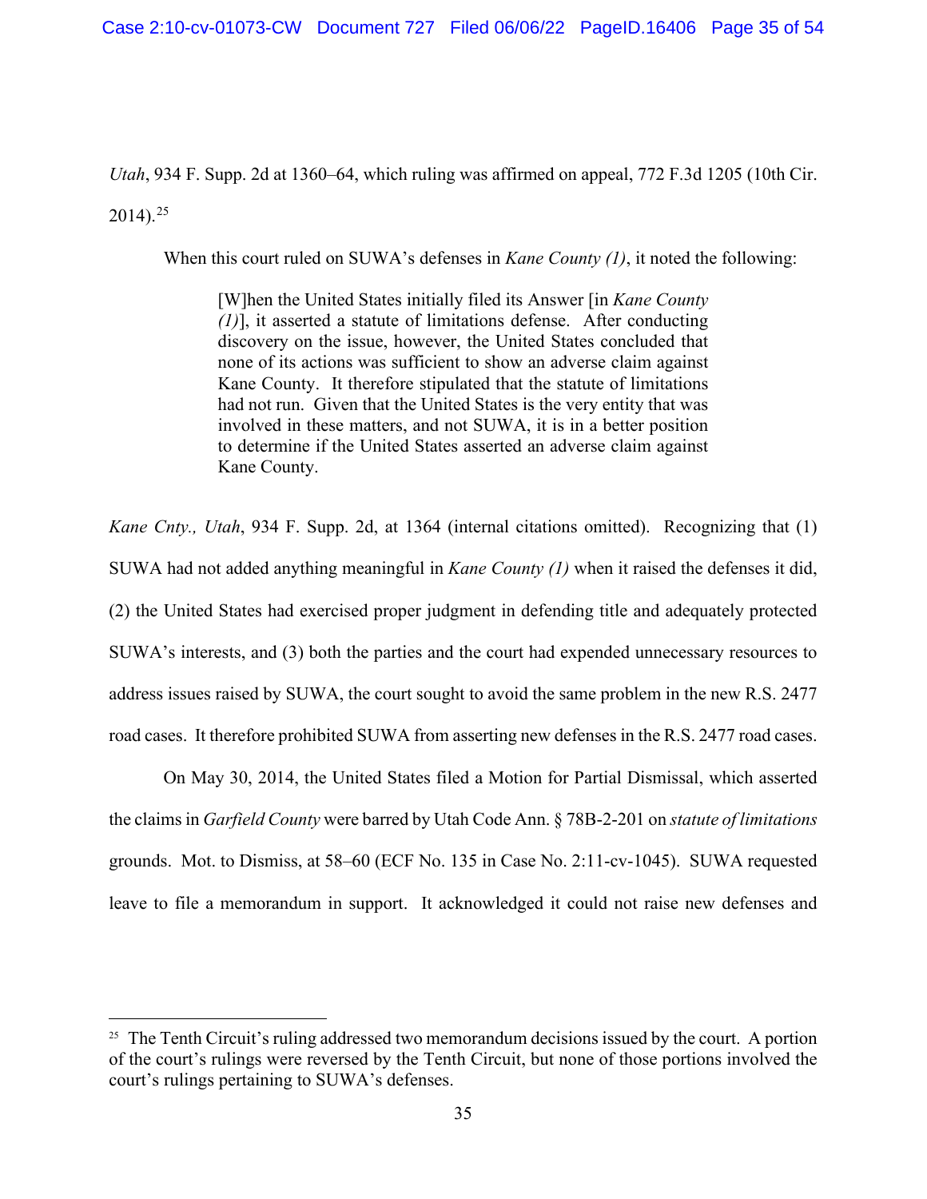*Utah*, 934 F. Supp. 2d at 1360–64, which ruling was affirmed on appeal, 772 F.3d 1205 (10th Cir. 2014).[25]

When this court ruled on SUWA's defenses in *Kane County (1)*, it noted the following:

> [W]hen the United States initially filed its Answer [in *Kane County (1)*], it asserted a statute of limitations defense. After conducting discovery on the issue, however, the United States concluded that none of its actions was sufficient to show an adverse claim against Kane County. It therefore stipulated that the statute of limitations had not run. Given that the United States is the very entity that was involved in these matters, and not SUWA, it is in a better position to determine if the United States asserted an adverse claim against Kane County.

*Kane Cnty., Utah*, 934 F. Supp. 2d, at 1364 (internal citations omitted). Recognizing that (1) SUWA had not added anything meaningful in *Kane County (1)* when it raised the defenses it did, (2) the United States had exercised proper judgment in defending title and adequately protected SUWA's interests, and (3) both the parties and the court had expended unnecessary resources to address issues raised by SUWA, the court sought to avoid the same problem in the new R.S. 2477 road cases. It therefore prohibited SUWA from asserting new defenses in the R.S. 2477 road cases.

On May 30, 2014, the United States filed a Motion for Partial Dismissal, which asserted the claims in *Garfield County* were barred by Utah Code Ann. § 78B-2-201 on *statute of limitations* grounds. Mot. to Dismiss, at 58–60 (ECF No. 135 in Case No. 2:11-cv-1045). SUWA requested leave to file a memorandum in support. It acknowledged it could not raise new defenses and

---

[25] The Tenth Circuit's ruling addressed two memorandum decisions issued by the court. A portion of the court's rulings were reversed by the Tenth Circuit, but none of those portions involved the court's rulings pertaining to SUWA's defenses.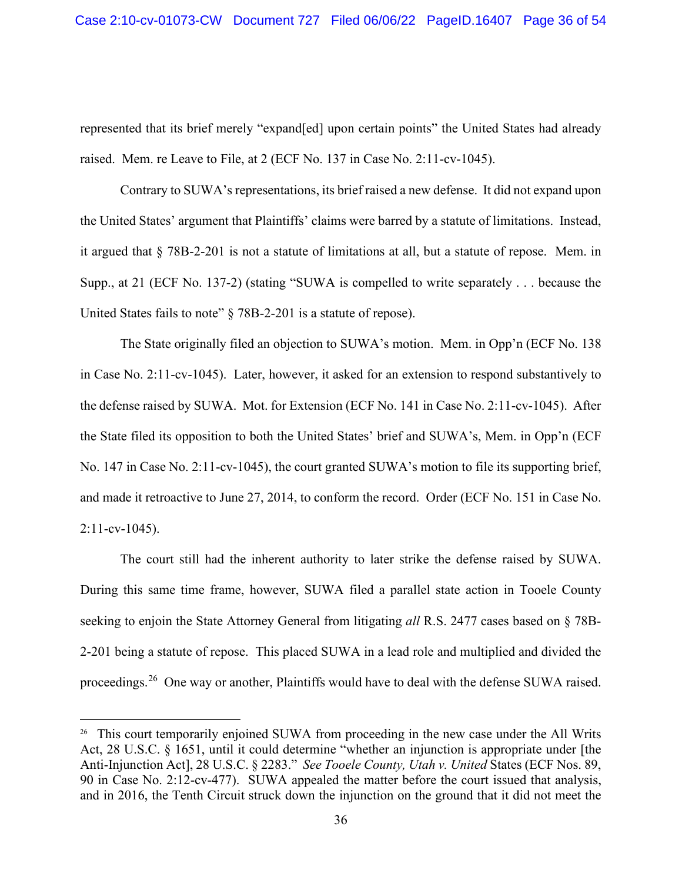represented that its brief merely "expand[ed] upon certain points" the United States had already raised. Mem. re Leave to File, at 2 (ECF No. 137 in Case No. 2:11-cv-1045).

Contrary to SUWA's representations, its brief raised a new defense. It did not expand upon the United States' argument that Plaintiffs' claims were barred by a statute of limitations. Instead, it argued that § 78B-2-201 is not a statute of limitations at all, but a statute of repose. Mem. in Supp., at 21 (ECF No. 137-2) (stating "SUWA is compelled to write separately . . . because the United States fails to note" § 78B-2-201 is a statute of repose).

The State originally filed an objection to SUWA's motion. Mem. in Opp'n (ECF No. 138 in Case No. 2:11-cv-1045). Later, however, it asked for an extension to respond substantively to the defense raised by SUWA. Mot. for Extension (ECF No. 141 in Case No. 2:11-cv-1045). After the State filed its opposition to both the United States' brief and SUWA's, Mem. in Opp'n (ECF No. 147 in Case No. 2:11-cv-1045), the court granted SUWA's motion to file its supporting brief, and made it retroactive to June 27, 2014, to conform the record. Order (ECF No. 151 in Case No. 2:11-cv-1045).

The court still had the inherent authority to later strike the defense raised by SUWA. During this same time frame, however, SUWA filed a parallel state action in Tooele County seeking to enjoin the State Attorney General from litigating *all* R.S. 2477 cases based on § 78B-2-201 being a statute of repose. This placed SUWA in a lead role and multiplied and divided the proceedings.[26] One way or another, Plaintiffs would have to deal with the defense SUWA raised.

[26] This court temporarily enjoined SUWA from proceeding in the new case under the All Writs Act, 28 U.S.C. § 1651, until it could determine "whether an injunction is appropriate under [the Anti-Injunction Act], 28 U.S.C. § 2283." *See Tooele County, Utah v. United* States (ECF Nos. 89, 90 in Case No. 2:12-cv-477). SUWA appealed the matter before the court issued that analysis, and in 2016, the Tenth Circuit struck down the injunction on the ground that it did not meet the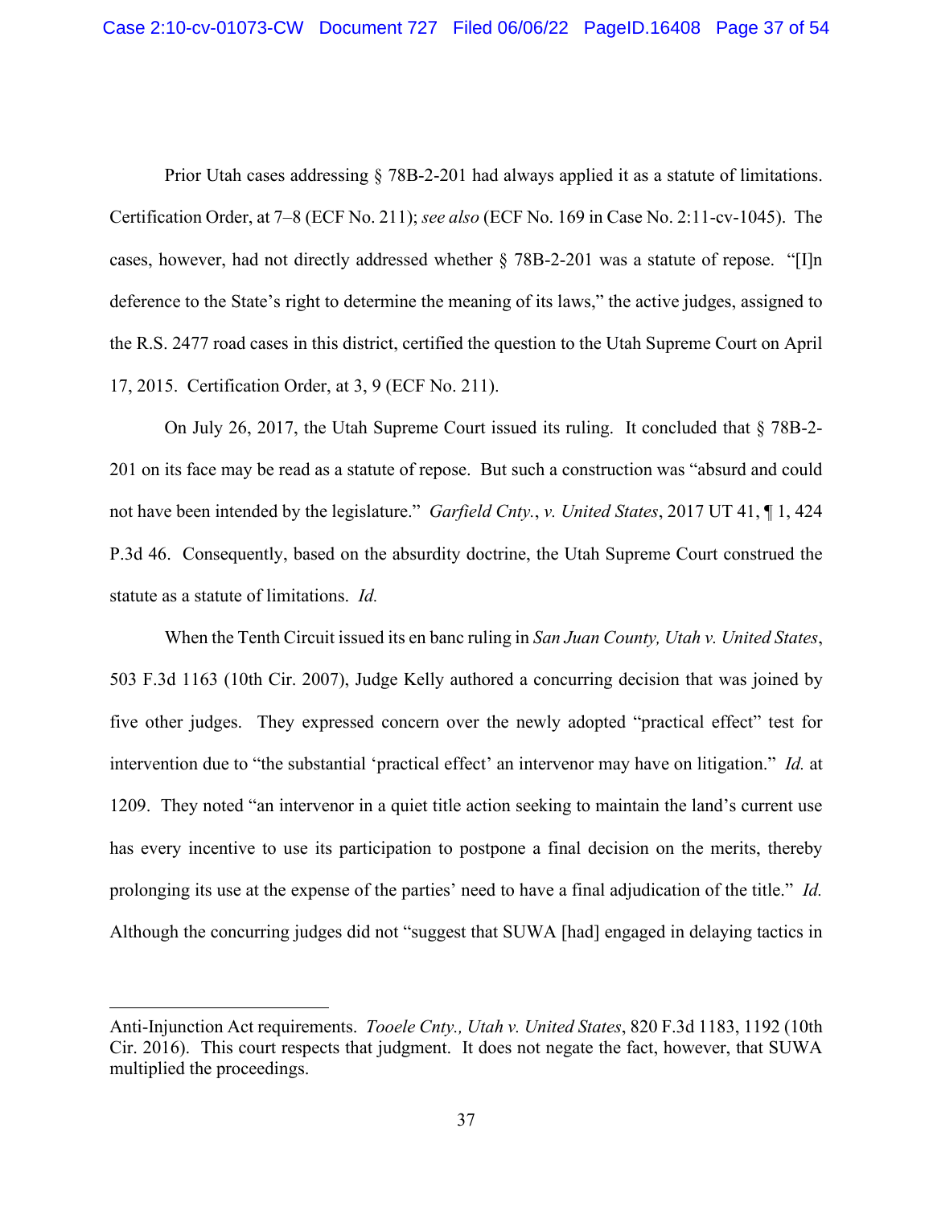Prior Utah cases addressing § 78B-2-201 had always applied it as a statute of limitations. Certification Order, at 7–8 (ECF No. 211); *see also* (ECF No. 169 in Case No. 2:11-cv-1045). The cases, however, had not directly addressed whether § 78B-2-201 was a statute of repose. "[I]n deference to the State's right to determine the meaning of its laws," the active judges, assigned to the R.S. 2477 road cases in this district, certified the question to the Utah Supreme Court on April 17, 2015. Certification Order, at 3, 9 (ECF No. 211).

On July 26, 2017, the Utah Supreme Court issued its ruling. It concluded that § 78B-2-201 on its face may be read as a statute of repose. But such a construction was "absurd and could not have been intended by the legislature." *Garfield Cnty.*, *v. United States*, 2017 UT 41, ¶ 1, 424 P.3d 46. Consequently, based on the absurdity doctrine, the Utah Supreme Court construed the statute as a statute of limitations. *Id.*

When the Tenth Circuit issued its en banc ruling in *San Juan County, Utah v. United States*, 503 F.3d 1163 (10th Cir. 2007), Judge Kelly authored a concurring decision that was joined by five other judges. They expressed concern over the newly adopted "practical effect" test for intervention due to "the substantial 'practical effect' an intervenor may have on litigation." *Id.* at 1209. They noted "an intervenor in a quiet title action seeking to maintain the land's current use has every incentive to use its participation to postpone a final decision on the merits, thereby prolonging its use at the expense of the parties' need to have a final adjudication of the title." *Id.* Although the concurring judges did not "suggest that SUWA [had] engaged in delaying tactics in

---

Anti-Injunction Act requirements. *Tooele Cnty., Utah v. United States*, 820 F.3d 1183, 1192 (10th Cir. 2016). This court respects that judgment. It does not negate the fact, however, that SUWA multiplied the proceedings.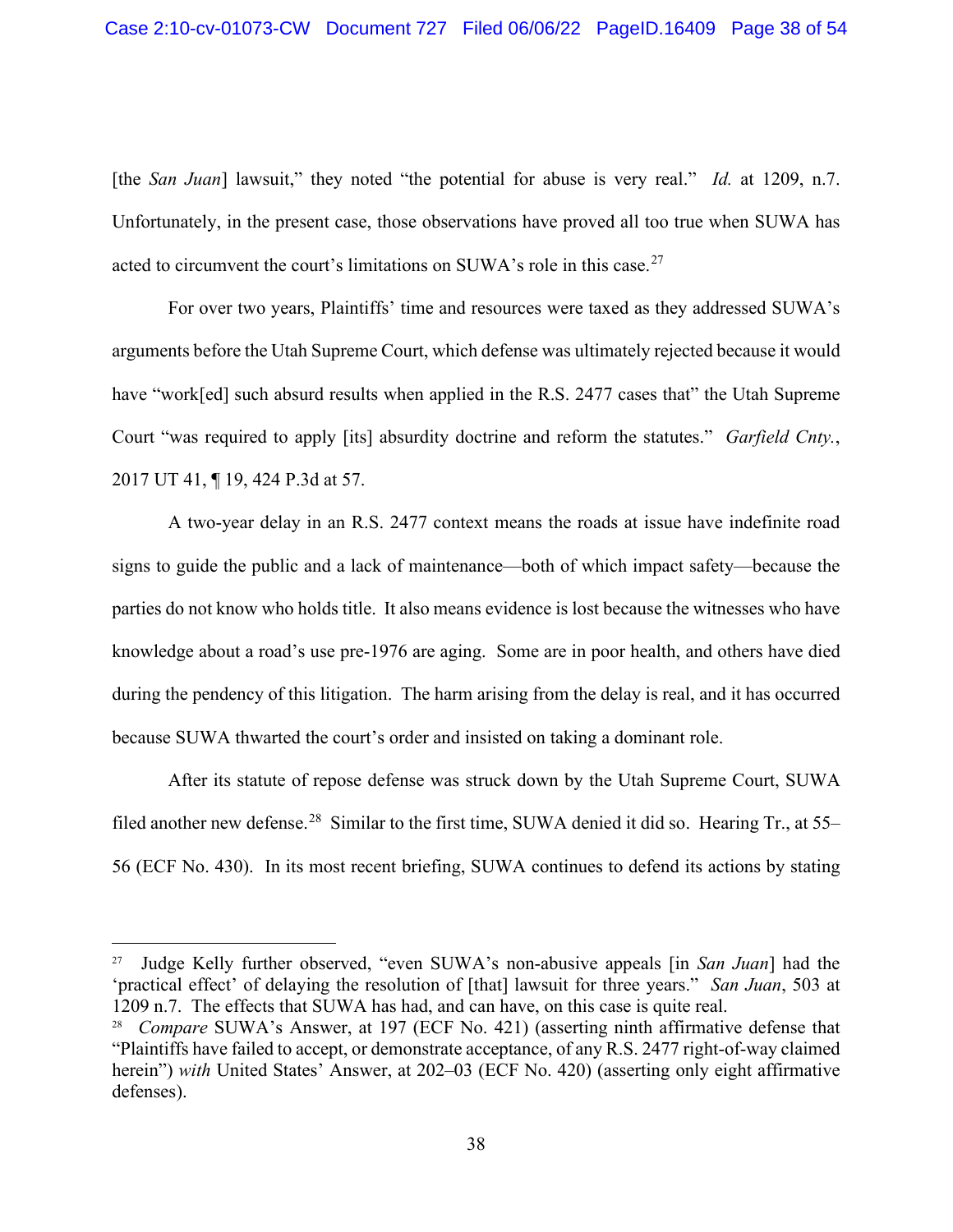[the *San Juan*] lawsuit," they noted "the potential for abuse is very real." *Id.* at 1209, n.7. Unfortunately, in the present case, those observations have proved all too true when SUWA has acted to circumvent the court's limitations on SUWA's role in this case.[27]

For over two years, Plaintiffs' time and resources were taxed as they addressed SUWA's arguments before the Utah Supreme Court, which defense was ultimately rejected because it would have "work[ed] such absurd results when applied in the R.S. 2477 cases that" the Utah Supreme Court "was required to apply [its] absurdity doctrine and reform the statutes." *Garfield Cnty.*, 2017 UT 41, ¶ 19, 424 P.3d at 57.

A two-year delay in an R.S. 2477 context means the roads at issue have indefinite road signs to guide the public and a lack of maintenance—both of which impact safety—because the parties do not know who holds title. It also means evidence is lost because the witnesses who have knowledge about a road's use pre-1976 are aging. Some are in poor health, and others have died during the pendency of this litigation. The harm arising from the delay is real, and it has occurred because SUWA thwarted the court's order and insisted on taking a dominant role.

After its statute of repose defense was struck down by the Utah Supreme Court, SUWA filed another new defense.[28] Similar to the first time, SUWA denied it did so. Hearing Tr., at 55–56 (ECF No. 430). In its most recent briefing, SUWA continues to defend its actions by stating

---

[27] Judge Kelly further observed, "even SUWA's non-abusive appeals [in *San Juan*] had the 'practical effect' of delaying the resolution of [that] lawsuit for three years." *San Juan*, 503 at 1209 n.7. The effects that SUWA has had, and can have, on this case is quite real.

[28] *Compare* SUWA's Answer, at 197 (ECF No. 421) (asserting ninth affirmative defense that "Plaintiffs have failed to accept, or demonstrate acceptance, of any R.S. 2477 right-of-way claimed herein") *with* United States' Answer, at 202–03 (ECF No. 420) (asserting only eight affirmative defenses).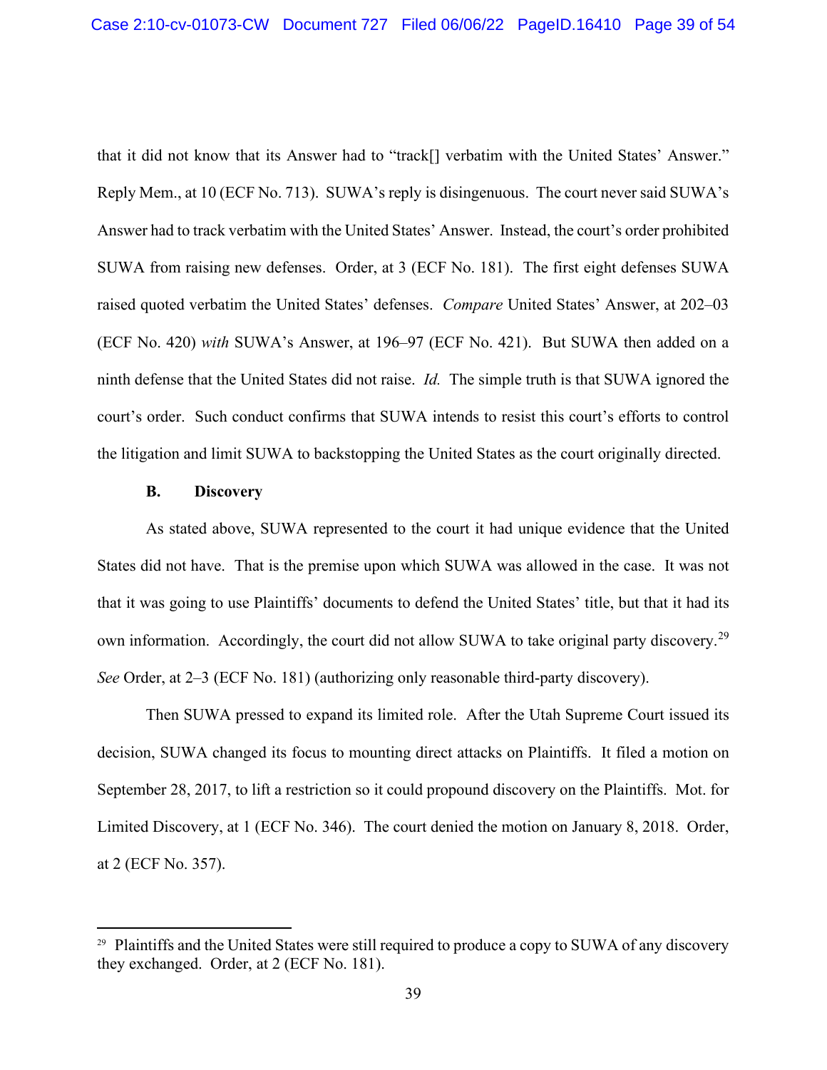that it did not know that its Answer had to "track[] verbatim with the United States' Answer." Reply Mem., at 10 (ECF No. 713). SUWA's reply is disingenuous. The court never said SUWA's Answer had to track verbatim with the United States' Answer. Instead, the court's order prohibited SUWA from raising new defenses. Order, at 3 (ECF No. 181). The first eight defenses SUWA raised quoted verbatim the United States' defenses. *Compare* United States' Answer, at 202–03 (ECF No. 420) *with* SUWA's Answer, at 196–97 (ECF No. 421). But SUWA then added on a ninth defense that the United States did not raise. *Id.* The simple truth is that SUWA ignored the court's order. Such conduct confirms that SUWA intends to resist this court's efforts to control the litigation and limit SUWA to backstopping the United States as the court originally directed.

### B. Discovery

As stated above, SUWA represented to the court it had unique evidence that the United States did not have. That is the premise upon which SUWA was allowed in the case. It was not that it was going to use Plaintiffs' documents to defend the United States' title, but that it had its own information. Accordingly, the court did not allow SUWA to take original party discovery.[29] *See* Order, at 2–3 (ECF No. 181) (authorizing only reasonable third-party discovery).

Then SUWA pressed to expand its limited role. After the Utah Supreme Court issued its decision, SUWA changed its focus to mounting direct attacks on Plaintiffs. It filed a motion on September 28, 2017, to lift a restriction so it could propound discovery on the Plaintiffs. Mot. for Limited Discovery, at 1 (ECF No. 346). The court denied the motion on January 8, 2018. Order, at 2 (ECF No. 357).

---

[29] Plaintiffs and the United States were still required to produce a copy to SUWA of any discovery they exchanged. Order, at 2 (ECF No. 181).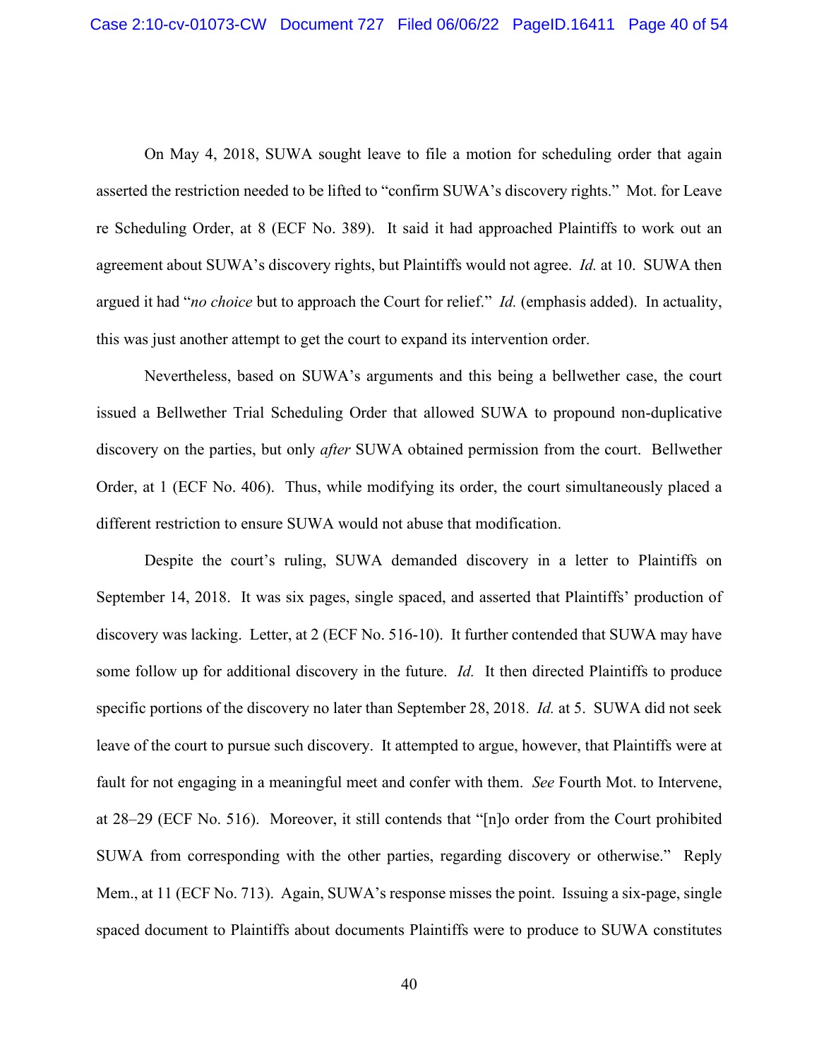On May 4, 2018, SUWA sought leave to file a motion for scheduling order that again asserted the restriction needed to be lifted to "confirm SUWA's discovery rights." Mot. for Leave re Scheduling Order, at 8 (ECF No. 389). It said it had approached Plaintiffs to work out an agreement about SUWA's discovery rights, but Plaintiffs would not agree. *Id.* at 10. SUWA then argued it had "*no choice* but to approach the Court for relief." *Id.* (emphasis added). In actuality, this was just another attempt to get the court to expand its intervention order.

Nevertheless, based on SUWA's arguments and this being a bellwether case, the court issued a Bellwether Trial Scheduling Order that allowed SUWA to propound non-duplicative discovery on the parties, but only *after* SUWA obtained permission from the court. Bellwether Order, at 1 (ECF No. 406). Thus, while modifying its order, the court simultaneously placed a different restriction to ensure SUWA would not abuse that modification.

Despite the court's ruling, SUWA demanded discovery in a letter to Plaintiffs on September 14, 2018. It was six pages, single spaced, and asserted that Plaintiffs' production of discovery was lacking. Letter, at 2 (ECF No. 516-10). It further contended that SUWA may have some follow up for additional discovery in the future. *Id.* It then directed Plaintiffs to produce specific portions of the discovery no later than September 28, 2018. *Id.* at 5. SUWA did not seek leave of the court to pursue such discovery. It attempted to argue, however, that Plaintiffs were at fault for not engaging in a meaningful meet and confer with them. *See* Fourth Mot. to Intervene, at 28–29 (ECF No. 516). Moreover, it still contends that "[n]o order from the Court prohibited SUWA from corresponding with the other parties, regarding discovery or otherwise." Reply Mem., at 11 (ECF No. 713). Again, SUWA's response misses the point. Issuing a six-page, single spaced document to Plaintiffs about documents Plaintiffs were to produce to SUWA constitutes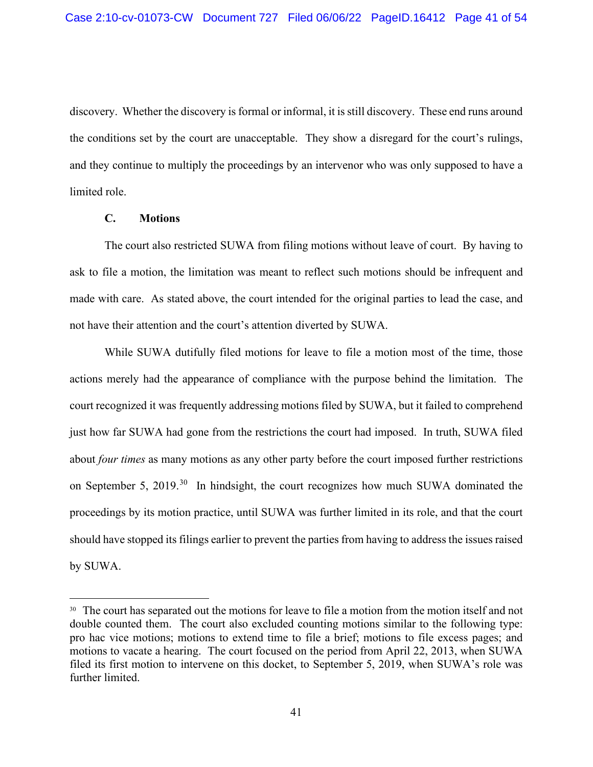discovery. Whether the discovery is formal or informal, it is still discovery. These end runs around the conditions set by the court are unacceptable. They show a disregard for the court's rulings, and they continue to multiply the proceedings by an intervenor who was only supposed to have a limited role.

### C. Motions

The court also restricted SUWA from filing motions without leave of court. By having to ask to file a motion, the limitation was meant to reflect such motions should be infrequent and made with care. As stated above, the court intended for the original parties to lead the case, and not have their attention and the court's attention diverted by SUWA.

While SUWA dutifully filed motions for leave to file a motion most of the time, those actions merely had the appearance of compliance with the purpose behind the limitation. The court recognized it was frequently addressing motions filed by SUWA, but it failed to comprehend just how far SUWA had gone from the restrictions the court had imposed. In truth, SUWA filed about *four times* as many motions as any other party before the court imposed further restrictions on September 5, 2019.[30] In hindsight, the court recognizes how much SUWA dominated the proceedings by its motion practice, until SUWA was further limited in its role, and that the court should have stopped its filings earlier to prevent the parties from having to address the issues raised by SUWA.

---

[30] The court has separated out the motions for leave to file a motion from the motion itself and not double counted them. The court also excluded counting motions similar to the following type: pro hac vice motions; motions to extend time to file a brief; motions to file excess pages; and motions to vacate a hearing. The court focused on the period from April 22, 2013, when SUWA filed its first motion to intervene on this docket, to September 5, 2019, when SUWA's role was further limited.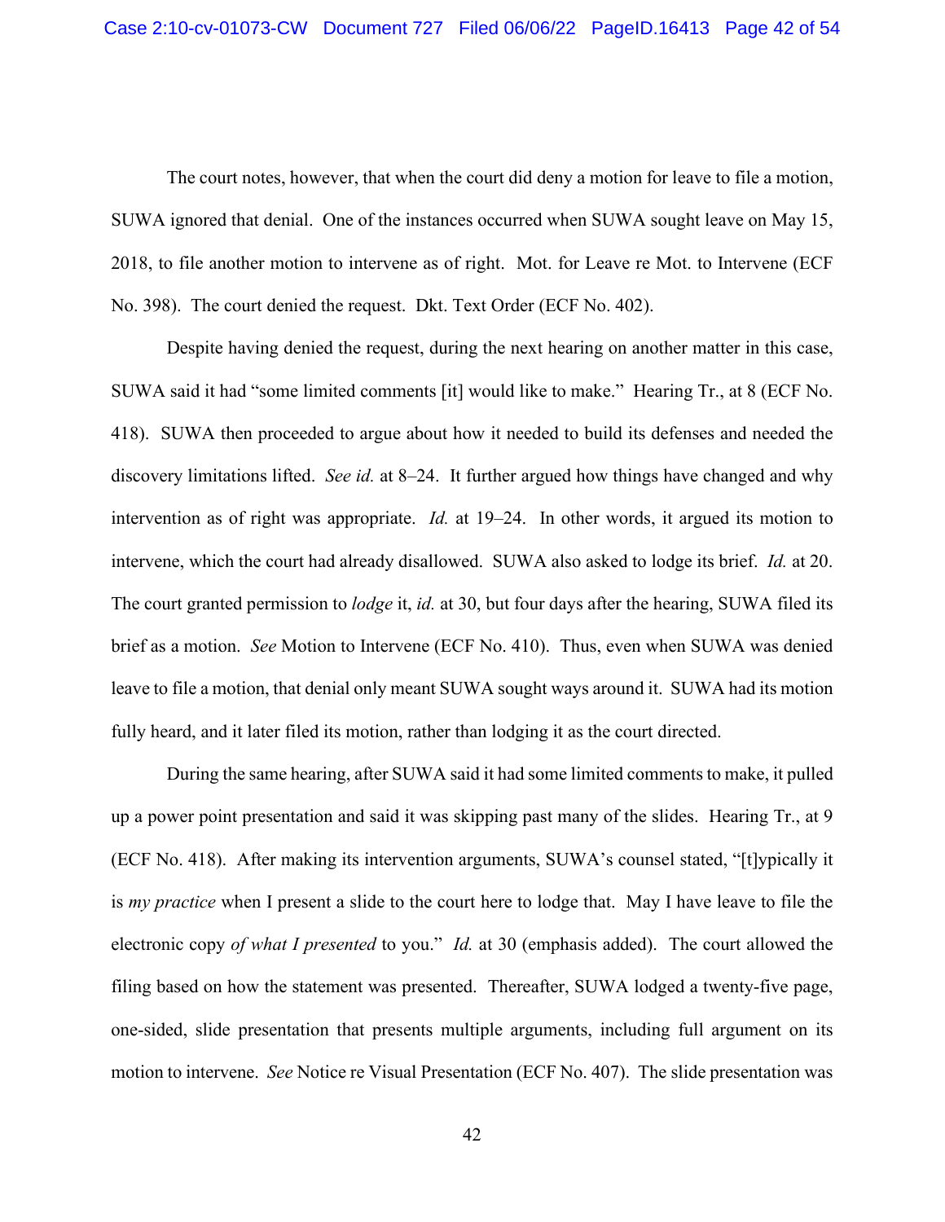The court notes, however, that when the court did deny a motion for leave to file a motion, SUWA ignored that denial. One of the instances occurred when SUWA sought leave on May 15, 2018, to file another motion to intervene as of right. Mot. for Leave re Mot. to Intervene (ECF No. 398). The court denied the request. Dkt. Text Order (ECF No. 402).

Despite having denied the request, during the next hearing on another matter in this case, SUWA said it had "some limited comments [it] would like to make." Hearing Tr., at 8 (ECF No. 418). SUWA then proceeded to argue about how it needed to build its defenses and needed the discovery limitations lifted. *See id.* at 8–24. It further argued how things have changed and why intervention as of right was appropriate. *Id.* at 19–24. In other words, it argued its motion to intervene, which the court had already disallowed. SUWA also asked to lodge its brief. *Id.* at 20. The court granted permission to *lodge* it, *id.* at 30, but four days after the hearing, SUWA filed its brief as a motion. *See* Motion to Intervene (ECF No. 410). Thus, even when SUWA was denied leave to file a motion, that denial only meant SUWA sought ways around it. SUWA had its motion fully heard, and it later filed its motion, rather than lodging it as the court directed.

During the same hearing, after SUWA said it had some limited comments to make, it pulled up a power point presentation and said it was skipping past many of the slides. Hearing Tr., at 9 (ECF No. 418). After making its intervention arguments, SUWA's counsel stated, "[t]ypically it is *my practice* when I present a slide to the court here to lodge that. May I have leave to file the electronic copy *of what I presented* to you." *Id.* at 30 (emphasis added). The court allowed the filing based on how the statement was presented. Thereafter, SUWA lodged a twenty-five page, one-sided, slide presentation that presents multiple arguments, including full argument on its motion to intervene. *See* Notice re Visual Presentation (ECF No. 407). The slide presentation was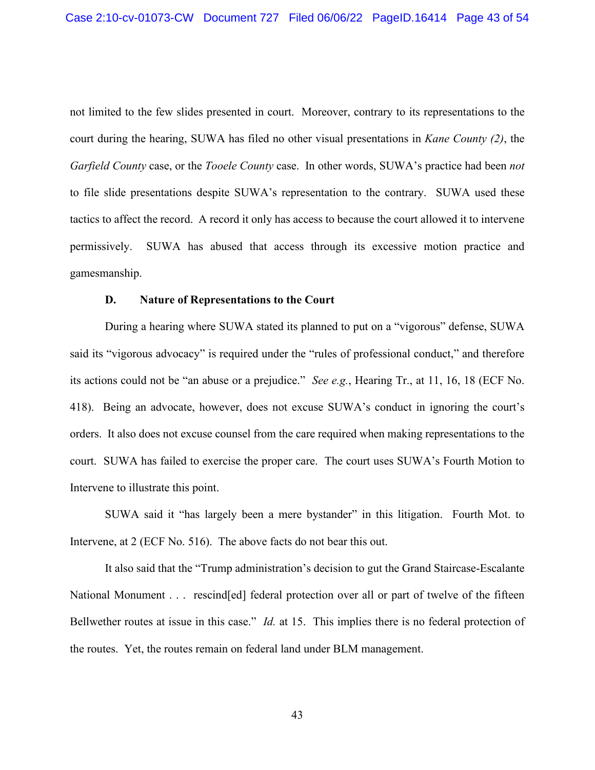not limited to the few slides presented in court. Moreover, contrary to its representations to the court during the hearing, SUWA has filed no other visual presentations in *Kane County (2)*, the *Garfield County* case, or the *Tooele County* case. In other words, SUWA's practice had been *not* to file slide presentations despite SUWA's representation to the contrary. SUWA used these tactics to affect the record. A record it only has access to because the court allowed it to intervene permissively. SUWA has abused that access through its excessive motion practice and gamesmanship.

### D. Nature of Representations to the Court

During a hearing where SUWA stated its planned to put on a "vigorous" defense, SUWA said its "vigorous advocacy" is required under the "rules of professional conduct," and therefore its actions could not be "an abuse or a prejudice." *See e.g.*, Hearing Tr., at 11, 16, 18 (ECF No. 418). Being an advocate, however, does not excuse SUWA's conduct in ignoring the court's orders. It also does not excuse counsel from the care required when making representations to the court. SUWA has failed to exercise the proper care. The court uses SUWA's Fourth Motion to Intervene to illustrate this point.

SUWA said it "has largely been a mere bystander" in this litigation. Fourth Mot. to Intervene, at 2 (ECF No. 516). The above facts do not bear this out.

It also said that the "Trump administration's decision to gut the Grand Staircase-Escalante National Monument . . . rescind[ed] federal protection over all or part of twelve of the fifteen Bellwether routes at issue in this case." *Id.* at 15. This implies there is no federal protection of the routes. Yet, the routes remain on federal land under BLM management.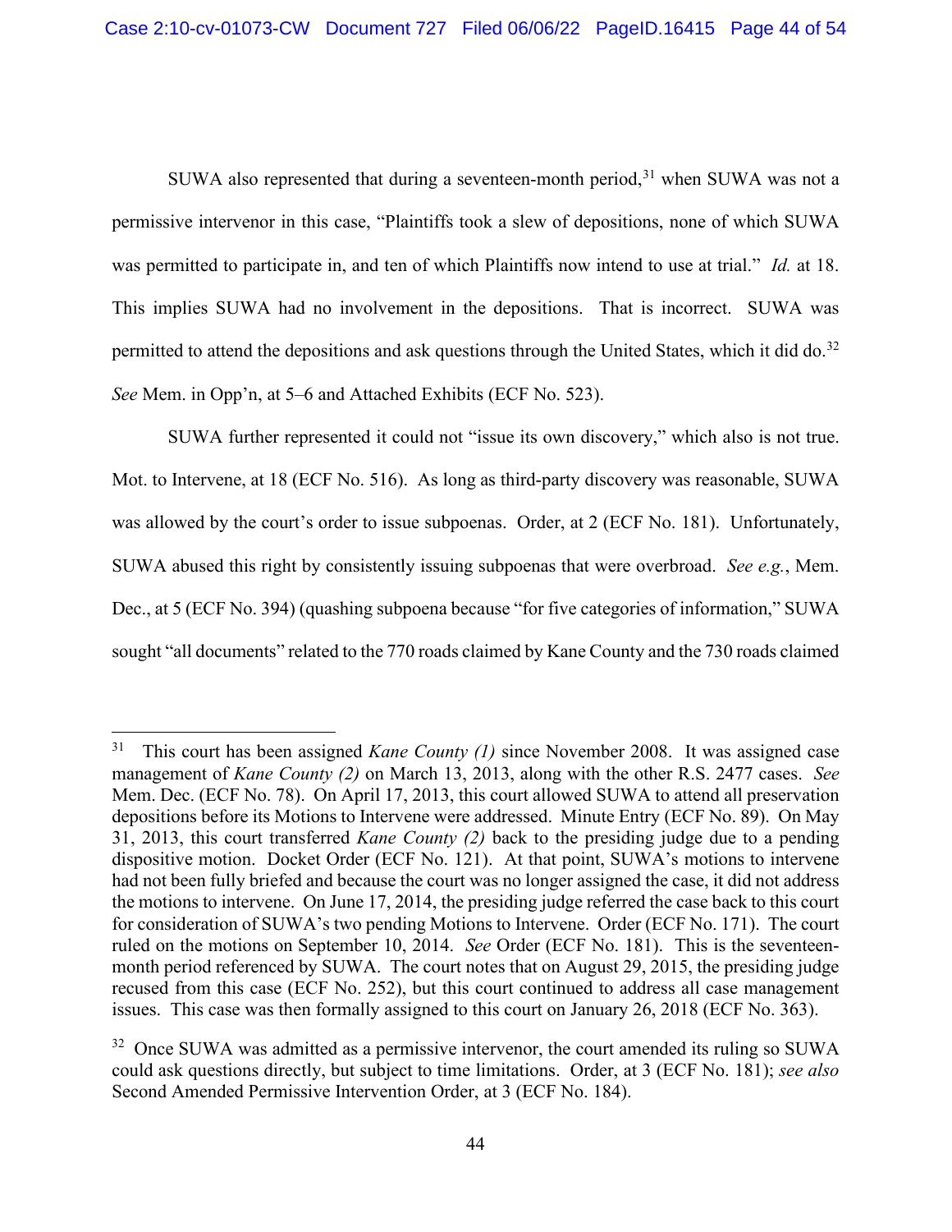SUWA also represented that during a seventeen-month period,[31] when SUWA was not a permissive intervenor in this case, "Plaintiffs took a slew of depositions, none of which SUWA was permitted to participate in, and ten of which Plaintiffs now intend to use at trial." *Id.* at 18. This implies SUWA had no involvement in the depositions. That is incorrect. SUWA was permitted to attend the depositions and ask questions through the United States, which it did do.[32] *See* Mem. in Opp'n, at 5–6 and Attached Exhibits (ECF No. 523).

SUWA further represented it could not "issue its own discovery," which also is not true. Mot. to Intervene, at 18 (ECF No. 516). As long as third-party discovery was reasonable, SUWA was allowed by the court's order to issue subpoenas. Order, at 2 (ECF No. 181). Unfortunately, SUWA abused this right by consistently issuing subpoenas that were overbroad. *See e.g.*, Mem. Dec., at 5 (ECF No. 394) (quashing subpoena because "for five categories of information," SUWA sought "all documents" related to the 770 roads claimed by Kane County and the 730 roads claimed

---

[31] This court has been assigned *Kane County (1)* since November 2008. It was assigned case management of *Kane County (2)* on March 13, 2013, along with the other R.S. 2477 cases. *See* Mem. Dec. (ECF No. 78). On April 17, 2013, this court allowed SUWA to attend all preservation depositions before its Motions to Intervene were addressed. Minute Entry (ECF No. 89). On May 31, 2013, this court transferred *Kane County (2)* back to the presiding judge due to a pending dispositive motion. Docket Order (ECF No. 121). At that point, SUWA's motions to intervene had not been fully briefed and because the court was no longer assigned the case, it did not address the motions to intervene. On June 17, 2014, the presiding judge referred the case back to this court for consideration of SUWA's two pending Motions to Intervene. Order (ECF No. 171). The court ruled on the motions on September 10, 2014. *See* Order (ECF No. 181). This is the seventeen-month period referenced by SUWA. The court notes that on August 29, 2015, the presiding judge recused from this case (ECF No. 252), but this court continued to address all case management issues. This case was then formally assigned to this court on January 26, 2018 (ECF No. 363).

[32] Once SUWA was admitted as a permissive intervenor, the court amended its ruling so SUWA could ask questions directly, but subject to time limitations. Order, at 3 (ECF No. 181); *see also* Second Amended Permissive Intervention Order, at 3 (ECF No. 184).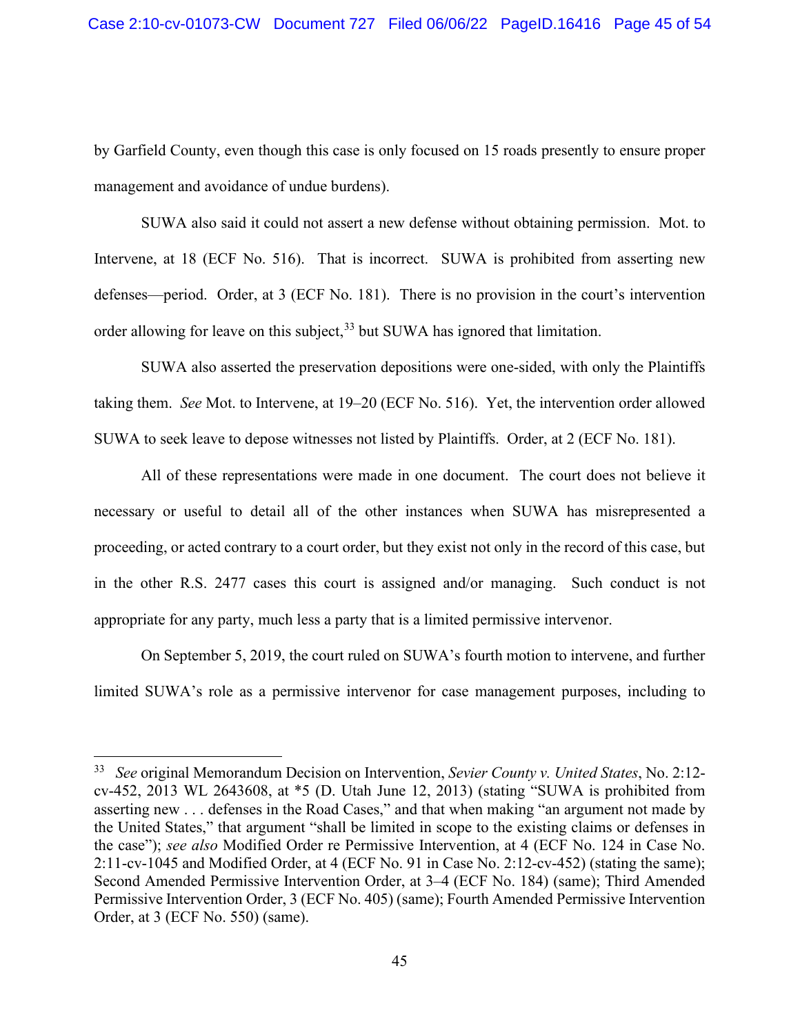by Garfield County, even though this case is only focused on 15 roads presently to ensure proper management and avoidance of undue burdens).

SUWA also said it could not assert a new defense without obtaining permission. Mot. to Intervene, at 18 (ECF No. 516). That is incorrect. SUWA is prohibited from asserting new defenses—period. Order, at 3 (ECF No. 181). There is no provision in the court's intervention order allowing for leave on this subject,[33] but SUWA has ignored that limitation.

SUWA also asserted the preservation depositions were one-sided, with only the Plaintiffs taking them. *See* Mot. to Intervene, at 19–20 (ECF No. 516). Yet, the intervention order allowed SUWA to seek leave to depose witnesses not listed by Plaintiffs. Order, at 2 (ECF No. 181).

All of these representations were made in one document. The court does not believe it necessary or useful to detail all of the other instances when SUWA has misrepresented a proceeding, or acted contrary to a court order, but they exist not only in the record of this case, but in the other R.S. 2477 cases this court is assigned and/or managing. Such conduct is not appropriate for any party, much less a party that is a limited permissive intervenor.

On September 5, 2019, the court ruled on SUWA's fourth motion to intervene, and further limited SUWA's role as a permissive intervenor for case management purposes, including to

---

[33] *See* original Memorandum Decision on Intervention, *Sevier County v. United States*, No. 2:12-cv-452, 2013 WL 2643608, at *5 (D. Utah June 12, 2013) (stating "SUWA is prohibited from asserting new . . . defenses in the Road Cases," and that when making "an argument not made by the United States," that argument "shall be limited in scope to the existing claims or defenses in the case"); *see also* Modified Order re Permissive Intervention, at 4 (ECF No. 124 in Case No. 2:11-cv-1045 and Modified Order, at 4 (ECF No. 91 in Case No. 2:12-cv-452) (stating the same); Second Amended Permissive Intervention Order, at 3–4 (ECF No. 184) (same); Third Amended Permissive Intervention Order, 3 (ECF No. 405) (same); Fourth Amended Permissive Intervention Order, at 3 (ECF No. 550) (same).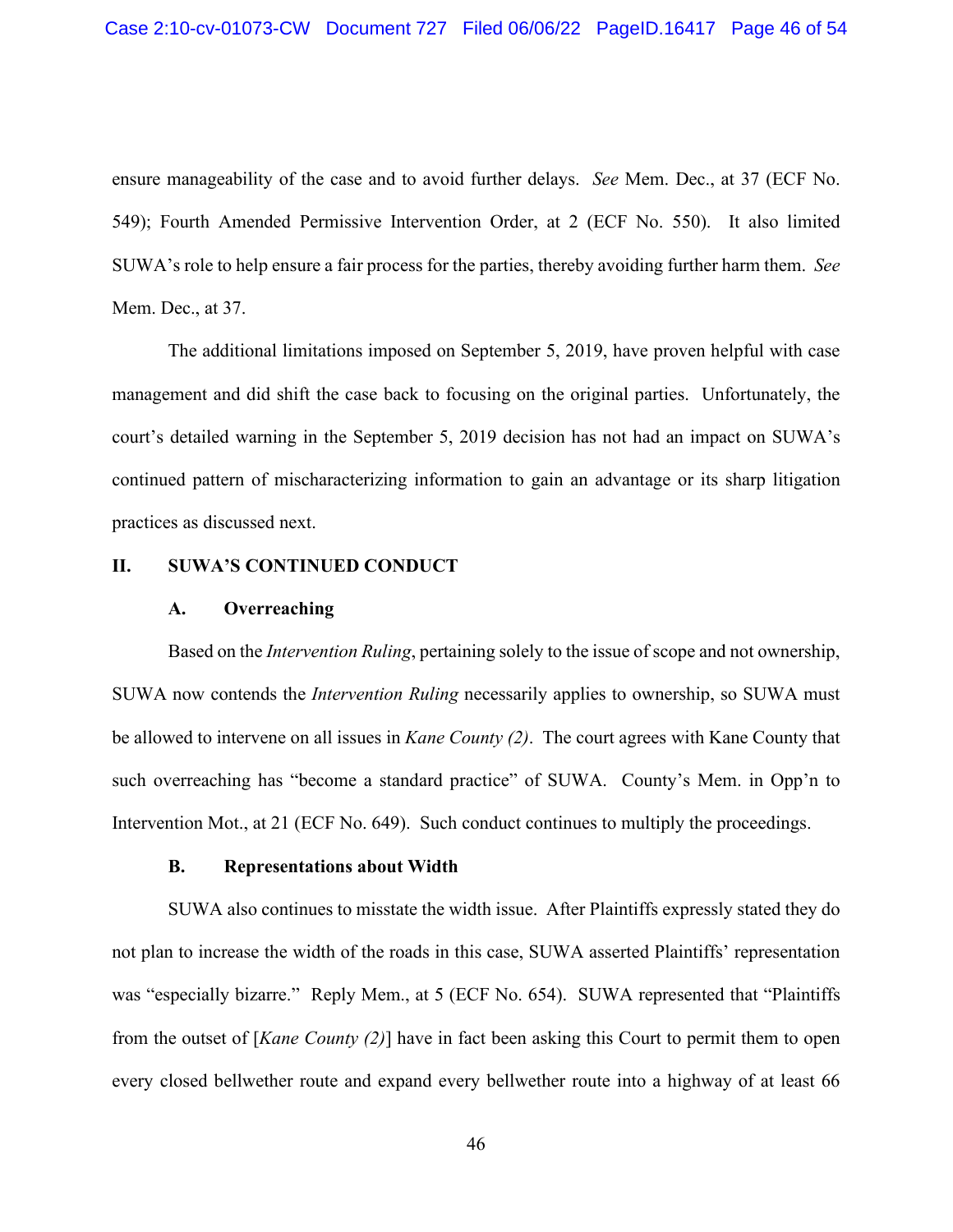ensure manageability of the case and to avoid further delays. *See* Mem. Dec., at 37 (ECF No. 549); Fourth Amended Permissive Intervention Order, at 2 (ECF No. 550). It also limited SUWA's role to help ensure a fair process for the parties, thereby avoiding further harm them. *See* Mem. Dec., at 37.

The additional limitations imposed on September 5, 2019, have proven helpful with case management and did shift the case back to focusing on the original parties. Unfortunately, the court's detailed warning in the September 5, 2019 decision has not had an impact on SUWA's continued pattern of mischaracterizing information to gain an advantage or its sharp litigation practices as discussed next.

## II. SUWA'S CONTINUED CONDUCT

### A. Overreaching

Based on the *Intervention Ruling*, pertaining solely to the issue of scope and not ownership, SUWA now contends the *Intervention Ruling* necessarily applies to ownership, so SUWA must be allowed to intervene on all issues in *Kane County (2)*. The court agrees with Kane County that such overreaching has "become a standard practice" of SUWA. County's Mem. in Opp'n to Intervention Mot., at 21 (ECF No. 649). Such conduct continues to multiply the proceedings.

### B. Representations about Width

SUWA also continues to misstate the width issue. After Plaintiffs expressly stated they do not plan to increase the width of the roads in this case, SUWA asserted Plaintiffs' representation was "especially bizarre." Reply Mem., at 5 (ECF No. 654). SUWA represented that "Plaintiffs from the outset of [*Kane County (2)*] have in fact been asking this Court to permit them to open every closed bellwether route and expand every bellwether route into a highway of at least 66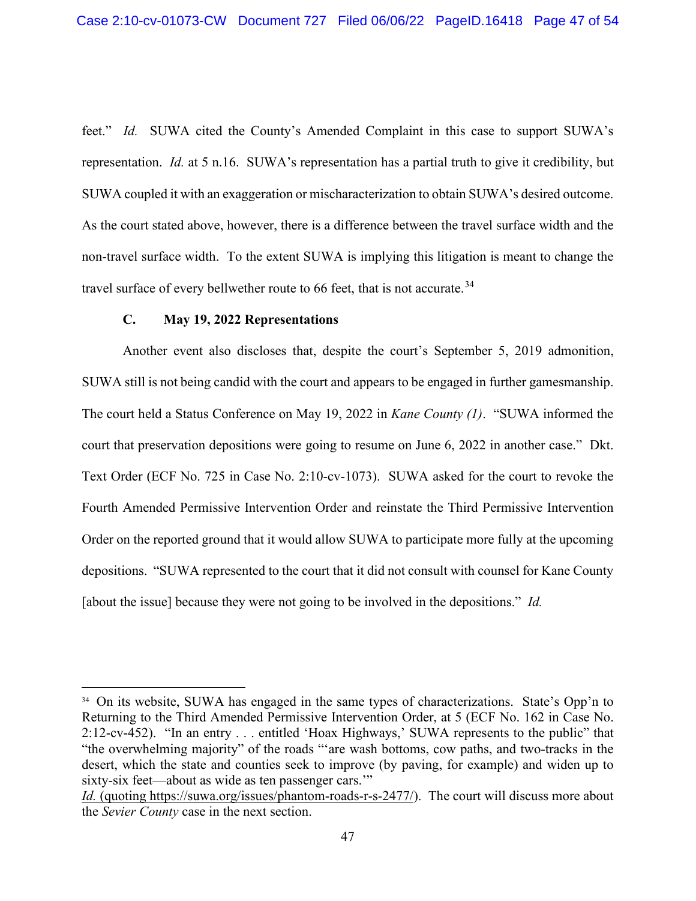feet." *Id.* SUWA cited the County's Amended Complaint in this case to support SUWA's representation. *Id.* at 5 n.16. SUWA's representation has a partial truth to give it credibility, but SUWA coupled it with an exaggeration or mischaracterization to obtain SUWA's desired outcome. As the court stated above, however, there is a difference between the travel surface width and the non-travel surface width. To the extent SUWA is implying this litigation is meant to change the travel surface of every bellwether route to 66 feet, that is not accurate.[34]

### C. May 19, 2022 Representations

Another event also discloses that, despite the court's September 5, 2019 admonition, SUWA still is not being candid with the court and appears to be engaged in further gamesmanship. The court held a Status Conference on May 19, 2022 in *Kane County (1)*. "SUWA informed the court that preservation depositions were going to resume on June 6, 2022 in another case." Dkt. Text Order (ECF No. 725 in Case No. 2:10-cv-1073). SUWA asked for the court to revoke the Fourth Amended Permissive Intervention Order and reinstate the Third Permissive Intervention Order on the reported ground that it would allow SUWA to participate more fully at the upcoming depositions. "SUWA represented to the court that it did not consult with counsel for Kane County [about the issue] because they were not going to be involved in the depositions." *Id.*

---

[34] On its website, SUWA has engaged in the same types of characterizations. State's Opp'n to Returning to the Third Amended Permissive Intervention Order, at 5 (ECF No. 162 in Case No. 2:12-cv-452). "In an entry . . . entitled 'Hoax Highways,' SUWA represents to the public" that "the overwhelming majority" of the roads "'are wash bottoms, cow paths, and two-tracks in the desert, which the state and counties seek to improve (by paving, for example) and widen up to sixty-six feet—about as wide as ten passenger cars.'" *Id.* (quoting https://suwa.org/issues/phantom-roads-r-s-2477/). The court will discuss more about the *Sevier County* case in the next section.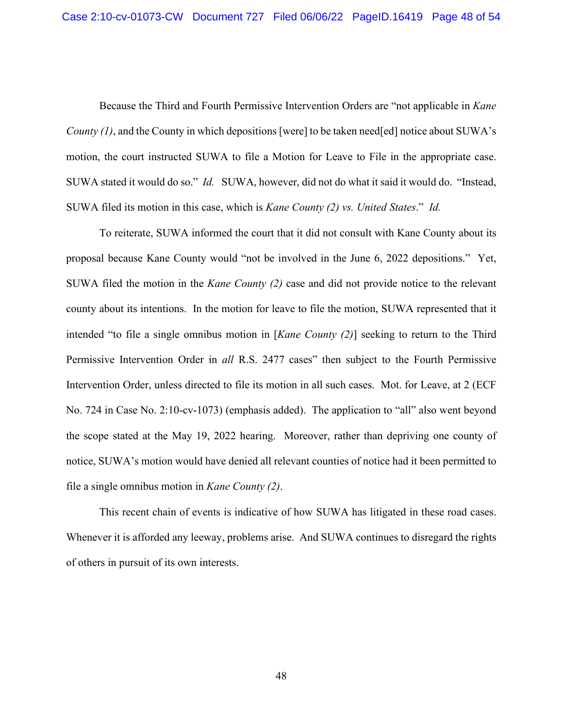Because the Third and Fourth Permissive Intervention Orders are "not applicable in *Kane County (1)*, and the County in which depositions [were] to be taken need[ed] notice about SUWA's motion, the court instructed SUWA to file a Motion for Leave to File in the appropriate case. SUWA stated it would do so." *Id.* SUWA, however, did not do what it said it would do. "Instead, SUWA filed its motion in this case, which is *Kane County (2) vs. United States*." *Id.*

To reiterate, SUWA informed the court that it did not consult with Kane County about its proposal because Kane County would "not be involved in the June 6, 2022 depositions." Yet, SUWA filed the motion in the *Kane County (2)* case and did not provide notice to the relevant county about its intentions. In the motion for leave to file the motion, SUWA represented that it intended "to file a single omnibus motion in [*Kane County (2)*] seeking to return to the Third Permissive Intervention Order in *all* R.S. 2477 cases" then subject to the Fourth Permissive Intervention Order, unless directed to file its motion in all such cases. Mot. for Leave, at 2 (ECF No. 724 in Case No. 2:10-cv-1073) (emphasis added). The application to "all" also went beyond the scope stated at the May 19, 2022 hearing. Moreover, rather than depriving one county of notice, SUWA's motion would have denied all relevant counties of notice had it been permitted to file a single omnibus motion in *Kane County (2)*.

This recent chain of events is indicative of how SUWA has litigated in these road cases. Whenever it is afforded any leeway, problems arise. And SUWA continues to disregard the rights of others in pursuit of its own interests.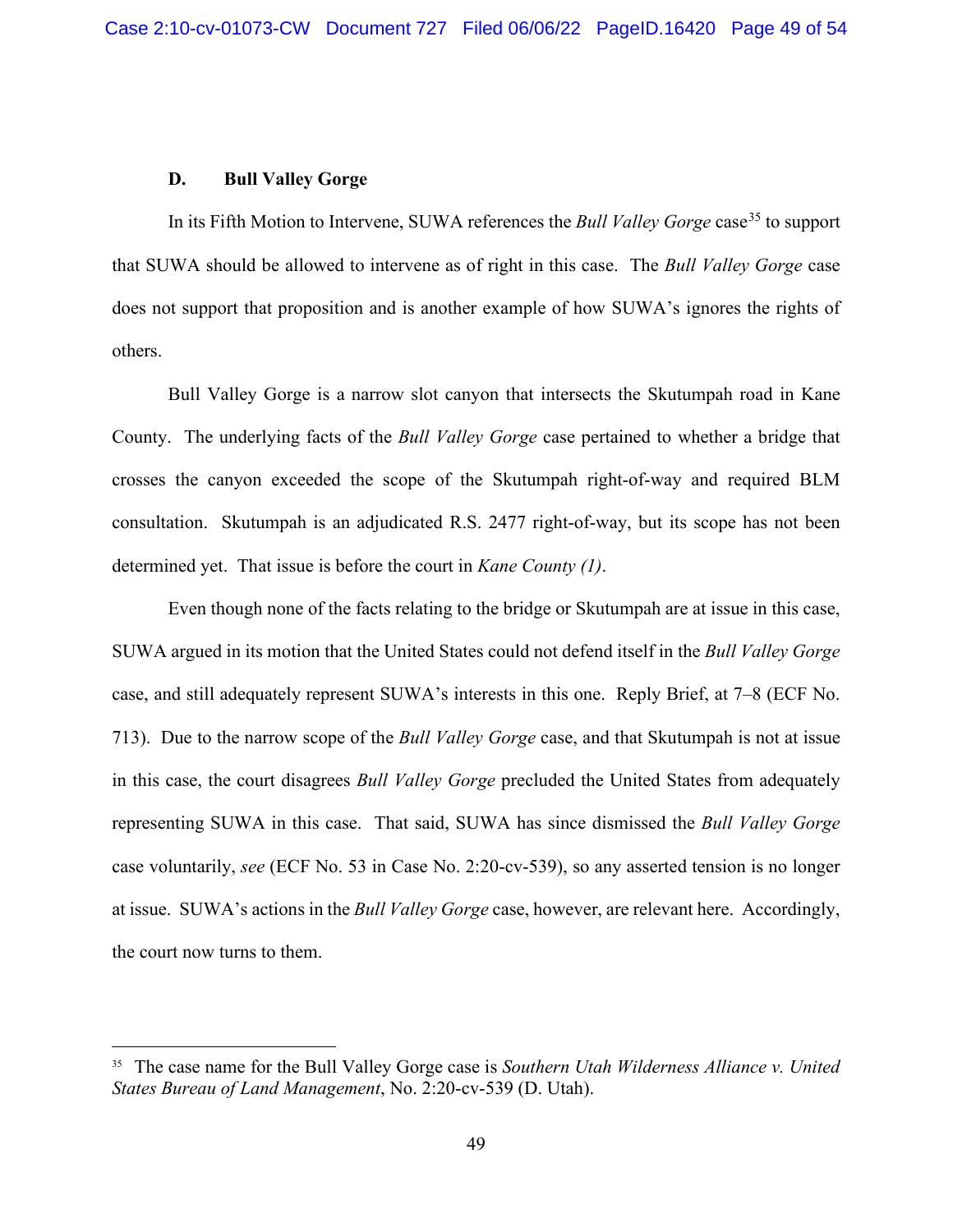### D. Bull Valley Gorge

In its Fifth Motion to Intervene, SUWA references the *Bull Valley Gorge* case[35] to support that SUWA should be allowed to intervene as of right in this case. The *Bull Valley Gorge* case does not support that proposition and is another example of how SUWA's ignores the rights of others.

Bull Valley Gorge is a narrow slot canyon that intersects the Skutumpah road in Kane County. The underlying facts of the *Bull Valley Gorge* case pertained to whether a bridge that crosses the canyon exceeded the scope of the Skutumpah right-of-way and required BLM consultation. Skutumpah is an adjudicated R.S. 2477 right-of-way, but its scope has not been determined yet. That issue is before the court in *Kane County (1)*.

Even though none of the facts relating to the bridge or Skutumpah are at issue in this case, SUWA argued in its motion that the United States could not defend itself in the *Bull Valley Gorge* case, and still adequately represent SUWA's interests in this one. Reply Brief, at 7–8 (ECF No. 713). Due to the narrow scope of the *Bull Valley Gorge* case, and that Skutumpah is not at issue in this case, the court disagrees *Bull Valley Gorge* precluded the United States from adequately representing SUWA in this case. That said, SUWA has since dismissed the *Bull Valley Gorge* case voluntarily, *see* (ECF No. 53 in Case No. 2:20-cv-539), so any asserted tension is no longer at issue. SUWA's actions in the *Bull Valley Gorge* case, however, are relevant here. Accordingly, the court now turns to them.

---

[35] The case name for the Bull Valley Gorge case is *Southern Utah Wilderness Alliance v. United States Bureau of Land Management*, No. 2:20-cv-539 (D. Utah).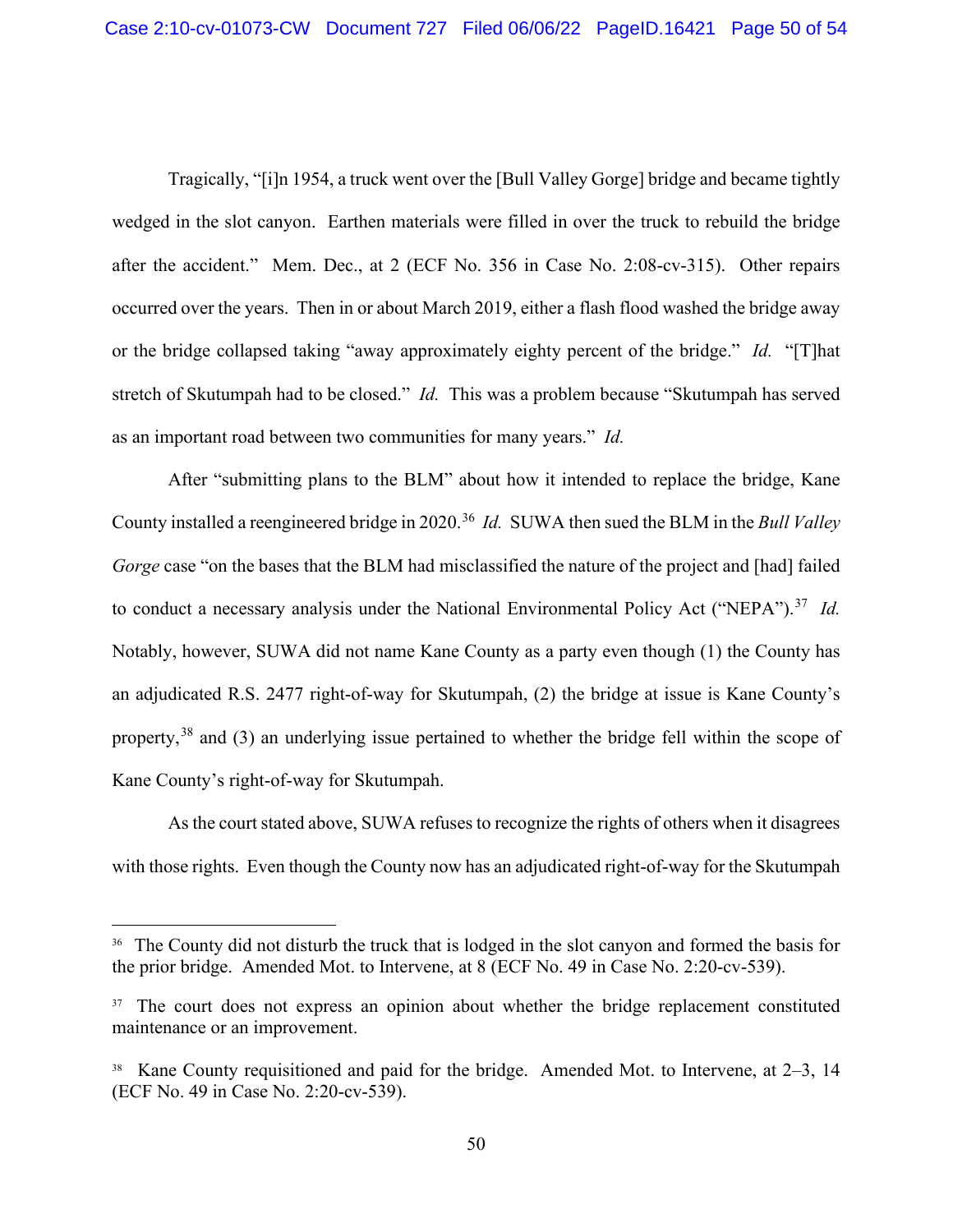Tragically, "[i]n 1954, a truck went over the [Bull Valley Gorge] bridge and became tightly wedged in the slot canyon. Earthen materials were filled in over the truck to rebuild the bridge after the accident." Mem. Dec., at 2 (ECF No. 356 in Case No. 2:08-cv-315). Other repairs occurred over the years. Then in or about March 2019, either a flash flood washed the bridge away or the bridge collapsed taking "away approximately eighty percent of the bridge." *Id.* "[T]hat stretch of Skutumpah had to be closed." *Id.* This was a problem because "Skutumpah has served as an important road between two communities for many years." *Id.*

After "submitting plans to the BLM" about how it intended to replace the bridge, Kane County installed a reengineered bridge in 2020.[36] *Id.* SUWA then sued the BLM in the *Bull Valley Gorge* case "on the bases that the BLM had misclassified the nature of the project and [had] failed to conduct a necessary analysis under the National Environmental Policy Act ("NEPA").[37] *Id.* Notably, however, SUWA did not name Kane County as a party even though (1) the County has an adjudicated R.S. 2477 right-of-way for Skutumpah, (2) the bridge at issue is Kane County's property,[38] and (3) an underlying issue pertained to whether the bridge fell within the scope of Kane County's right-of-way for Skutumpah.

As the court stated above, SUWA refuses to recognize the rights of others when it disagrees with those rights. Even though the County now has an adjudicated right-of-way for the Skutumpah

---

[36] The County did not disturb the truck that is lodged in the slot canyon and formed the basis for the prior bridge. Amended Mot. to Intervene, at 8 (ECF No. 49 in Case No. 2:20-cv-539).

[37] The court does not express an opinion about whether the bridge replacement constituted maintenance or an improvement.

[38] Kane County requisitioned and paid for the bridge. Amended Mot. to Intervene, at 2–3, 14 (ECF No. 49 in Case No. 2:20-cv-539).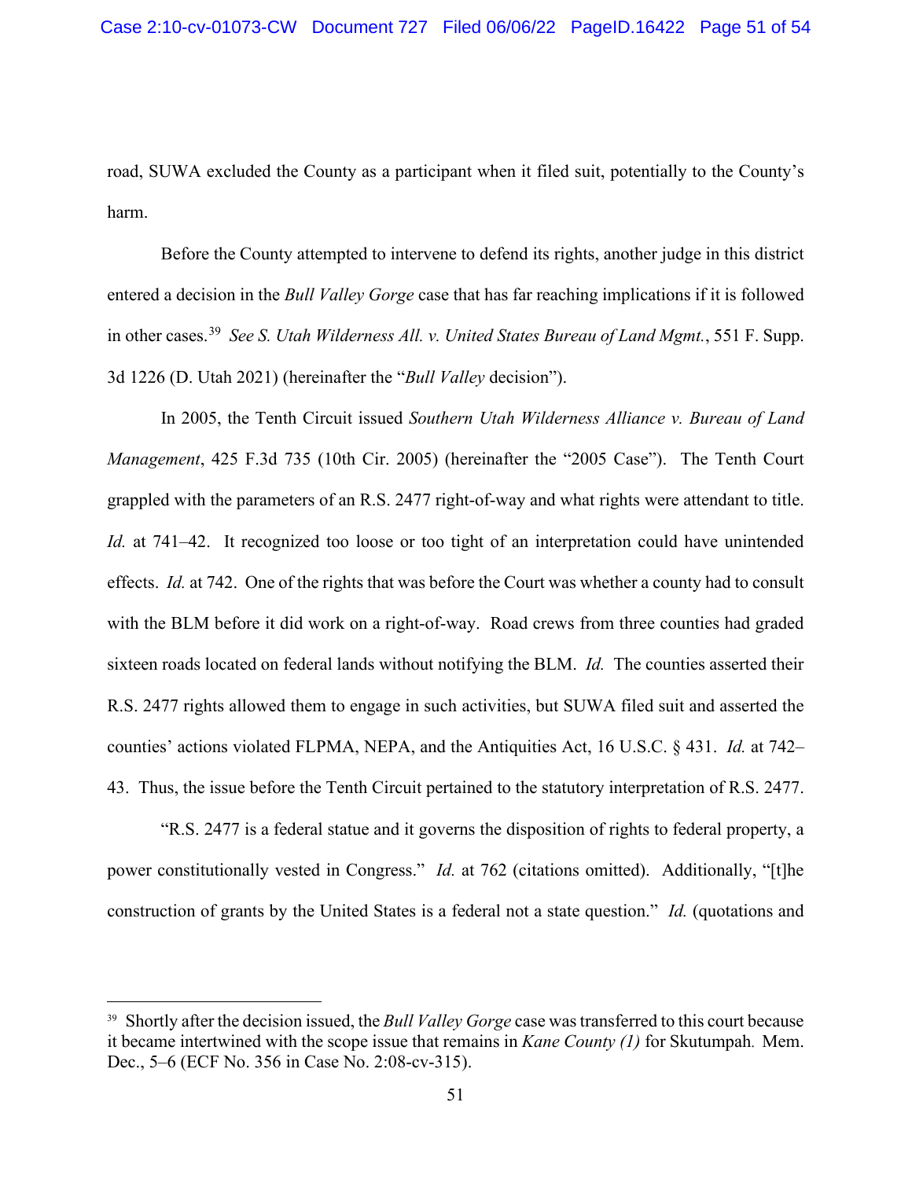road, SUWA excluded the County as a participant when it filed suit, potentially to the County's harm.

Before the County attempted to intervene to defend its rights, another judge in this district entered a decision in the *Bull Valley Gorge* case that has far reaching implications if it is followed in other cases.[39] *See S. Utah Wilderness All. v. United States Bureau of Land Mgmt.*, 551 F. Supp. 3d 1226 (D. Utah 2021) (hereinafter the "*Bull Valley* decision").

In 2005, the Tenth Circuit issued *Southern Utah Wilderness Alliance v. Bureau of Land Management*, 425 F.3d 735 (10th Cir. 2005) (hereinafter the "2005 Case"). The Tenth Court grappled with the parameters of an R.S. 2477 right-of-way and what rights were attendant to title. *Id.* at 741–42. It recognized too loose or too tight of an interpretation could have unintended effects. *Id.* at 742. One of the rights that was before the Court was whether a county had to consult with the BLM before it did work on a right-of-way. Road crews from three counties had graded sixteen roads located on federal lands without notifying the BLM. *Id.* The counties asserted their R.S. 2477 rights allowed them to engage in such activities, but SUWA filed suit and asserted the counties' actions violated FLPMA, NEPA, and the Antiquities Act, 16 U.S.C. § 431. *Id.* at 742–43. Thus, the issue before the Tenth Circuit pertained to the statutory interpretation of R.S. 2477.

"R.S. 2477 is a federal statue and it governs the disposition of rights to federal property, a power constitutionally vested in Congress." *Id.* at 762 (citations omitted). Additionally, "[t]he construction of grants by the United States is a federal not a state question." *Id.* (quotations and

---

[39] Shortly after the decision issued, the *Bull Valley Gorge* case was transferred to this court because it became intertwined with the scope issue that remains in *Kane County (1)* for Skutumpah. Mem. Dec., 5–6 (ECF No. 356 in Case No. 2:08-cv-315).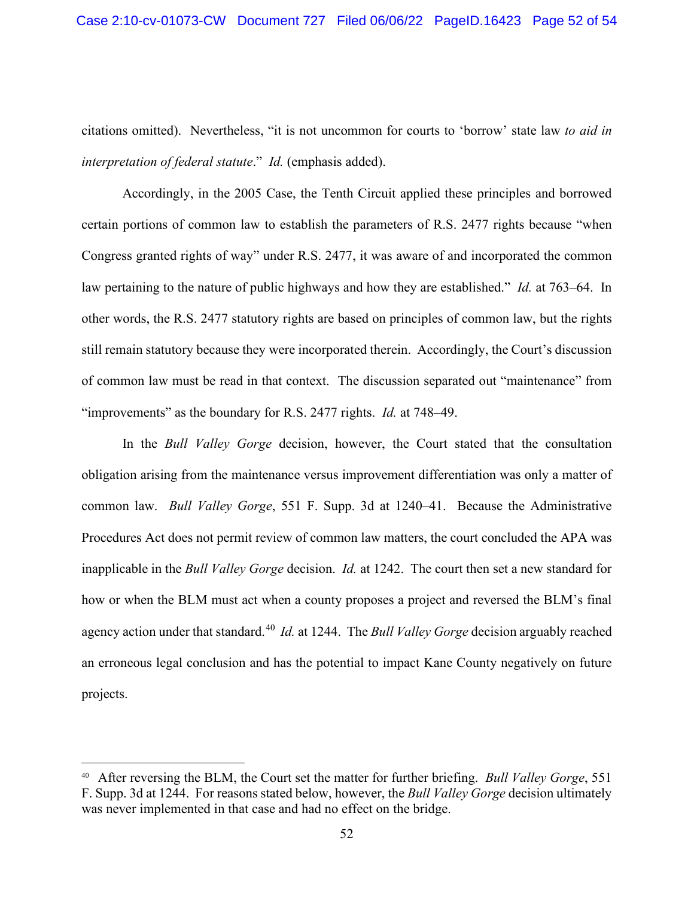citations omitted). Nevertheless, "it is not uncommon for courts to 'borrow' state law *to aid in interpretation of federal statute*." *Id.* (emphasis added).

Accordingly, in the 2005 Case, the Tenth Circuit applied these principles and borrowed certain portions of common law to establish the parameters of R.S. 2477 rights because "when Congress granted rights of way" under R.S. 2477, it was aware of and incorporated the common law pertaining to the nature of public highways and how they are established." *Id.* at 763–64. In other words, the R.S. 2477 statutory rights are based on principles of common law, but the rights still remain statutory because they were incorporated therein. Accordingly, the Court's discussion of common law must be read in that context. The discussion separated out "maintenance" from "improvements" as the boundary for R.S. 2477 rights. *Id.* at 748–49.

In the *Bull Valley Gorge* decision, however, the Court stated that the consultation obligation arising from the maintenance versus improvement differentiation was only a matter of common law. *Bull Valley Gorge*, 551 F. Supp. 3d at 1240–41. Because the Administrative Procedures Act does not permit review of common law matters, the court concluded the APA was inapplicable in the *Bull Valley Gorge* decision. *Id.* at 1242. The court then set a new standard for how or when the BLM must act when a county proposes a project and reversed the BLM's final agency action under that standard.[40] *Id.* at 1244. The *Bull Valley Gorge* decision arguably reached an erroneous legal conclusion and has the potential to impact Kane County negatively on future projects.

---

[40] After reversing the BLM, the Court set the matter for further briefing. *Bull Valley Gorge*, 551 F. Supp. 3d at 1244. For reasons stated below, however, the *Bull Valley Gorge* decision ultimately was never implemented in that case and had no effect on the bridge.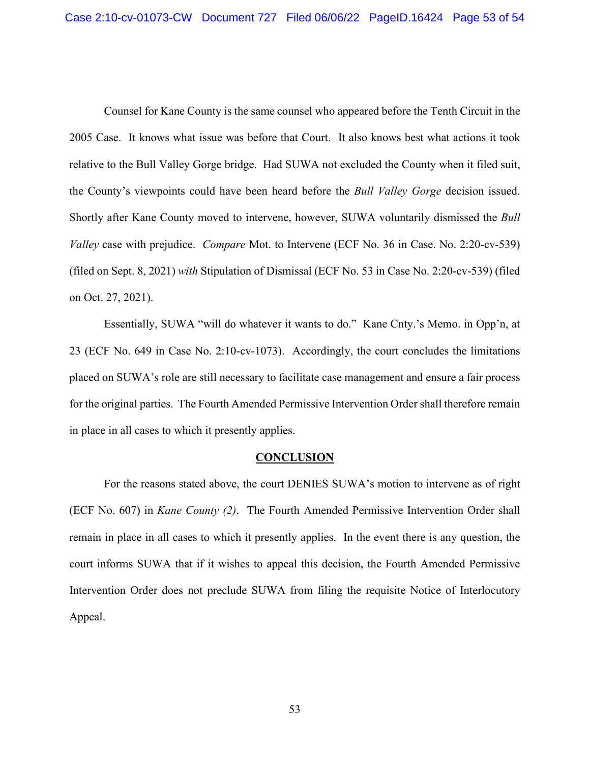Counsel for Kane County is the same counsel who appeared before the Tenth Circuit in the 2005 Case. It knows what issue was before that Court. It also knows best what actions it took relative to the Bull Valley Gorge bridge. Had SUWA not excluded the County when it filed suit, the County's viewpoints could have been heard before the *Bull Valley Gorge* decision issued. Shortly after Kane County moved to intervene, however, SUWA voluntarily dismissed the *Bull Valley* case with prejudice. *Compare* Mot. to Intervene (ECF No. 36 in Case. No. 2:20-cv-539) (filed on Sept. 8, 2021) *with* Stipulation of Dismissal (ECF No. 53 in Case No. 2:20-cv-539) (filed on Oct. 27, 2021).

Essentially, SUWA "will do whatever it wants to do." Kane Cnty.'s Memo. in Opp'n, at 23 (ECF No. 649 in Case No. 2:10-cv-1073). Accordingly, the court concludes the limitations placed on SUWA's role are still necessary to facilitate case management and ensure a fair process for the original parties. The Fourth Amended Permissive Intervention Order shall therefore remain in place in all cases to which it presently applies.

## CONCLUSION

For the reasons stated above, the court DENIES SUWA's motion to intervene as of right (ECF No. 607) in *Kane County (2)*. The Fourth Amended Permissive Intervention Order shall remain in place in all cases to which it presently applies. In the event there is any question, the court informs SUWA that if it wishes to appeal this decision, the Fourth Amended Permissive Intervention Order does not preclude SUWA from filing the requisite Notice of Interlocutory Appeal.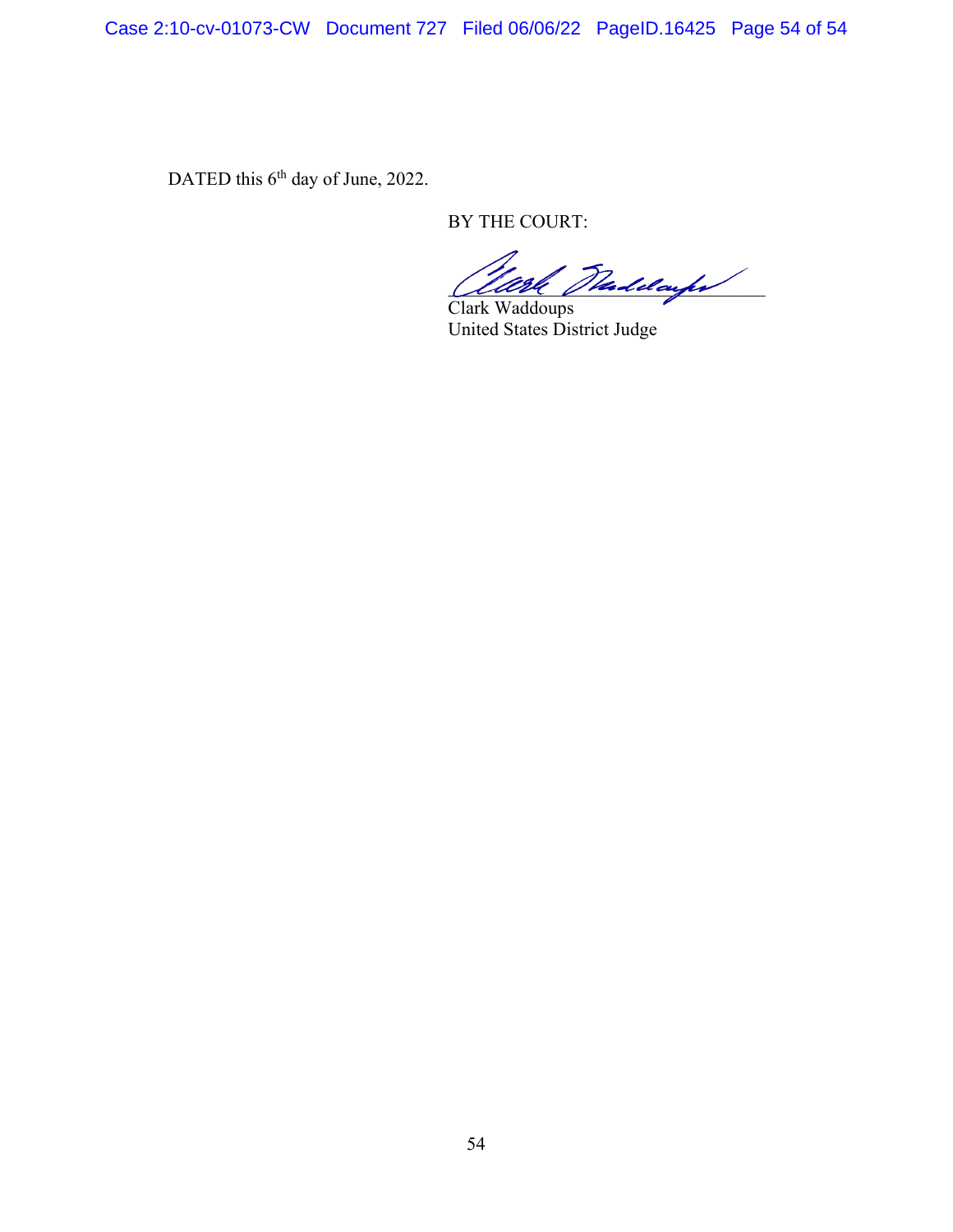DATED this 6th day of June, 2022.

BY THE COURT:

Clark Waddoups
United States District Judge